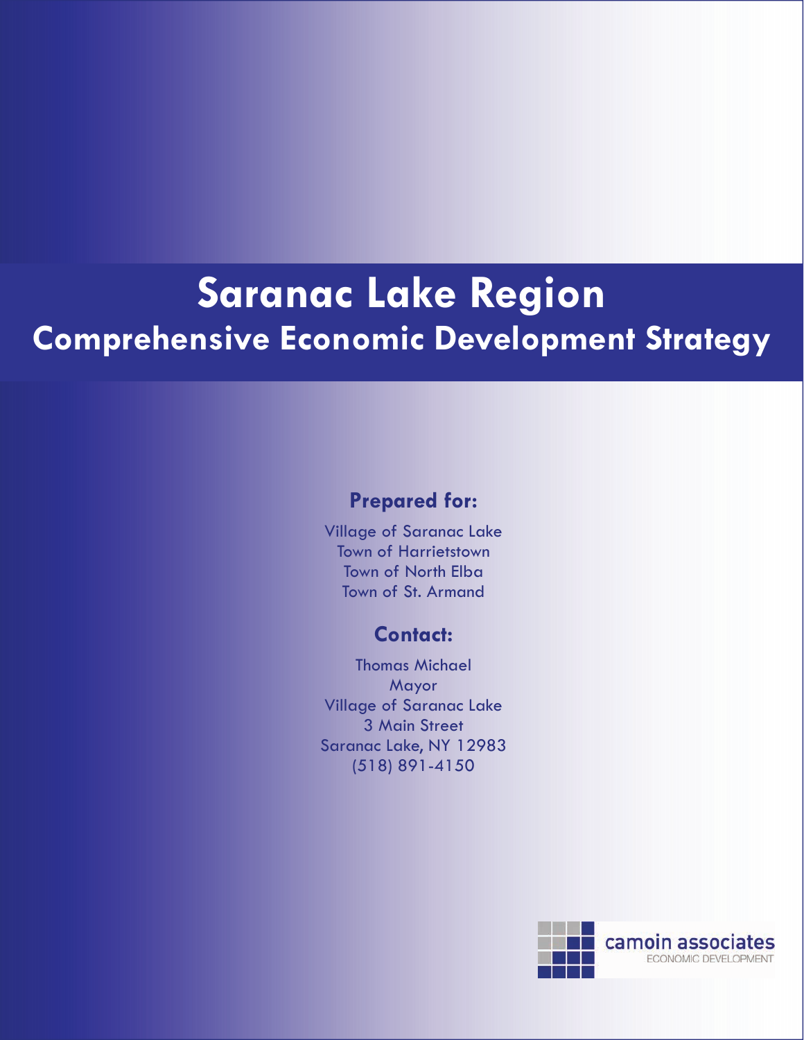# Saranac Lake Region

## Comprehensive Economic Development Strategy

### Prepared for:

Village of Saranac Lake
Town of Harrietstown
Town of North Elba
Town of St. Armand

### Contact:

Thomas Michael
Mayor
Village of Saranac Lake
3 Main Street
Saranac Lake, NY 12983
(518) 891-4150

camoin associates
ECONOMIC DEVELOPMENT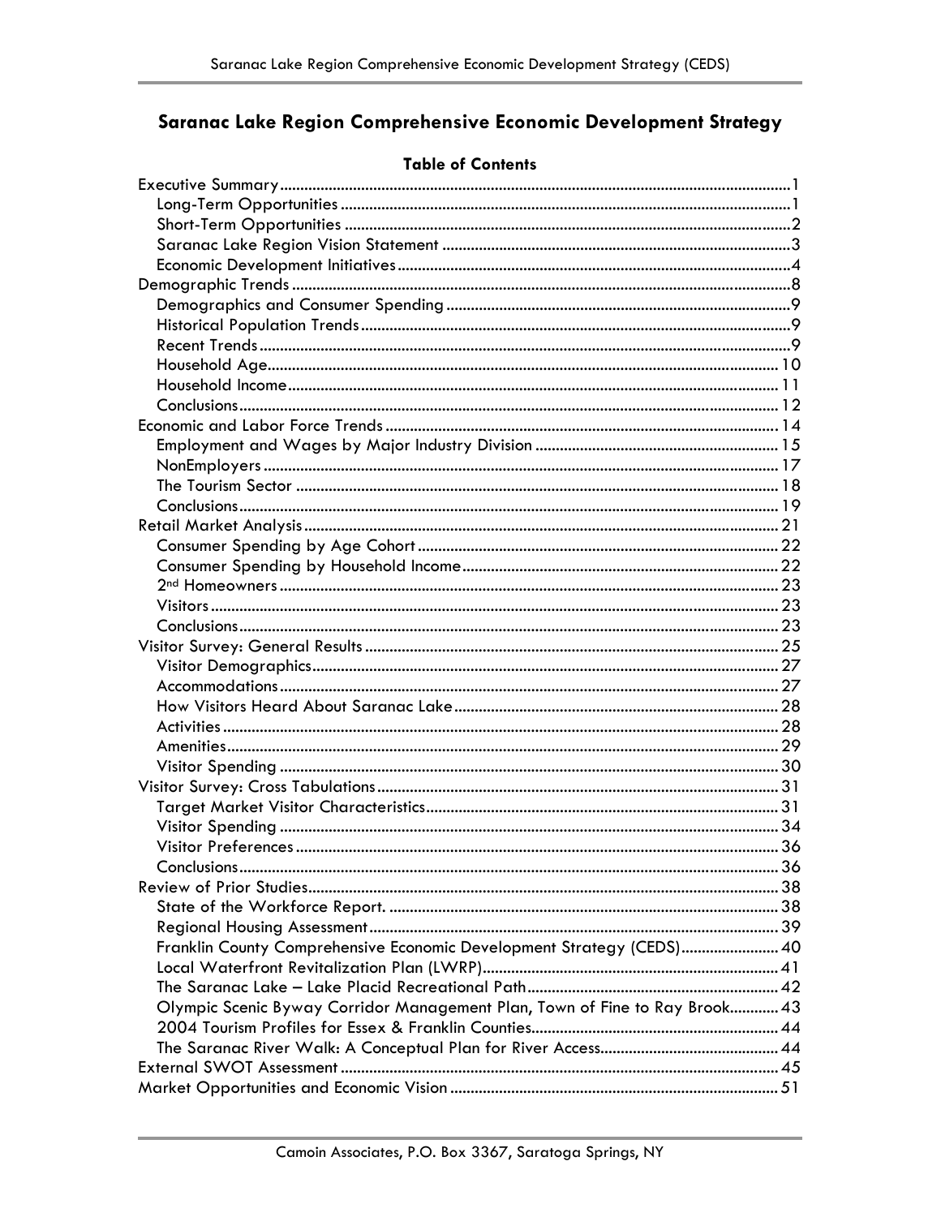# Saranac Lake Region Comprehensive Economic Development Strategy

**Table of Contents**

- Executive Summary ........................................................ 1
  - Long-Term Opportunities ........................................................ 1
  - Short-Term Opportunities ........................................................ 2
  - Saranac Lake Region Vision Statement ........................................................ 3
  - Economic Development Initiatives ........................................................ 4
- Demographic Trends ........................................................ 8
  - Demographics and Consumer Spending ........................................................ 9
  - Historical Population Trends ........................................................ 9
  - Recent Trends ........................................................ 9
  - Household Age ........................................................ 10
  - Household Income ........................................................ 11
  - Conclusions ........................................................ 12
- Economic and Labor Force Trends ........................................................ 14
  - Employment and Wages by Major Industry Division ........................................................ 15
  - NonEmployers ........................................................ 17
  - The Tourism Sector ........................................................ 18
  - Conclusions ........................................................ 19
- Retail Market Analysis ........................................................ 21
  - Consumer Spending by Age Cohort ........................................................ 22
  - Consumer Spending by Household Income ........................................................ 22
  - 2nd Homeowners ........................................................ 23
  - Visitors ........................................................ 23
  - Conclusions ........................................................ 23
- Visitor Survey: General Results ........................................................ 25
  - Visitor Demographics ........................................................ 27
  - Accommodations ........................................................ 27
  - How Visitors Heard About Saranac Lake ........................................................ 28
  - Activities ........................................................ 28
  - Amenities ........................................................ 29
  - Visitor Spending ........................................................ 30
- Visitor Survey: Cross Tabulations ........................................................ 31
  - Target Market Visitor Characteristics ........................................................ 31
  - Visitor Spending ........................................................ 34
  - Visitor Preferences ........................................................ 36
  - Conclusions ........................................................ 36
- Review of Prior Studies ........................................................ 38
  - State of the Workforce Report. ........................................................ 38
  - Regional Housing Assessment ........................................................ 39
  - Franklin County Comprehensive Economic Development Strategy (CEDS) ........................................................ 40
  - Local Waterfront Revitalization Plan (LWRP) ........................................................ 41
  - The Saranac Lake – Lake Placid Recreational Path ........................................................ 42
  - Olympic Scenic Byway Corridor Management Plan, Town of Fine to Ray Brook ........................................................ 43
  - 2004 Tourism Profiles for Essex & Franklin Counties ........................................................ 44
  - The Saranac River Walk: A Conceptual Plan for River Access ........................................................ 44
- External SWOT Assessment ........................................................ 45
- Market Opportunities and Economic Vision ........................................................ 51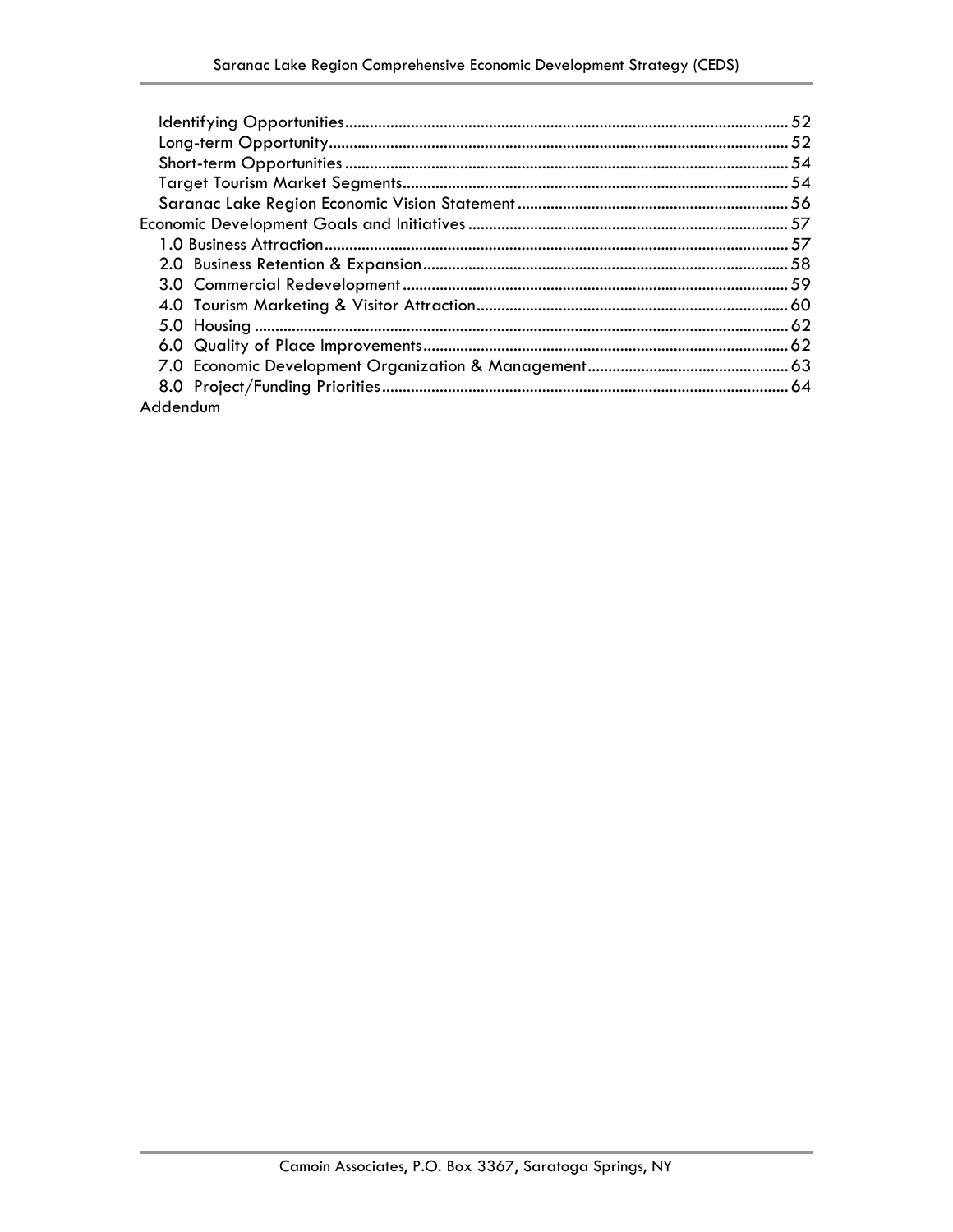- Identifying Opportunities ........ 52
- Long-term Opportunity ........ 52
- Short-term Opportunities ........ 54
- Target Tourism Market Segments ........ 54
- Saranac Lake Region Economic Vision Statement ........ 56

Economic Development Goals and Initiatives ........ 57

- 1.0 Business Attraction ........ 57
- 2.0 Business Retention & Expansion ........ 58
- 3.0 Commercial Redevelopment ........ 59
- 4.0 Tourism Marketing & Visitor Attraction ........ 60
- 5.0 Housing ........ 62
- 6.0 Quality of Place Improvements ........ 62
- 7.0 Economic Development Organization & Management ........ 63
- 8.0 Project/Funding Priorities ........ 64

Addendum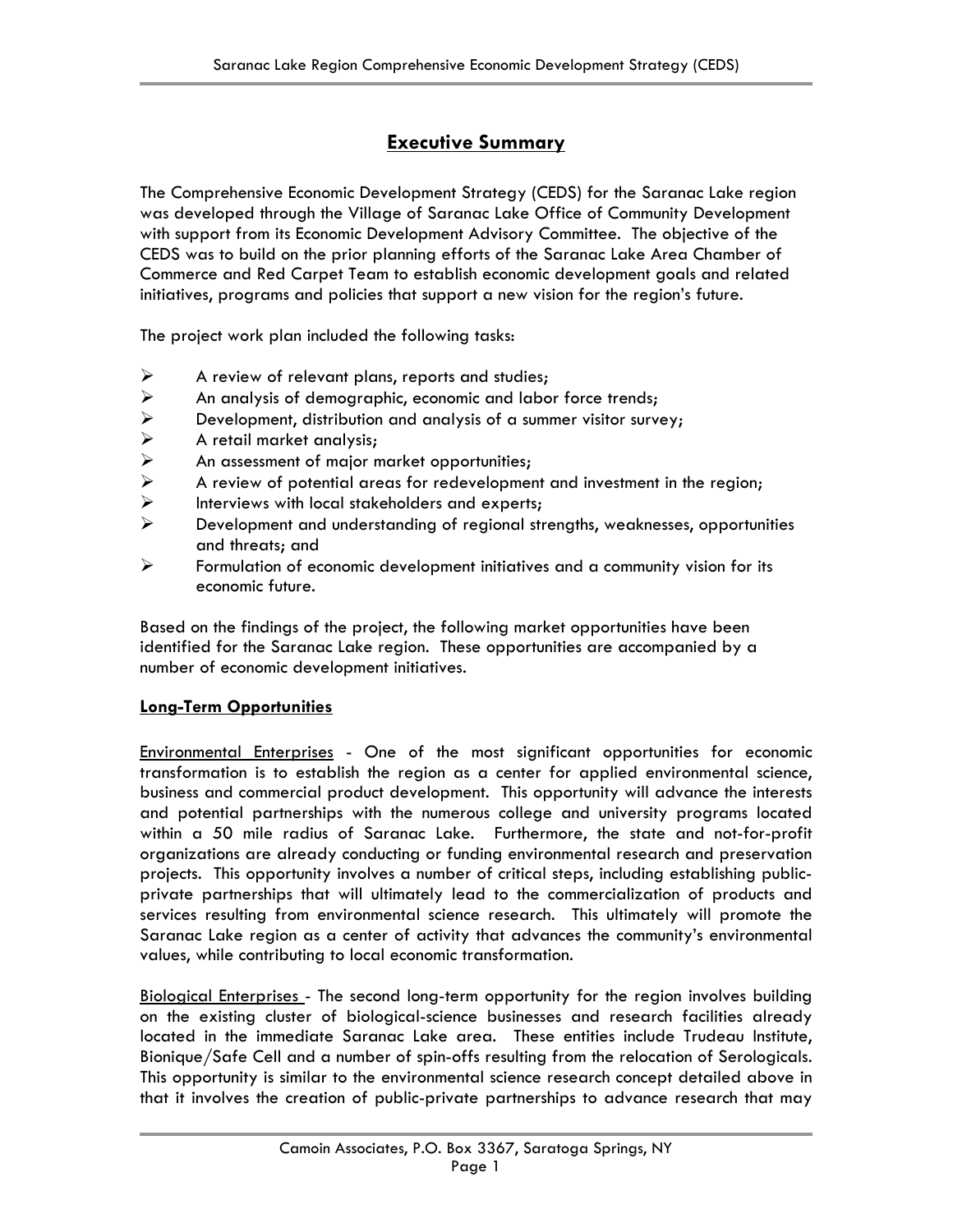## Executive Summary

The Comprehensive Economic Development Strategy (CEDS) for the Saranac Lake region was developed through the Village of Saranac Lake Office of Community Development with support from its Economic Development Advisory Committee. The objective of the CEDS was to build on the prior planning efforts of the Saranac Lake Area Chamber of Commerce and Red Carpet Team to establish economic development goals and related initiatives, programs and policies that support a new vision for the region's future.

The project work plan included the following tasks:

- A review of relevant plans, reports and studies;
- An analysis of demographic, economic and labor force trends;
- Development, distribution and analysis of a summer visitor survey;
- A retail market analysis;
- An assessment of major market opportunities;
- A review of potential areas for redevelopment and investment in the region;
- Interviews with local stakeholders and experts;
- Development and understanding of regional strengths, weaknesses, opportunities and threats; and
- Formulation of economic development initiatives and a community vision for its economic future.

Based on the findings of the project, the following market opportunities have been identified for the Saranac Lake region. These opportunities are accompanied by a number of economic development initiatives.

**Long-Term Opportunities**

Environmental Enterprises - One of the most significant opportunities for economic transformation is to establish the region as a center for applied environmental science, business and commercial product development. This opportunity will advance the interests and potential partnerships with the numerous college and university programs located within a 50 mile radius of Saranac Lake. Furthermore, the state and not-for-profit organizations are already conducting or funding environmental research and preservation projects. This opportunity involves a number of critical steps, including establishing public-private partnerships that will ultimately lead to the commercialization of products and services resulting from environmental science research. This ultimately will promote the Saranac Lake region as a center of activity that advances the community's environmental values, while contributing to local economic transformation.

Biological Enterprises - The second long-term opportunity for the region involves building on the existing cluster of biological-science businesses and research facilities already located in the immediate Saranac Lake area. These entities include Trudeau Institute, Bionique/Safe Cell and a number of spin-offs resulting from the relocation of Serologicals. This opportunity is similar to the environmental science research concept detailed above in that it involves the creation of public-private partnerships to advance research that may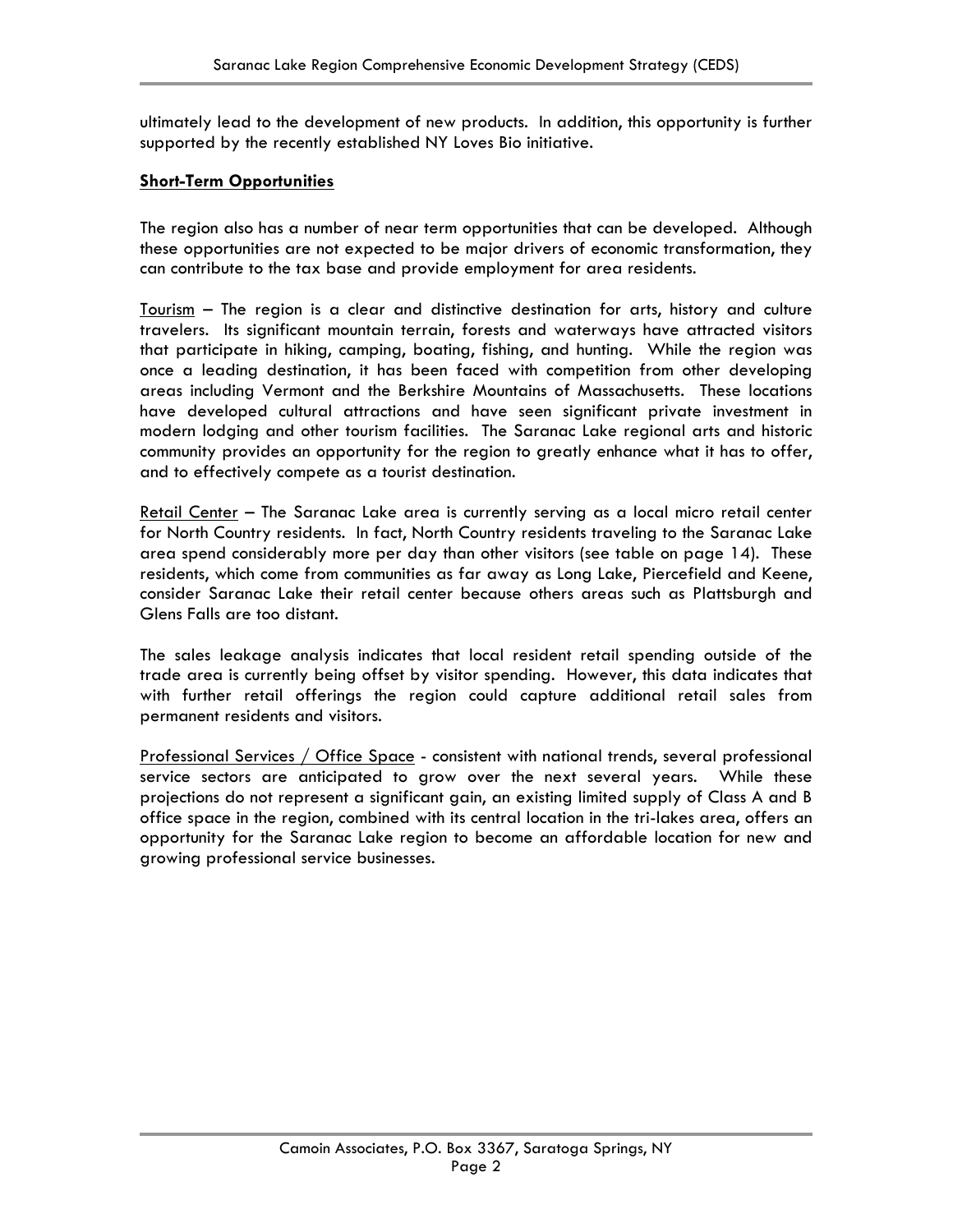ultimately lead to the development of new products. In addition, this opportunity is further supported by the recently established NY Loves Bio initiative.

**Short-Term Opportunities**

The region also has a number of near term opportunities that can be developed. Although these opportunities are not expected to be major drivers of economic transformation, they can contribute to the tax base and provide employment for area residents.

Tourism – The region is a clear and distinctive destination for arts, history and culture travelers. Its significant mountain terrain, forests and waterways have attracted visitors that participate in hiking, camping, boating, fishing, and hunting. While the region was once a leading destination, it has been faced with competition from other developing areas including Vermont and the Berkshire Mountains of Massachusetts. These locations have developed cultural attractions and have seen significant private investment in modern lodging and other tourism facilities. The Saranac Lake regional arts and historic community provides an opportunity for the region to greatly enhance what it has to offer, and to effectively compete as a tourist destination.

Retail Center – The Saranac Lake area is currently serving as a local micro retail center for North Country residents. In fact, North Country residents traveling to the Saranac Lake area spend considerably more per day than other visitors (see table on page 14). These residents, which come from communities as far away as Long Lake, Piercefield and Keene, consider Saranac Lake their retail center because others areas such as Plattsburgh and Glens Falls are too distant.

The sales leakage analysis indicates that local resident retail spending outside of the trade area is currently being offset by visitor spending. However, this data indicates that with further retail offerings the region could capture additional retail sales from permanent residents and visitors.

Professional Services / Office Space - consistent with national trends, several professional service sectors are anticipated to grow over the next several years. While these projections do not represent a significant gain, an existing limited supply of Class A and B office space in the region, combined with its central location in the tri-lakes area, offers an opportunity for the Saranac Lake region to become an affordable location for new and growing professional service businesses.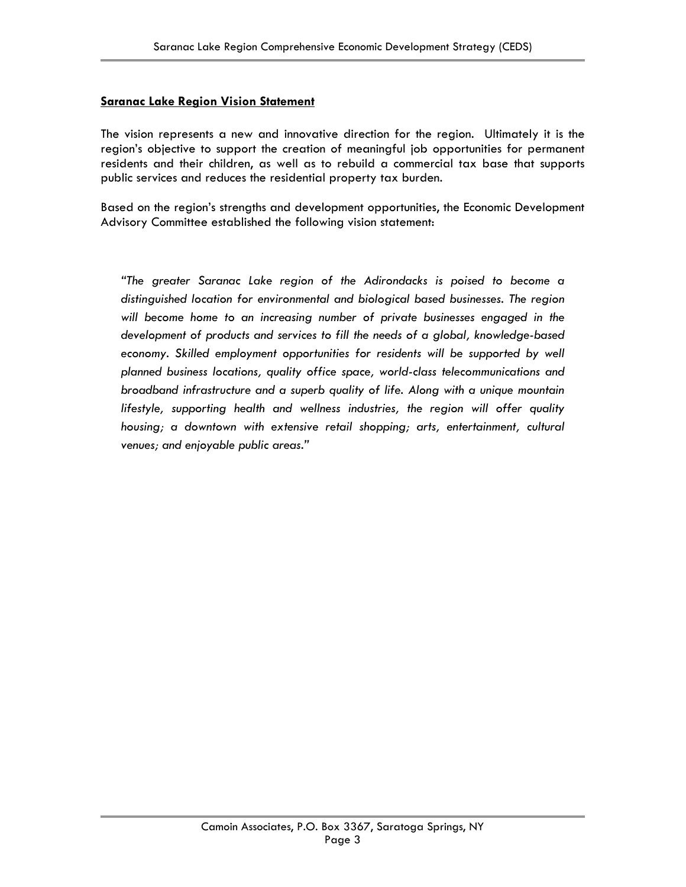## **Saranac Lake Region Vision Statement**

The vision represents a new and innovative direction for the region. Ultimately it is the region's objective to support the creation of meaningful job opportunities for permanent residents and their children, as well as to rebuild a commercial tax base that supports public services and reduces the residential property tax burden.

Based on the region's strengths and development opportunities, the Economic Development Advisory Committee established the following vision statement:

> *"The greater Saranac Lake region of the Adirondacks is poised to become a distinguished location for environmental and biological based businesses. The region will become home to an increasing number of private businesses engaged in the development of products and services to fill the needs of a global, knowledge-based economy. Skilled employment opportunities for residents will be supported by well planned business locations, quality office space, world-class telecommunications and broadband infrastructure and a superb quality of life. Along with a unique mountain lifestyle, supporting health and wellness industries, the region will offer quality housing; a downtown with extensive retail shopping; arts, entertainment, cultural venues; and enjoyable public areas."*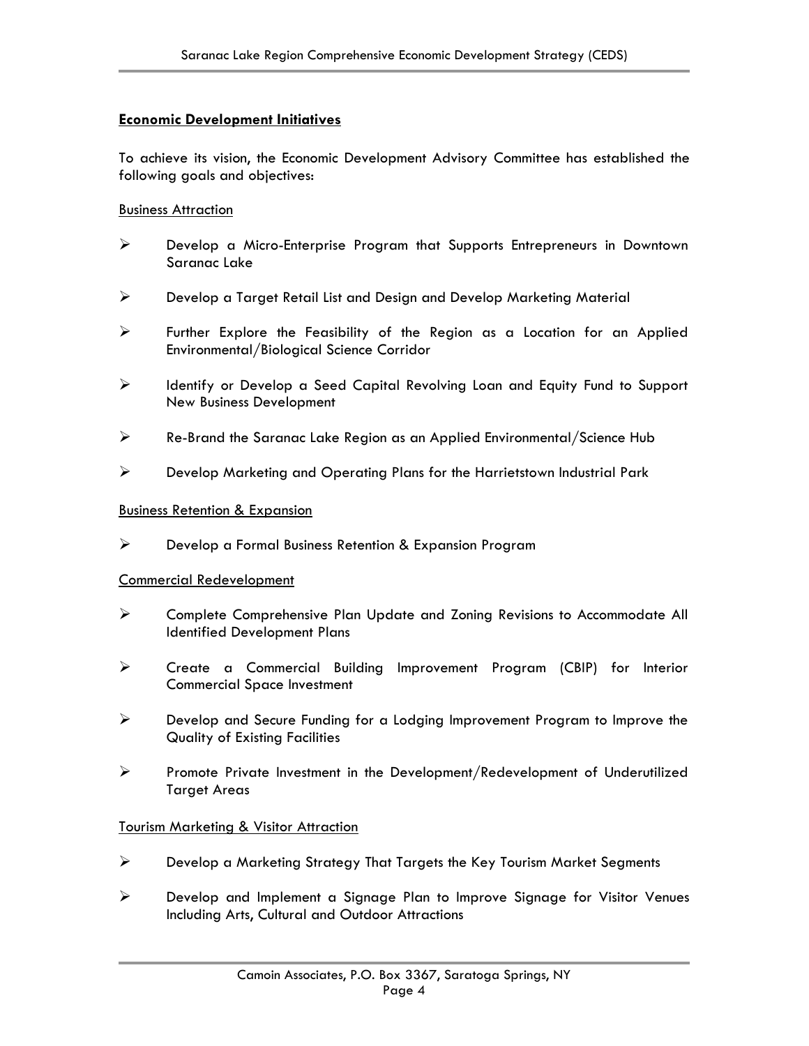## Economic Development Initiatives

To achieve its vision, the Economic Development Advisory Committee has established the following goals and objectives:

### Business Attraction

- Develop a Micro-Enterprise Program that Supports Entrepreneurs in Downtown Saranac Lake
- Develop a Target Retail List and Design and Develop Marketing Material
- Further Explore the Feasibility of the Region as a Location for an Applied Environmental/Biological Science Corridor
- Identify or Develop a Seed Capital Revolving Loan and Equity Fund to Support New Business Development
- Re-Brand the Saranac Lake Region as an Applied Environmental/Science Hub
- Develop Marketing and Operating Plans for the Harrietstown Industrial Park

### Business Retention & Expansion

- Develop a Formal Business Retention & Expansion Program

### Commercial Redevelopment

- Complete Comprehensive Plan Update and Zoning Revisions to Accommodate All Identified Development Plans
- Create a Commercial Building Improvement Program (CBIP) for Interior Commercial Space Investment
- Develop and Secure Funding for a Lodging Improvement Program to Improve the Quality of Existing Facilities
- Promote Private Investment in the Development/Redevelopment of Underutilized Target Areas

### Tourism Marketing & Visitor Attraction

- Develop a Marketing Strategy That Targets the Key Tourism Market Segments
- Develop and Implement a Signage Plan to Improve Signage for Visitor Venues Including Arts, Cultural and Outdoor Attractions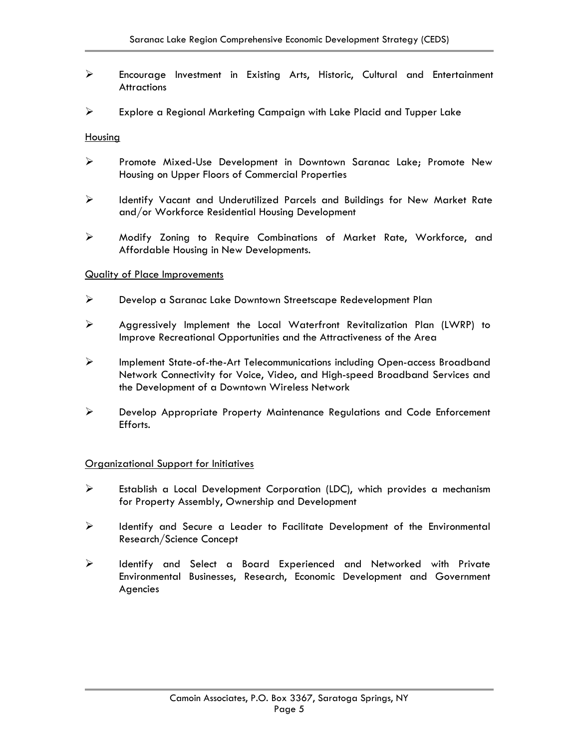- Encourage Investment in Existing Arts, Historic, Cultural and Entertainment Attractions

- Explore a Regional Marketing Campaign with Lake Placid and Tupper Lake

Housing

- Promote Mixed-Use Development in Downtown Saranac Lake; Promote New Housing on Upper Floors of Commercial Properties

- Identify Vacant and Underutilized Parcels and Buildings for New Market Rate and/or Workforce Residential Housing Development

- Modify Zoning to Require Combinations of Market Rate, Workforce, and Affordable Housing in New Developments.

Quality of Place Improvements

- Develop a Saranac Lake Downtown Streetscape Redevelopment Plan

- Aggressively Implement the Local Waterfront Revitalization Plan (LWRP) to Improve Recreational Opportunities and the Attractiveness of the Area

- Implement State-of-the-Art Telecommunications including Open-access Broadband Network Connectivity for Voice, Video, and High-speed Broadband Services and the Development of a Downtown Wireless Network

- Develop Appropriate Property Maintenance Regulations and Code Enforcement Efforts.

Organizational Support for Initiatives

- Establish a Local Development Corporation (LDC), which provides a mechanism for Property Assembly, Ownership and Development

- Identify and Secure a Leader to Facilitate Development of the Environmental Research/Science Concept

- Identify and Select a Board Experienced and Networked with Private Environmental Businesses, Research, Economic Development and Government Agencies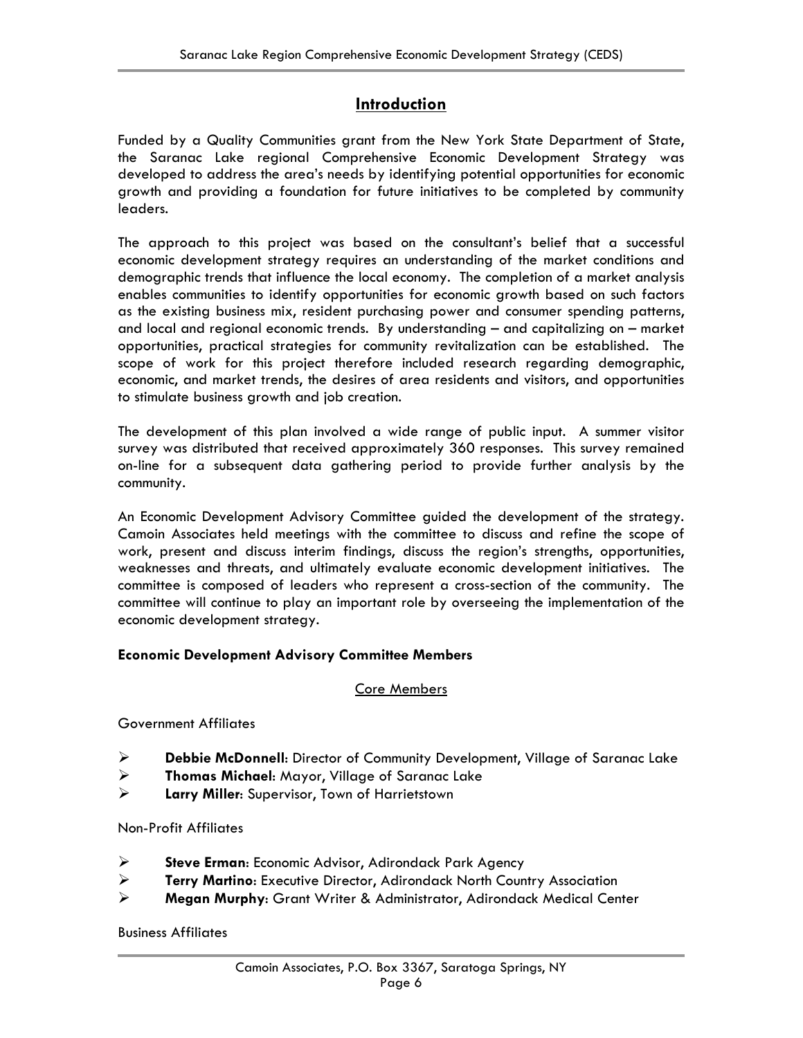## Introduction

Funded by a Quality Communities grant from the New York State Department of State, the Saranac Lake regional Comprehensive Economic Development Strategy was developed to address the area's needs by identifying potential opportunities for economic growth and providing a foundation for future initiatives to be completed by community leaders.

The approach to this project was based on the consultant's belief that a successful economic development strategy requires an understanding of the market conditions and demographic trends that influence the local economy. The completion of a market analysis enables communities to identify opportunities for economic growth based on such factors as the existing business mix, resident purchasing power and consumer spending patterns, and local and regional economic trends. By understanding – and capitalizing on – market opportunities, practical strategies for community revitalization can be established. The scope of work for this project therefore included research regarding demographic, economic, and market trends, the desires of area residents and visitors, and opportunities to stimulate business growth and job creation.

The development of this plan involved a wide range of public input. A summer visitor survey was distributed that received approximately 360 responses. This survey remained on-line for a subsequent data gathering period to provide further analysis by the community.

An Economic Development Advisory Committee guided the development of the strategy. Camoin Associates held meetings with the committee to discuss and refine the scope of work, present and discuss interim findings, discuss the region's strengths, opportunities, weaknesses and threats, and ultimately evaluate economic development initiatives. The committee is composed of leaders who represent a cross-section of the community. The committee will continue to play an important role by overseeing the implementation of the economic development strategy.

**Economic Development Advisory Committee Members**

Core Members

Government Affiliates

- **Debbie McDonnell**: Director of Community Development, Village of Saranac Lake
- **Thomas Michael**: Mayor, Village of Saranac Lake
- **Larry Miller**: Supervisor, Town of Harrietstown

Non-Profit Affiliates

- **Steve Erman**: Economic Advisor, Adirondack Park Agency
- **Terry Martino**: Executive Director, Adirondack North Country Association
- **Megan Murphy**: Grant Writer & Administrator, Adirondack Medical Center

Business Affiliates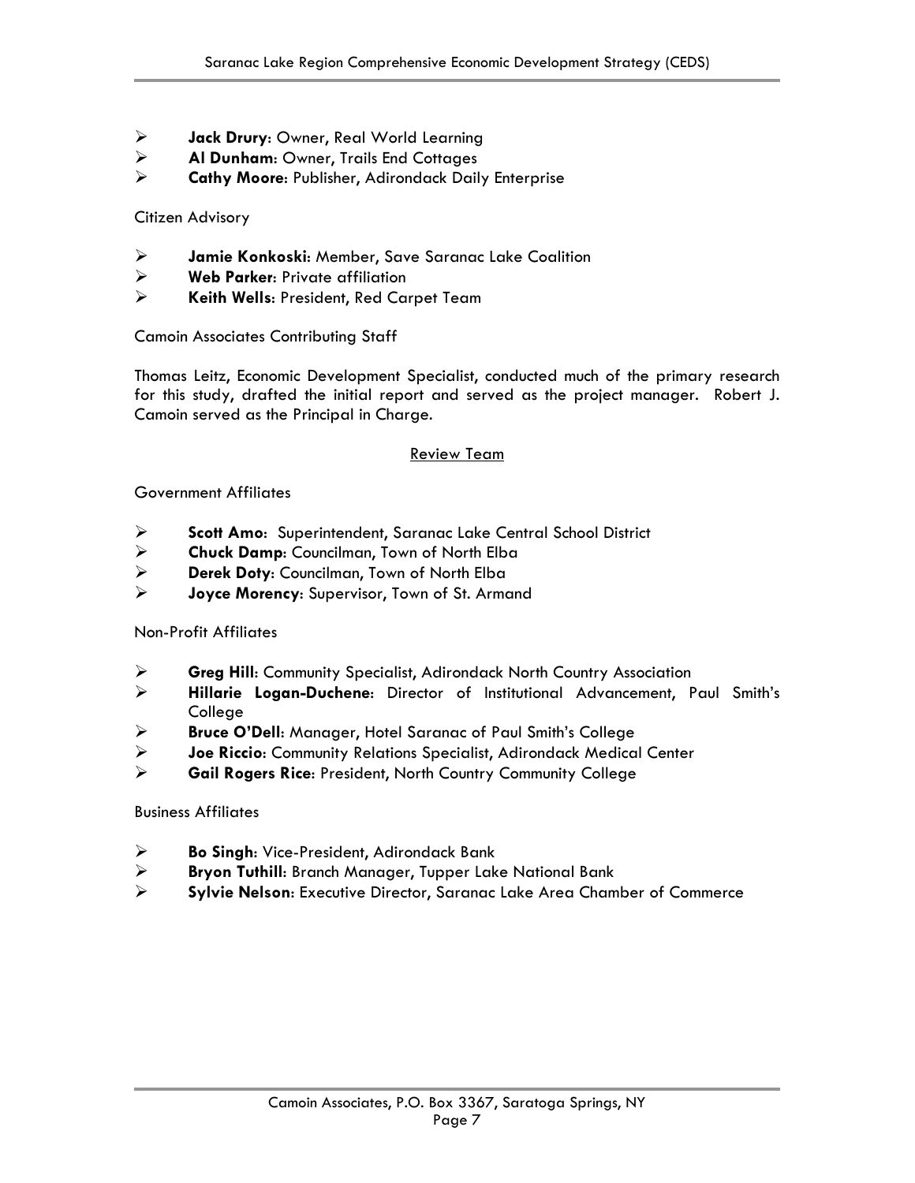- **Jack Drury**: Owner, Real World Learning
- **Al Dunham**: Owner, Trails End Cottages
- **Cathy Moore**: Publisher, Adirondack Daily Enterprise

Citizen Advisory

- **Jamie Konkoski**: Member, Save Saranac Lake Coalition
- **Web Parker**: Private affiliation
- **Keith Wells**: President, Red Carpet Team

Camoin Associates Contributing Staff

Thomas Leitz, Economic Development Specialist, conducted much of the primary research for this study, drafted the initial report and served as the project manager. Robert J. Camoin served as the Principal in Charge.

Review Team

Government Affiliates

- **Scott Amo**: Superintendent, Saranac Lake Central School District
- **Chuck Damp**: Councilman, Town of North Elba
- **Derek Doty**: Councilman, Town of North Elba
- **Joyce Morency**: Supervisor, Town of St. Armand

Non-Profit Affiliates

- **Greg Hill**: Community Specialist, Adirondack North Country Association
- **Hillarie Logan-Duchene**: Director of Institutional Advancement, Paul Smith's College
- **Bruce O'Dell**: Manager, Hotel Saranac of Paul Smith's College
- **Joe Riccio**: Community Relations Specialist, Adirondack Medical Center
- **Gail Rogers Rice**: President, North Country Community College

Business Affiliates

- **Bo Singh**: Vice-President, Adirondack Bank
- **Bryon Tuthill**: Branch Manager, Tupper Lake National Bank
- **Sylvie Nelson**: Executive Director, Saranac Lake Area Chamber of Commerce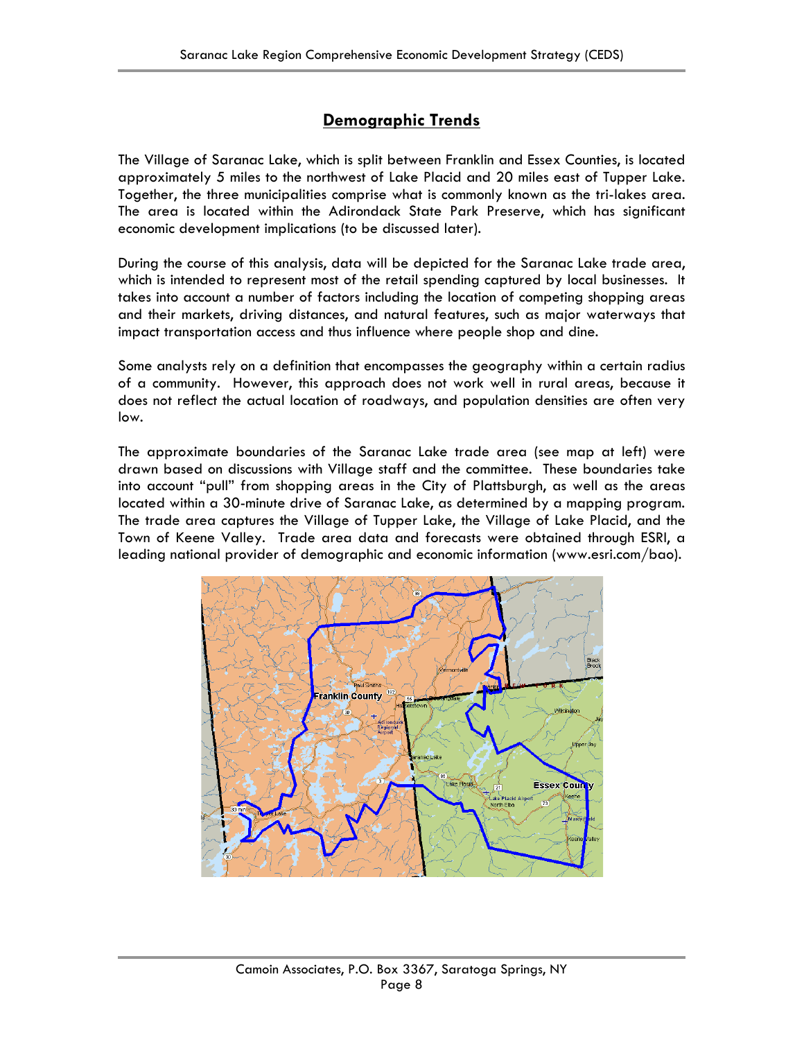## Demographic Trends

The Village of Saranac Lake, which is split between Franklin and Essex Counties, is located approximately 5 miles to the northwest of Lake Placid and 20 miles east of Tupper Lake. Together, the three municipalities comprise what is commonly known as the tri-lakes area. The area is located within the Adirondack State Park Preserve, which has significant economic development implications (to be discussed later).

During the course of this analysis, data will be depicted for the Saranac Lake trade area, which is intended to represent most of the retail spending captured by local businesses. It takes into account a number of factors including the location of competing shopping areas and their markets, driving distances, and natural features, such as major waterways that impact transportation access and thus influence where people shop and dine.

Some analysts rely on a definition that encompasses the geography within a certain radius of a community. However, this approach does not work well in rural areas, because it does not reflect the actual location of roadways, and population densities are often very low.

The approximate boundaries of the Saranac Lake trade area (see map at left) were drawn based on discussions with Village staff and the committee. These boundaries take into account "pull" from shopping areas in the City of Plattsburgh, as well as the areas located within a 30-minute drive of Saranac Lake, as determined by a mapping program. The trade area captures the Village of Tupper Lake, the Village of Lake Placid, and the Town of Keene Valley. Trade area data and forecasts were obtained through ESRI, a leading national provider of demographic and economic information (www.esri.com/bao).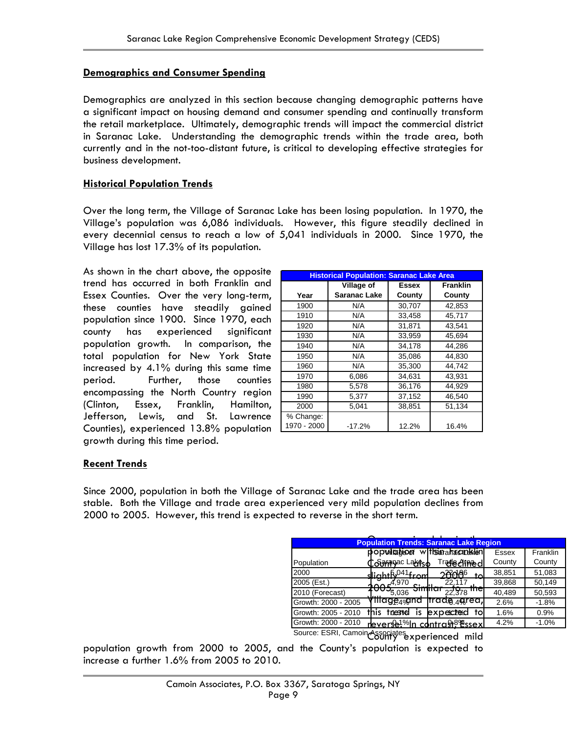## Demographics and Consumer Spending

Demographics are analyzed in this section because changing demographic patterns have a significant impact on housing demand and consumer spending and continually transform the retail marketplace. Ultimately, demographic trends will impact the commercial district in Saranac Lake. Understanding the demographic trends within the trade area, both currently and in the not-too-distant future, is critical to developing effective strategies for business development.

## Historical Population Trends

Over the long term, the Village of Saranac Lake has been losing population. In 1970, the Village's population was 6,086 individuals. However, this figure steadily declined in every decennial census to reach a low of 5,041 individuals in 2000. Since 1970, the Village has lost 17.3% of its population.

As shown in the chart above, the opposite trend has occurred in both Franklin and Essex Counties. Over the very long-term, these counties have steadily gained population since 1900. Since 1970, each county has experienced significant population growth. In comparison, the total population for New York State increased by 4.1% during this same time period. Further, those counties encompassing the North Country region (Clinton, Essex, Franklin, Hamilton, Jefferson, Lewis, and St. Lawrence Counties), experienced 13.8% population growth during this time period.

| Historical Population: Saranac Lake Area | | | |
|---|---|---|---|
| Year | Village of Saranac Lake | Essex County | Franklin County |
| 1900 | N/A | 30,707 | 42,853 |
| 1910 | N/A | 33,458 | 45,717 |
| 1920 | N/A | 31,871 | 43,541 |
| 1930 | N/A | 33,959 | 45,694 |
| 1940 | N/A | 34,178 | 44,286 |
| 1950 | N/A | 35,086 | 44,830 |
| 1960 | N/A | 35,300 | 44,742 |
| 1970 | 6,086 | 34,631 | 43,931 |
| 1980 | 5,578 | 36,176 | 44,929 |
| 1990 | 5,377 | 37,152 | 46,540 |
| 2000 | 5,041 | 38,851 | 51,134 |
| % Change: 1970 - 2000 | -17.2% | 12.2% | 16.4% |

## Recent Trends

Since 2000, population in both the Village of Saranac Lake and the trade area has been stable. Both the Village and trade area experienced very mild population declines from 2000 to 2005. However, this trend is expected to reverse in the short term.

| Population Trends: Saranac Lake Region | | | | |
|---|---|---|---|---|
| Population | Village of Saranac Lake | Saranac Lake Trade Area | Essex County | Franklin County |
| 2000 | 5,041 | 22,186 | 38,851 | 51,083 |
| 2005 (Est.) | 4,970 | 22,117 | 39,868 | 50,149 |
| 2010 (Forecast) | 5,036 | 22,378 | 40,489 | 50,593 |
| Growth: 2000 - 2005 | -1.4% | -0.3% | 2.6% | -1.8% |
| Growth: 2005 - 2010 | 1.3% | 1.2% | 1.6% | 0.9% |
| Growth: 2000 - 2010 | -0.1% | 0.9% | 4.2% | -1.0% |

Source: ESRI, Camoin Associates

Over a similar period, the population within Franklin County also declined slightly from 2000 to 2005. Similar to the Village and trade area, this trend is expected to reverse. In contrast, Essex County experienced mild population growth from 2000 to 2005, and the County's population is expected to increase a further 1.6% from 2005 to 2010.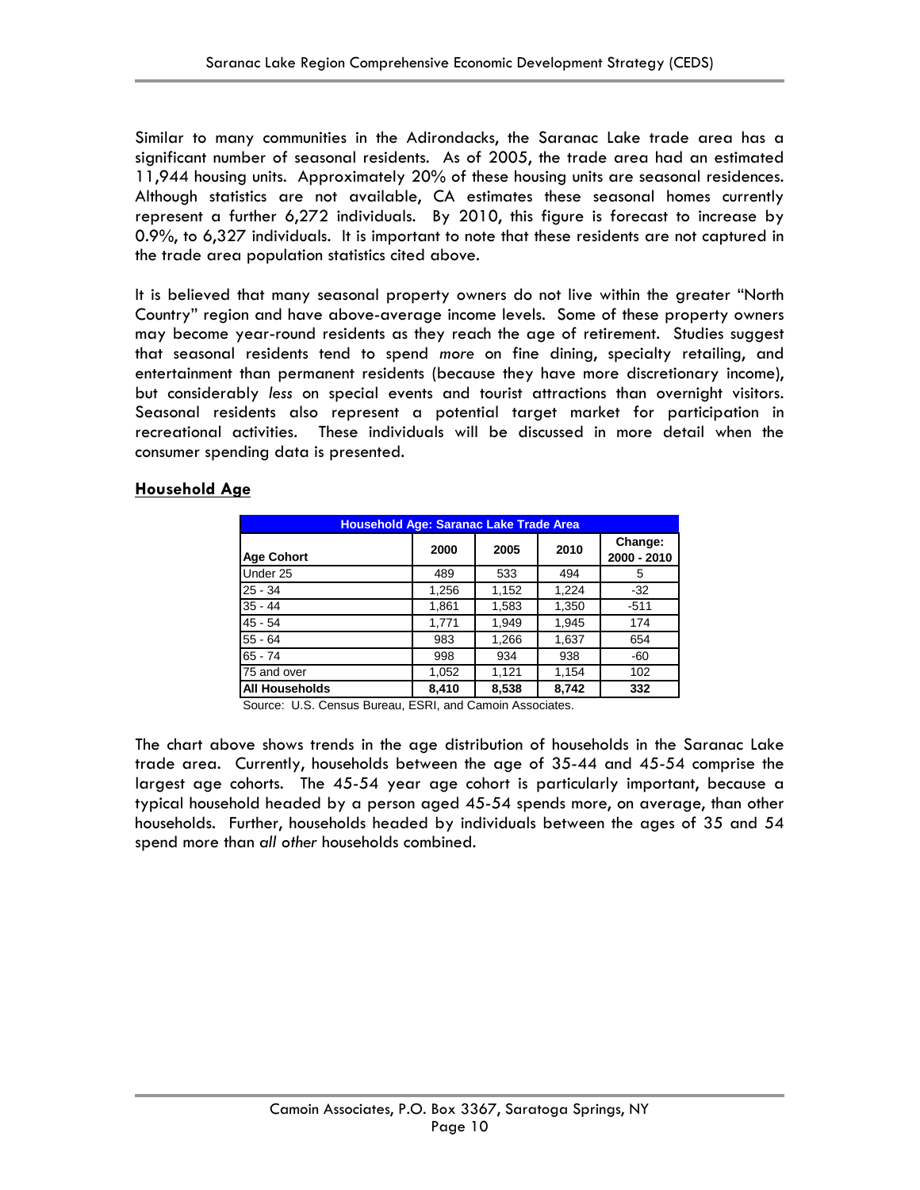Similar to many communities in the Adirondacks, the Saranac Lake trade area has a significant number of seasonal residents. As of 2005, the trade area had an estimated 11,944 housing units. Approximately 20% of these housing units are seasonal residences. Although statistics are not available, CA estimates these seasonal homes currently represent a further 6,272 individuals. By 2010, this figure is forecast to increase by 0.9%, to 6,327 individuals. It is important to note that these residents are not captured in the trade area population statistics cited above.

It is believed that many seasonal property owners do not live within the greater "North Country" region and have above-average income levels. Some of these property owners may become year-round residents as they reach the age of retirement. Studies suggest that seasonal residents tend to spend *more* on fine dining, specialty retailing, and entertainment than permanent residents (because they have more discretionary income), but considerably *less* on special events and tourist attractions than overnight visitors. Seasonal residents also represent a potential target market for participation in recreational activities. These individuals will be discussed in more detail when the consumer spending data is presented.

## Household Age

| Household Age: Saranac Lake Trade Area | | | | |
|---|---|---|---|---|
| **Age Cohort** | **2000** | **2005** | **2010** | **Change: 2000 - 2010** |
| Under 25 | 489 | 533 | 494 | 5 |
| 25 - 34 | 1,256 | 1,152 | 1,224 | -32 |
| 35 - 44 | 1,861 | 1,583 | 1,350 | -511 |
| 45 - 54 | 1,771 | 1,949 | 1,945 | 174 |
| 55 - 64 | 983 | 1,266 | 1,637 | 654 |
| 65 - 74 | 998 | 934 | 938 | -60 |
| 75 and over | 1,052 | 1,121 | 1,154 | 102 |
| **All Households** | **8,410** | **8,538** | **8,742** | **332** |

Source: U.S. Census Bureau, ESRI, and Camoin Associates.

The chart above shows trends in the age distribution of households in the Saranac Lake trade area. Currently, households between the age of 35-44 and 45-54 comprise the largest age cohorts. The 45-54 year age cohort is particularly important, because a typical household headed by a person aged 45-54 spends more, on average, than other households. Further, households headed by individuals between the ages of 35 and 54 spend more than *all other* households combined.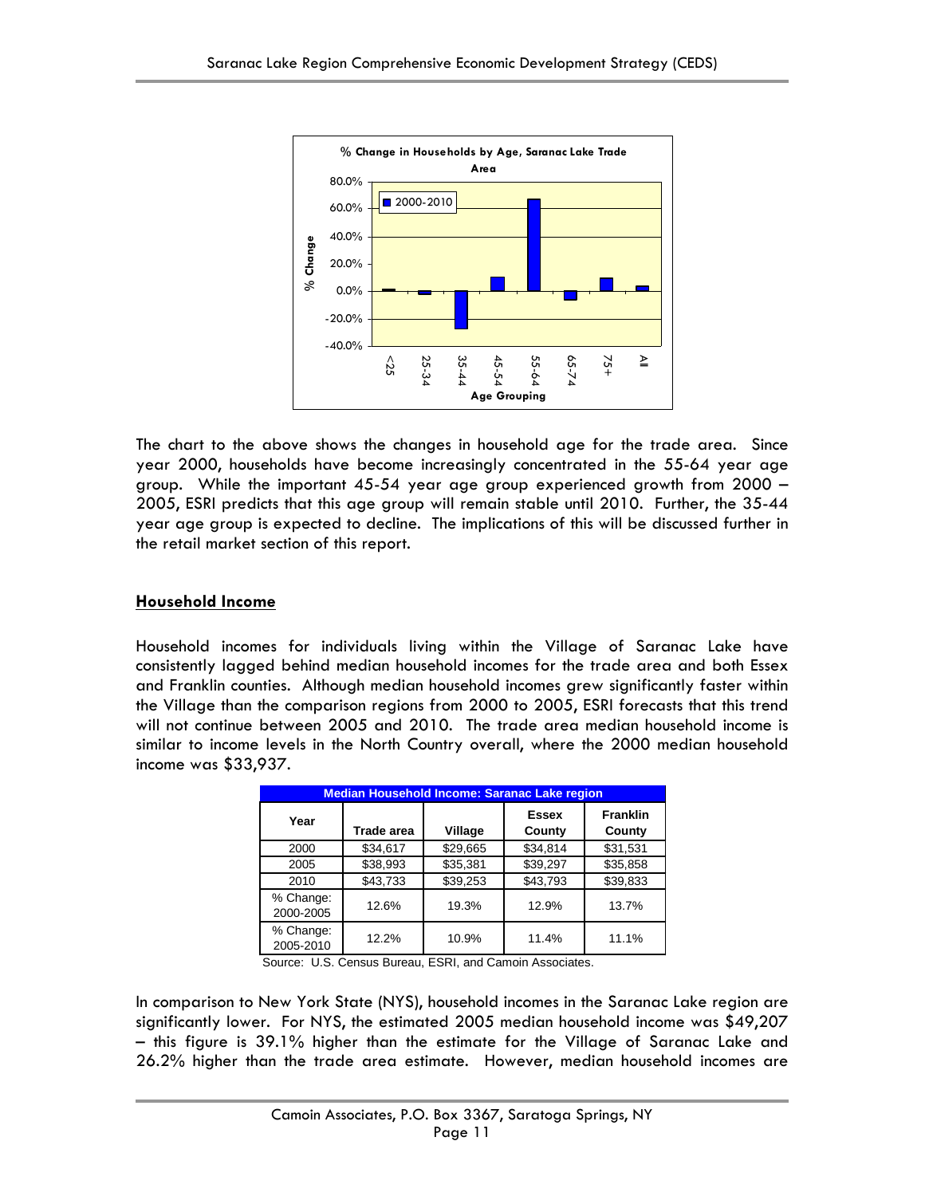The chart to the above shows the changes in household age for the trade area. Since year 2000, households have become increasingly concentrated in the 55-64 year age group. While the important 45-54 year age group experienced growth from 2000 – 2005, ESRI predicts that this age group will remain stable until 2010. Further, the 35-44 year age group is expected to decline. The implications of this will be discussed further in the retail market section of this report.

## Household Income

Household incomes for individuals living within the Village of Saranac Lake have consistently lagged behind median household incomes for the trade area and both Essex and Franklin counties. Although median household incomes grew significantly faster within the Village than the comparison regions from 2000 to 2005, ESRI forecasts that this trend will not continue between 2005 and 2010. The trade area median household income is similar to income levels in the North Country overall, where the 2000 median household income was $33,937.

| Median Household Income: Saranac Lake region | | | | |
|---|---|---|---|---|
| Year | Trade area | Village | Essex County | Franklin County |
| 2000 | $34,617 | $29,665 | $34,814 | $31,531 |
| 2005 | $38,993 | $35,381 | $39,297 | $35,858 |
| 2010 | $43,733 | $39,253 | $43,793 | $39,833 |
| % Change: 2000-2005 | 12.6% | 19.3% | 12.9% | 13.7% |
| % Change: 2005-2010 | 12.2% | 10.9% | 11.4% | 11.1% |

Source: U.S. Census Bureau, ESRI, and Camoin Associates.

In comparison to New York State (NYS), household incomes in the Saranac Lake region are significantly lower. For NYS, the estimated 2005 median household income was $49,207 – this figure is 39.1% higher than the estimate for the Village of Saranac Lake and 26.2% higher than the trade area estimate. However, median household incomes are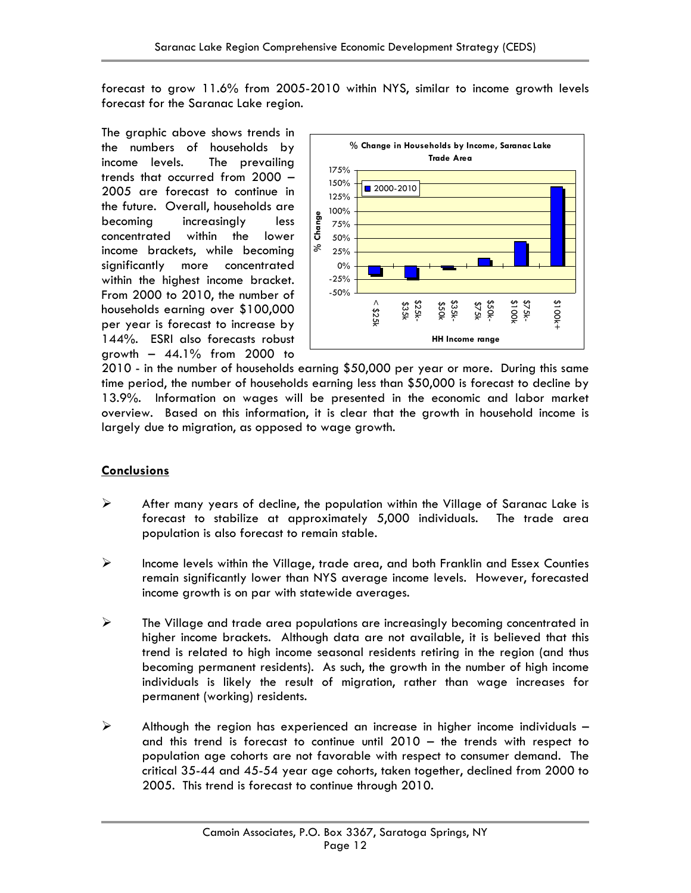forecast to grow 11.6% from 2005-2010 within NYS, similar to income growth levels forecast for the Saranac Lake region.

The graphic above shows trends in the numbers of households by income levels. The prevailing trends that occurred from 2000 – 2005 are forecast to continue in the future. Overall, households are becoming increasingly less concentrated within the lower income brackets, while becoming significantly more concentrated within the highest income bracket. From 2000 to 2010, the number of households earning over $100,000 per year is forecast to increase by 144%. ESRI also forecasts robust growth – 44.1% from 2000 to 2010 - in the number of households earning $50,000 per year or more. During this same time period, the number of households earning less than $50,000 is forecast to decline by 13.9%. Information on wages will be presented in the economic and labor market overview. Based on this information, it is clear that the growth in household income is largely due to migration, as opposed to wage growth.

## Conclusions

- After many years of decline, the population within the Village of Saranac Lake is forecast to stabilize at approximately 5,000 individuals. The trade area population is also forecast to remain stable.
- Income levels within the Village, trade area, and both Franklin and Essex Counties remain significantly lower than NYS average income levels. However, forecasted income growth is on par with statewide averages.
- The Village and trade area populations are increasingly becoming concentrated in higher income brackets. Although data are not available, it is believed that this trend is related to high income seasonal residents retiring in the region (and thus becoming permanent residents). As such, the growth in the number of high income individuals is likely the result of migration, rather than wage increases for permanent (working) residents.
- Although the region has experienced an increase in higher income individuals – and this trend is forecast to continue until 2010 – the trends with respect to population age cohorts are not favorable with respect to consumer demand. The critical 35-44 and 45-54 year age cohorts, taken together, declined from 2000 to 2005. This trend is forecast to continue through 2010.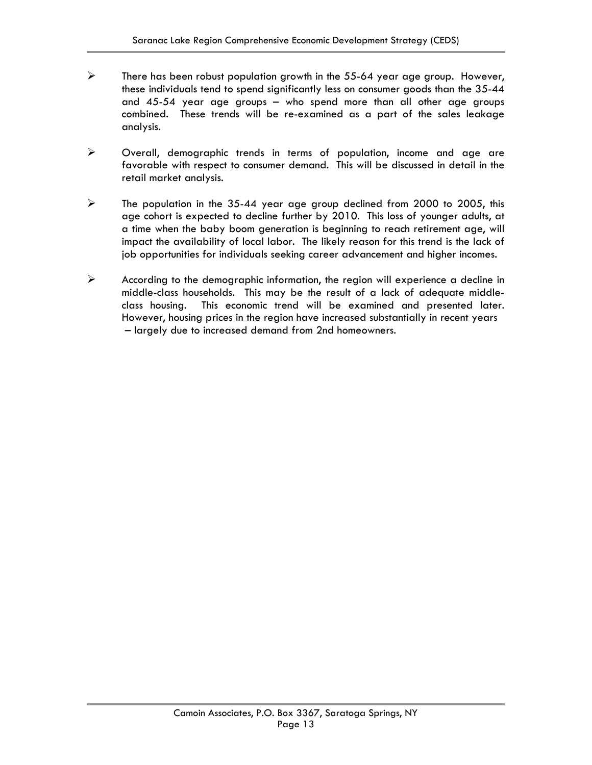- There has been robust population growth in the 55-64 year age group. However, these individuals tend to spend significantly less on consumer goods than the 35-44 and 45-54 year age groups – who spend more than all other age groups combined. These trends will be re-examined as a part of the sales leakage analysis.

- Overall, demographic trends in terms of population, income and age are favorable with respect to consumer demand. This will be discussed in detail in the retail market analysis.

- The population in the 35-44 year age group declined from 2000 to 2005, this age cohort is expected to decline further by 2010. This loss of younger adults, at a time when the baby boom generation is beginning to reach retirement age, will impact the availability of local labor. The likely reason for this trend is the lack of job opportunities for individuals seeking career advancement and higher incomes.

- According to the demographic information, the region will experience a decline in middle-class households. This may be the result of a lack of adequate middle-class housing. This economic trend will be examined and presented later. However, housing prices in the region have increased substantially in recent years – largely due to increased demand from 2nd homeowners.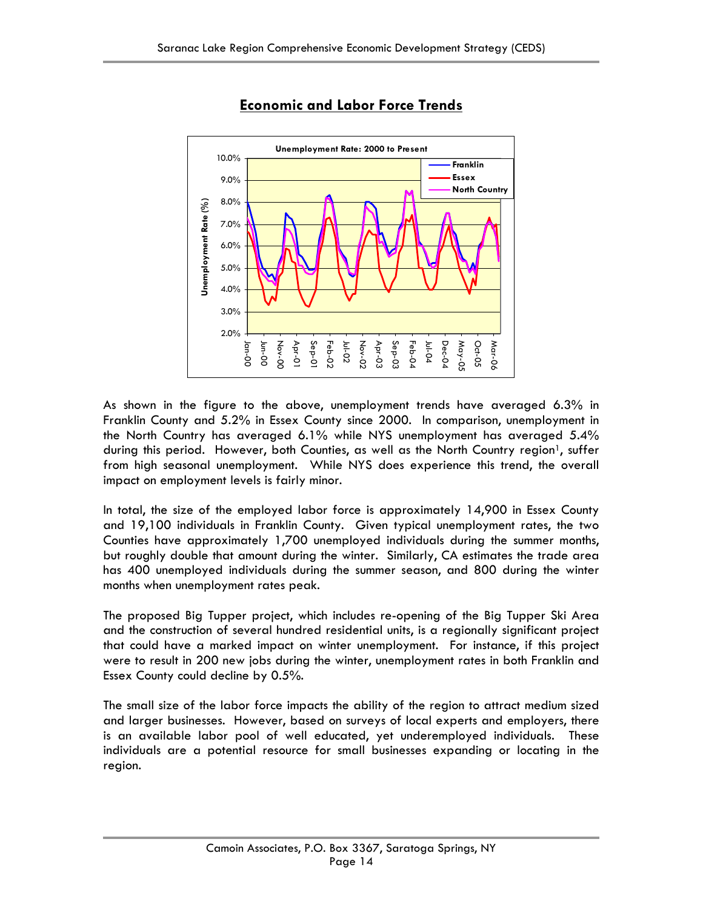## Economic and Labor Force Trends

As shown in the figure to the above, unemployment trends have averaged 6.3% in Franklin County and 5.2% in Essex County since 2000. In comparison, unemployment in the North Country has averaged 6.1% while NYS unemployment has averaged 5.4% during this period. However, both Counties, as well as the North Country region[1], suffer from high seasonal unemployment. While NYS does experience this trend, the overall impact on employment levels is fairly minor.

In total, the size of the employed labor force is approximately 14,900 in Essex County and 19,100 individuals in Franklin County. Given typical unemployment rates, the two Counties have approximately 1,700 unemployed individuals during the summer months, but roughly double that amount during the winter. Similarly, CA estimates the trade area has 400 unemployed individuals during the summer season, and 800 during the winter months when unemployment rates peak.

The proposed Big Tupper project, which includes re-opening of the Big Tupper Ski Area and the construction of several hundred residential units, is a regionally significant project that could have a marked impact on winter unemployment. For instance, if this project were to result in 200 new jobs during the winter, unemployment rates in both Franklin and Essex County could decline by 0.5%.

The small size of the labor force impacts the ability of the region to attract medium sized and larger businesses. However, based on surveys of local experts and employers, there is an available labor pool of well educated, yet underemployed individuals. These individuals are a potential resource for small businesses expanding or locating in the region.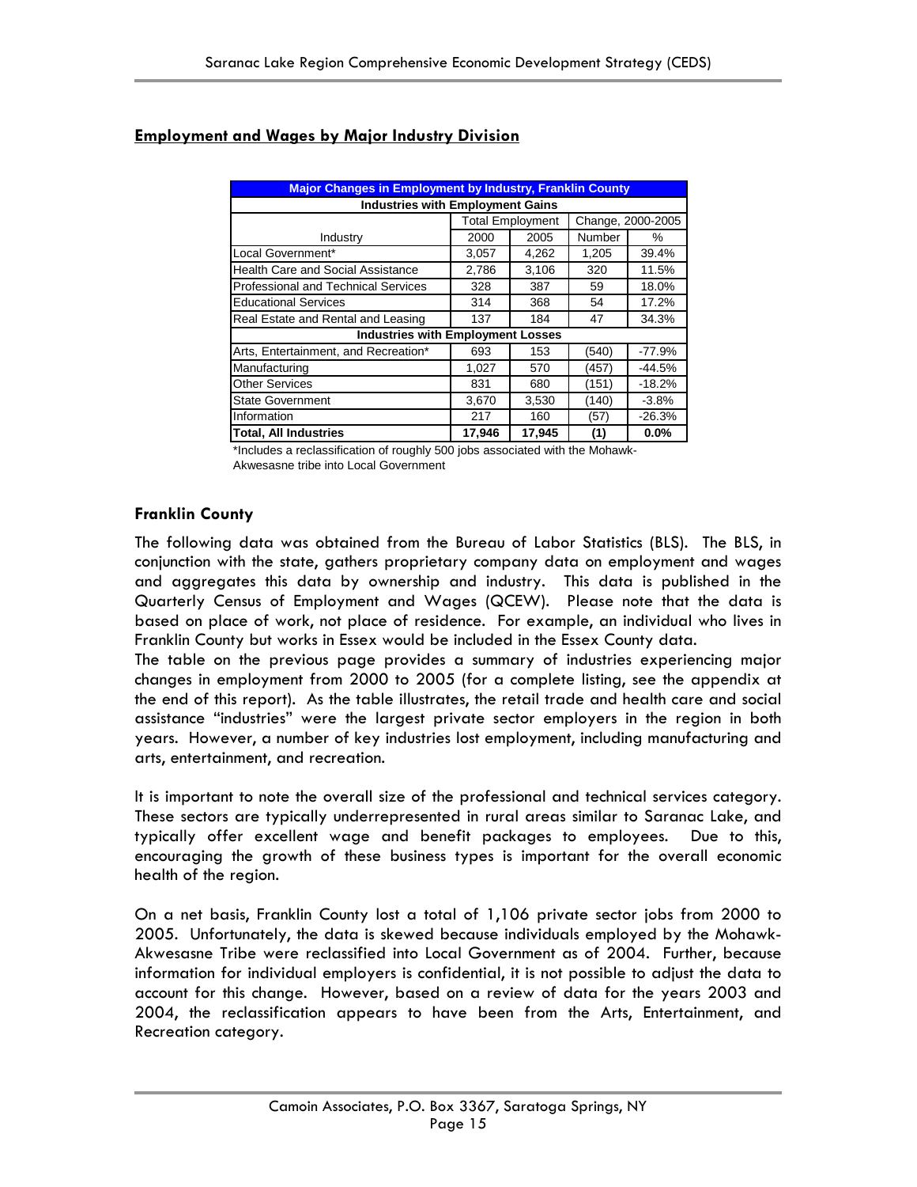## Employment and Wages by Major Industry Division

| Major Changes in Employment by Industry, Franklin County | | | | |
|---|---|---|---|---|
| **Industries with Employment Gains** | | | | |
| | Total Employment | | Change, 2000-2005 | |
| Industry | 2000 | 2005 | Number | % |
| Local Government* | 3,057 | 4,262 | 1,205 | 39.4% |
| Health Care and Social Assistance | 2,786 | 3,106 | 320 | 11.5% |
| Professional and Technical Services | 328 | 387 | 59 | 18.0% |
| Educational Services | 314 | 368 | 54 | 17.2% |
| Real Estate and Rental and Leasing | 137 | 184 | 47 | 34.3% |
| **Industries with Employment Losses** | | | | |
| Arts, Entertainment, and Recreation* | 693 | 153 | (540) | -77.9% |
| Manufacturing | 1,027 | 570 | (457) | -44.5% |
| Other Services | 831 | 680 | (151) | -18.2% |
| State Government | 3,670 | 3,530 | (140) | -3.8% |
| Information | 217 | 160 | (57) | -26.3% |
| **Total, All Industries** | **17,946** | **17,945** | **(1)** | **0.0%** |

*Includes a reclassification of roughly 500 jobs associated with the Mohawk-Akwesasne tribe into Local Government

### Franklin County

The following data was obtained from the Bureau of Labor Statistics (BLS). The BLS, in conjunction with the state, gathers proprietary company data on employment and wages and aggregates this data by ownership and industry. This data is published in the Quarterly Census of Employment and Wages (QCEW). Please note that the data is based on place of work, not place of residence. For example, an individual who lives in Franklin County but works in Essex would be included in the Essex County data.

The table on the previous page provides a summary of industries experiencing major changes in employment from 2000 to 2005 (for a complete listing, see the appendix at the end of this report). As the table illustrates, the retail trade and health care and social assistance "industries" were the largest private sector employers in the region in both years. However, a number of key industries lost employment, including manufacturing and arts, entertainment, and recreation.

It is important to note the overall size of the professional and technical services category. These sectors are typically underrepresented in rural areas similar to Saranac Lake, and typically offer excellent wage and benefit packages to employees. Due to this, encouraging the growth of these business types is important for the overall economic health of the region.

On a net basis, Franklin County lost a total of 1,106 private sector jobs from 2000 to 2005. Unfortunately, the data is skewed because individuals employed by the Mohawk-Akwesasne Tribe were reclassified into Local Government as of 2004. Further, because information for individual employers is confidential, it is not possible to adjust the data to account for this change. However, based on a review of data for the years 2003 and 2004, the reclassification appears to have been from the Arts, Entertainment, and Recreation category.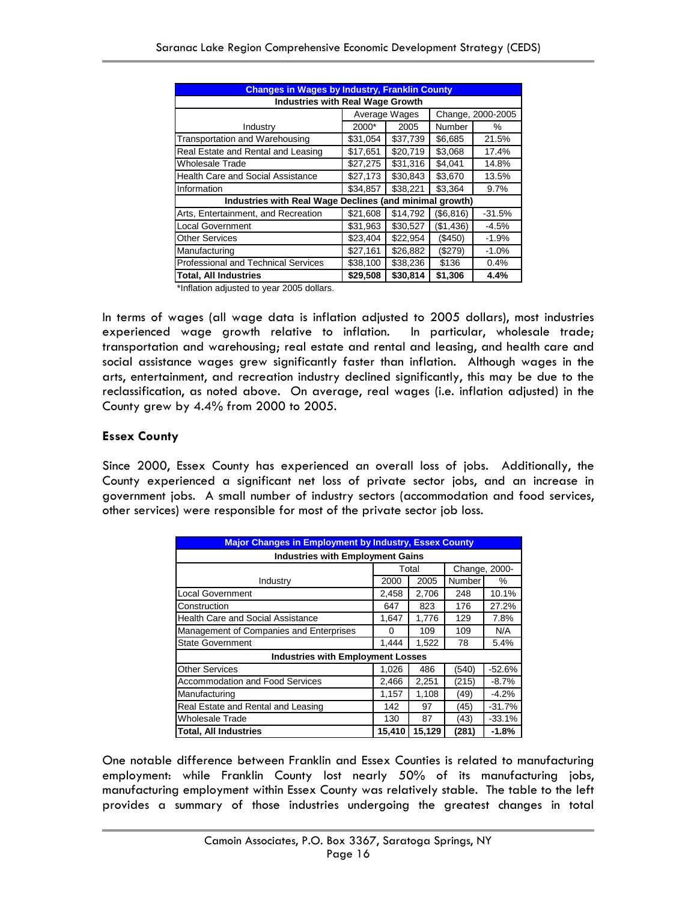| Changes in Wages by Industry, Franklin County | | | | |
|---|---|---|---|---|
| **Industries with Real Wage Growth** | | | | |
| | Average Wages | | Change, 2000-2005 | |
| Industry | 2000* | 2005 | Number | % |
| Transportation and Warehousing | $31,054 | $37,739 | $6,685 | 21.5% |
| Real Estate and Rental and Leasing | $17,651 | $20,719 | $3,068 | 17.4% |
| Wholesale Trade | $27,275 | $31,316 | $4,041 | 14.8% |
| Health Care and Social Assistance | $27,173 | $30,843 | $3,670 | 13.5% |
| Information | $34,857 | $38,221 | $3,364 | 9.7% |
| **Industries with Real Wage Declines (and minimal growth)** | | | | |
| Arts, Entertainment, and Recreation | $21,608 | $14,792 | ($6,816) | -31.5% |
| Local Government | $31,963 | $30,527 | ($1,436) | -4.5% |
| Other Services | $23,404 | $22,954 | ($450) | -1.9% |
| Manufacturing | $27,161 | $26,882 | ($279) | -1.0% |
| Professional and Technical Services | $38,100 | $38,236 | $136 | 0.4% |
| **Total, All Industries** | **$29,508** | **$30,814** | **$1,306** | **4.4%** |

*Inflation adjusted to year 2005 dollars.

In terms of wages (all wage data is inflation adjusted to 2005 dollars), most industries experienced wage growth relative to inflation. In particular, wholesale trade; transportation and warehousing; real estate and rental and leasing, and health care and social assistance wages grew significantly faster than inflation. Although wages in the arts, entertainment, and recreation industry declined significantly, this may be due to the reclassification, as noted above. On average, real wages (i.e. inflation adjusted) in the County grew by 4.4% from 2000 to 2005.

### Essex County

Since 2000, Essex County has experienced an overall loss of jobs. Additionally, the County experienced a significant net loss of private sector jobs, and an increase in government jobs. A small number of industry sectors (accommodation and food services, other services) were responsible for most of the private sector job loss.

| Major Changes in Employment by Industry, Essex County | | | | |
|---|---|---|---|---|
| **Industries with Employment Gains** | | | | |
| | Total | | Change, 2000- | |
| Industry | 2000 | 2005 | Number | % |
| Local Government | 2,458 | 2,706 | 248 | 10.1% |
| Construction | 647 | 823 | 176 | 27.2% |
| Health Care and Social Assistance | 1,647 | 1,776 | 129 | 7.8% |
| Management of Companies and Enterprises | 0 | 109 | 109 | N/A |
| State Government | 1,444 | 1,522 | 78 | 5.4% |
| **Industries with Employment Losses** | | | | |
| Other Services | 1,026 | 486 | (540) | -52.6% |
| Accommodation and Food Services | 2,466 | 2,251 | (215) | -8.7% |
| Manufacturing | 1,157 | 1,108 | (49) | -4.2% |
| Real Estate and Rental and Leasing | 142 | 97 | (45) | -31.7% |
| Wholesale Trade | 130 | 87 | (43) | -33.1% |
| **Total, All Industries** | **15,410** | **15,129** | **(281)** | **-1.8%** |

One notable difference between Franklin and Essex Counties is related to manufacturing employment: while Franklin County lost nearly 50% of its manufacturing jobs, manufacturing employment within Essex County was relatively stable. The table to the left provides a summary of those industries undergoing the greatest changes in total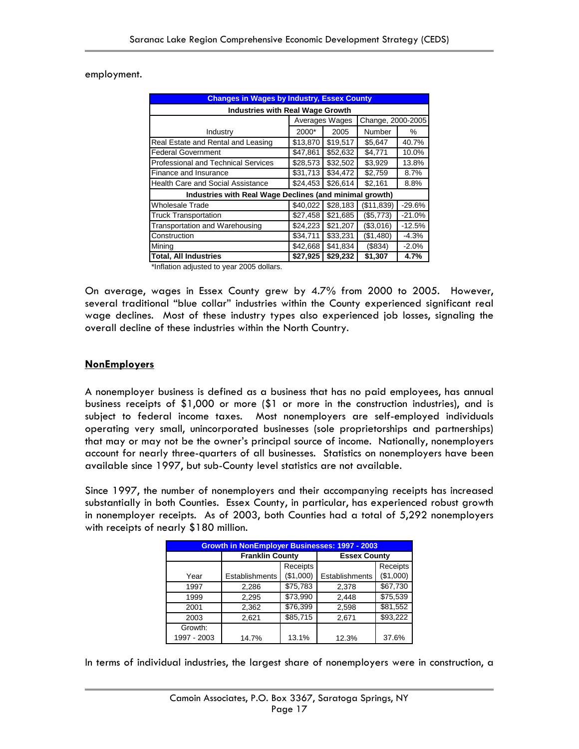employment.

| Changes in Wages by Industry, Essex County | | | | |
|---|---|---|---|---|
| **Industries with Real Wage Growth** | | | | |
| | Averages Wages | | Change, 2000-2005 | |
| Industry | 2000* | 2005 | Number | % |
| Real Estate and Rental and Leasing | $13,870 | $19,517 | $5,647 | 40.7% |
| Federal Government | $47,861 | $52,632 | $4,771 | 10.0% |
| Professional and Technical Services | $28,573 | $32,502 | $3,929 | 13.8% |
| Finance and Insurance | $31,713 | $34,472 | $2,759 | 8.7% |
| Health Care and Social Assistance | $24,453 | $26,614 | $2,161 | 8.8% |
| **Industries with Real Wage Declines (and minimal growth)** | | | | |
| Wholesale Trade | $40,022 | $28,183 | ($11,839) | -29.6% |
| Truck Transportation | $27,458 | $21,685 | ($5,773) | -21.0% |
| Transportation and Warehousing | $24,223 | $21,207 | ($3,016) | -12.5% |
| Construction | $34,711 | $33,231 | ($1,480) | -4.3% |
| Mining | $42,668 | $41,834 | ($834) | -2.0% |
| **Total, All Industries** | **$27,925** | **$29,232** | **$1,307** | **4.7%** |

*Inflation adjusted to year 2005 dollars.

On average, wages in Essex County grew by 4.7% from 2000 to 2005. However, several traditional "blue collar" industries within the County experienced significant real wage declines. Most of these industry types also experienced job losses, signaling the overall decline of these industries within the North Country.

## NonEmployers

A nonemployer business is defined as a business that has no paid employees, has annual business receipts of $1,000 or more ($1 or more in the construction industries), and is subject to federal income taxes. Most nonemployers are self-employed individuals operating very small, unincorporated businesses (sole proprietorships and partnerships) that may or may not be the owner's principal source of income. Nationally, nonemployers account for nearly three-quarters of all businesses. Statistics on nonemployers have been available since 1997, but sub-County level statistics are not available.

Since 1997, the number of nonemployers and their accompanying receipts has increased substantially in both Counties. Essex County, in particular, has experienced robust growth in nonemployer receipts. As of 2003, both Counties had a total of 5,292 nonemployers with receipts of nearly $180 million.

| Growth in NonEmployer Businesses: 1997 - 2003 | | | | |
|---|---|---|---|---|
| | **Franklin County** | | **Essex County** | |
| Year | Establishments | Receipts ($1,000) | Establishments | Receipts ($1,000) |
| 1997 | 2,286 | $75,783 | 2,378 | $67,730 |
| 1999 | 2,295 | $73,990 | 2,448 | $75,539 |
| 2001 | 2,362 | $76,399 | 2,598 | $81,552 |
| 2003 | 2,621 | $85,715 | 2,671 | $93,222 |
| Growth: 1997 - 2003 | 14.7% | 13.1% | 12.3% | 37.6% |

In terms of individual industries, the largest share of nonemployers were in construction, a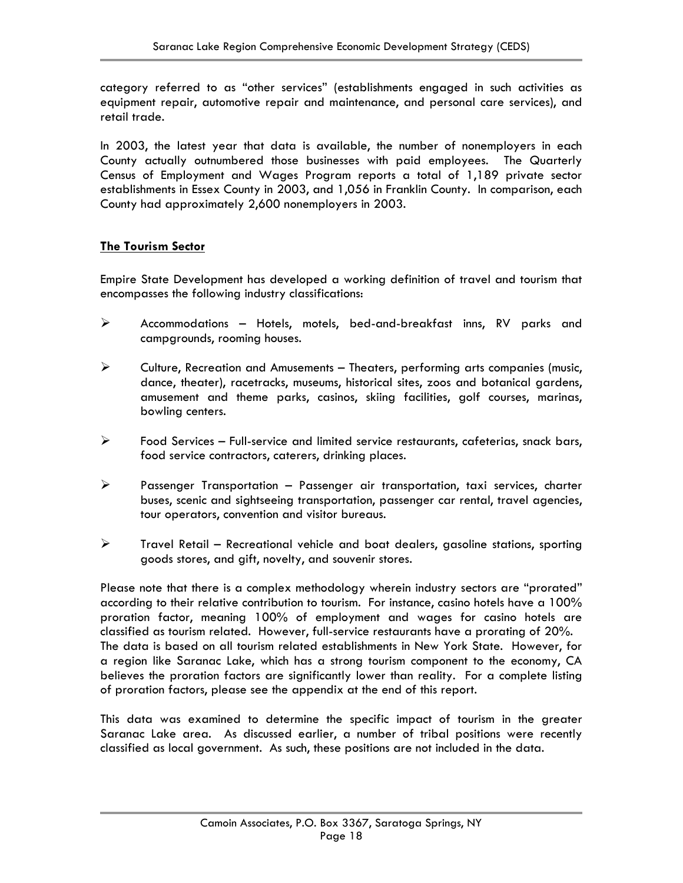category referred to as "other services" (establishments engaged in such activities as equipment repair, automotive repair and maintenance, and personal care services), and retail trade.

In 2003, the latest year that data is available, the number of nonemployers in each County actually outnumbered those businesses with paid employees. The Quarterly Census of Employment and Wages Program reports a total of 1,189 private sector establishments in Essex County in 2003, and 1,056 in Franklin County. In comparison, each County had approximately 2,600 nonemployers in 2003.

**The Tourism Sector**

Empire State Development has developed a working definition of travel and tourism that encompasses the following industry classifications:

- Accommodations – Hotels, motels, bed-and-breakfast inns, RV parks and campgrounds, rooming houses.
- Culture, Recreation and Amusements – Theaters, performing arts companies (music, dance, theater), racetracks, museums, historical sites, zoos and botanical gardens, amusement and theme parks, casinos, skiing facilities, golf courses, marinas, bowling centers.
- Food Services – Full-service and limited service restaurants, cafeterias, snack bars, food service contractors, caterers, drinking places.
- Passenger Transportation – Passenger air transportation, taxi services, charter buses, scenic and sightseeing transportation, passenger car rental, travel agencies, tour operators, convention and visitor bureaus.
- Travel Retail – Recreational vehicle and boat dealers, gasoline stations, sporting goods stores, and gift, novelty, and souvenir stores.

Please note that there is a complex methodology wherein industry sectors are "prorated" according to their relative contribution to tourism. For instance, casino hotels have a 100% proration factor, meaning 100% of employment and wages for casino hotels are classified as tourism related. However, full-service restaurants have a prorating of 20%. The data is based on all tourism related establishments in New York State. However, for a region like Saranac Lake, which has a strong tourism component to the economy, CA believes the proration factors are significantly lower than reality. For a complete listing of proration factors, please see the appendix at the end of this report.

This data was examined to determine the specific impact of tourism in the greater Saranac Lake area. As discussed earlier, a number of tribal positions were recently classified as local government. As such, these positions are not included in the data.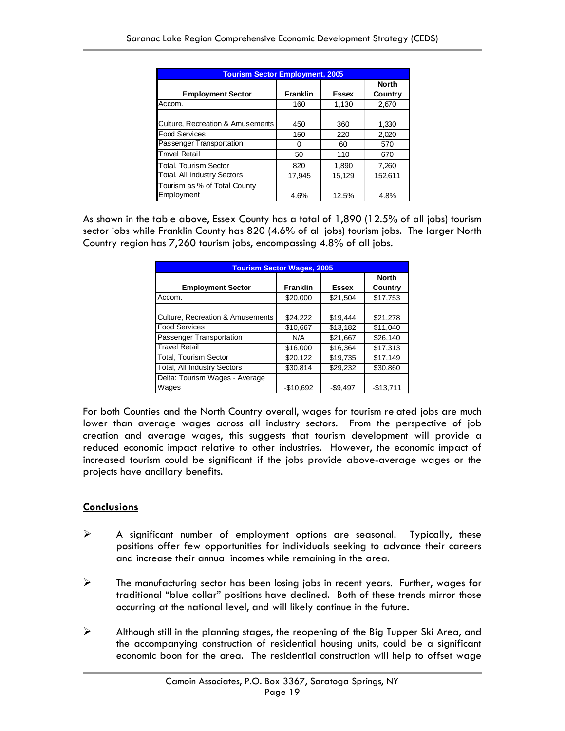| Tourism Sector Employment, 2005 | | | |
|---|---|---|---|
| Employment Sector | Franklin | Essex | North Country |
| Accom. | 160 | 1,130 | 2,670 |
| Culture, Recreation & Amusements | 450 | 360 | 1,330 |
| Food Services | 150 | 220 | 2,020 |
| Passenger Transportation | 0 | 60 | 570 |
| Travel Retail | 50 | 110 | 670 |
| Total, Tourism Sector | 820 | 1,890 | 7,260 |
| Total, All Industry Sectors | 17,945 | 15,129 | 152,611 |
| Tourism as % of Total County Employment | 4.6% | 12.5% | 4.8% |

As shown in the table above, Essex County has a total of 1,890 (12.5% of all jobs) tourism sector jobs while Franklin County has 820 (4.6% of all jobs) tourism jobs. The larger North Country region has 7,260 tourism jobs, encompassing 4.8% of all jobs.

| Tourism Sector Wages, 2005 | | | |
|---|---|---|---|
| Employment Sector | Franklin | Essex | North Country |
| Accom. | $20,000 | $21,504 | $17,753 |
| Culture, Recreation & Amusements | $24,222 | $19,444 | $21,278 |
| Food Services | $10,667 | $13,182 | $11,040 |
| Passenger Transportation | N/A | $21,667 | $26,140 |
| Travel Retail | $16,000 | $16,364 | $17,313 |
| Total, Tourism Sector | $20,122 | $19,735 | $17,149 |
| Total, All Industry Sectors | $30,814 | $29,232 | $30,860 |
| Delta: Tourism Wages - Average Wages | -$10,692 | -$9,497 | -$13,711 |

For both Counties and the North Country overall, wages for tourism related jobs are much lower than average wages across all industry sectors. From the perspective of job creation and average wages, this suggests that tourism development will provide a reduced economic impact relative to other industries. However, the economic impact of increased tourism could be significant if the jobs provide above-average wages or the projects have ancillary benefits.

## Conclusions

- A significant number of employment options are seasonal. Typically, these positions offer few opportunities for individuals seeking to advance their careers and increase their annual incomes while remaining in the area.

- The manufacturing sector has been losing jobs in recent years. Further, wages for traditional "blue collar" positions have declined. Both of these trends mirror those occurring at the national level, and will likely continue in the future.

- Although still in the planning stages, the reopening of the Big Tupper Ski Area, and the accompanying construction of residential housing units, could be a significant economic boon for the area. The residential construction will help to offset wage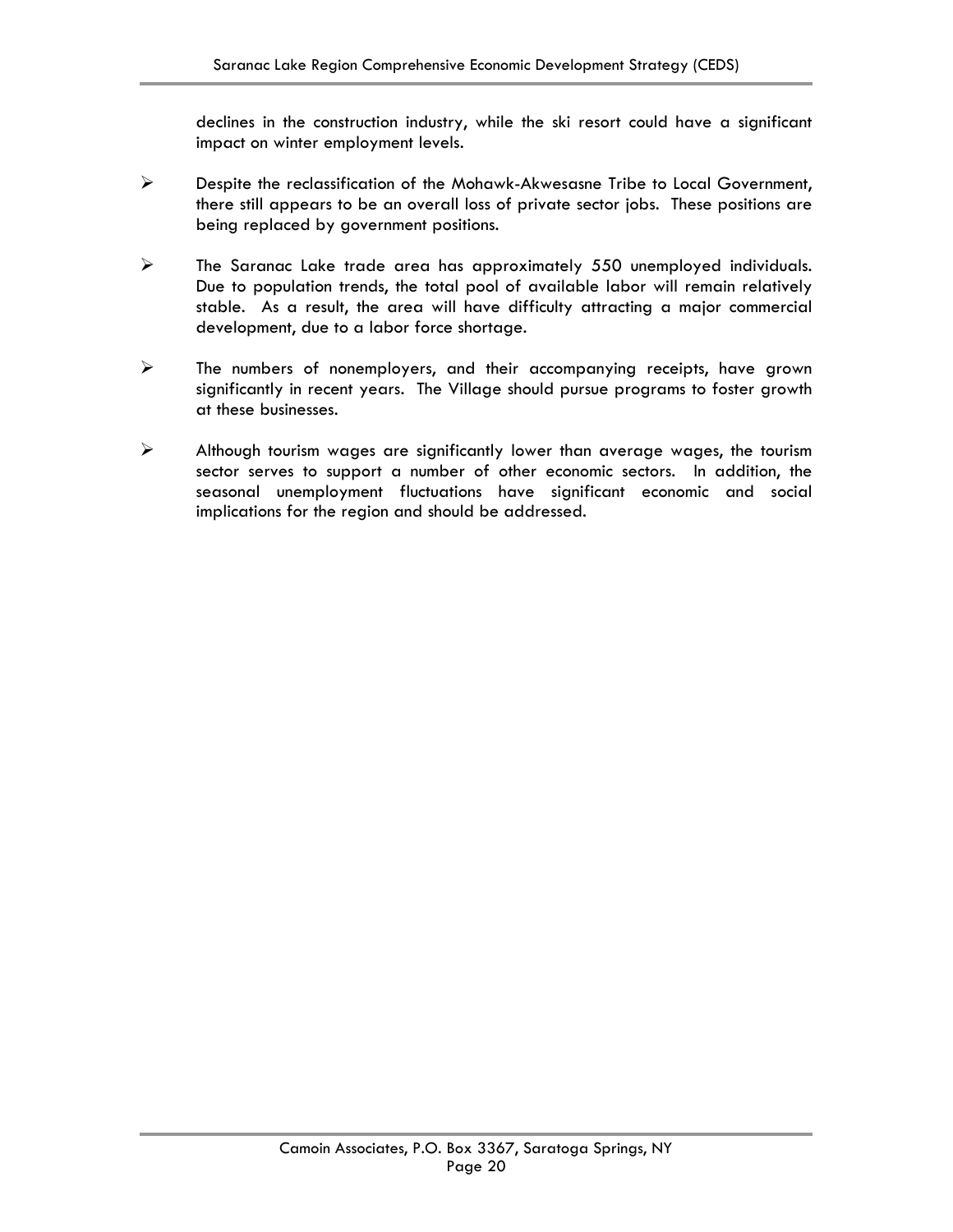declines in the construction industry, while the ski resort could have a significant impact on winter employment levels.

- Despite the reclassification of the Mohawk-Akwesasne Tribe to Local Government, there still appears to be an overall loss of private sector jobs. These positions are being replaced by government positions.

- The Saranac Lake trade area has approximately 550 unemployed individuals. Due to population trends, the total pool of available labor will remain relatively stable. As a result, the area will have difficulty attracting a major commercial development, due to a labor force shortage.

- The numbers of nonemployers, and their accompanying receipts, have grown significantly in recent years. The Village should pursue programs to foster growth at these businesses.

- Although tourism wages are significantly lower than average wages, the tourism sector serves to support a number of other economic sectors. In addition, the seasonal unemployment fluctuations have significant economic and social implications for the region and should be addressed.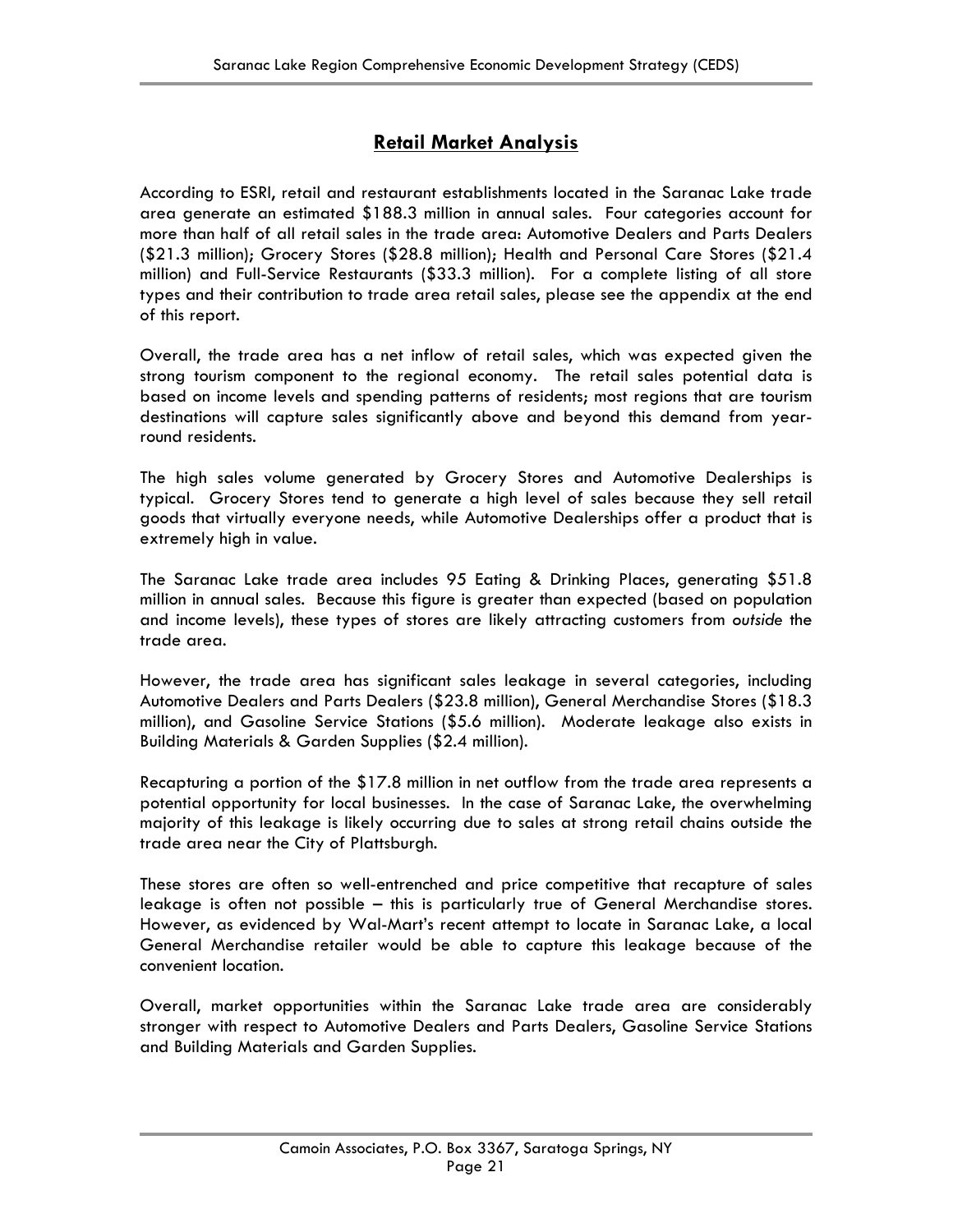## Retail Market Analysis

According to ESRI, retail and restaurant establishments located in the Saranac Lake trade area generate an estimated $188.3 million in annual sales. Four categories account for more than half of all retail sales in the trade area: Automotive Dealers and Parts Dealers ($21.3 million); Grocery Stores ($28.8 million); Health and Personal Care Stores ($21.4 million) and Full-Service Restaurants ($33.3 million). For a complete listing of all store types and their contribution to trade area retail sales, please see the appendix at the end of this report.

Overall, the trade area has a net inflow of retail sales, which was expected given the strong tourism component to the regional economy. The retail sales potential data is based on income levels and spending patterns of residents; most regions that are tourism destinations will capture sales significantly above and beyond this demand from year-round residents.

The high sales volume generated by Grocery Stores and Automotive Dealerships is typical. Grocery Stores tend to generate a high level of sales because they sell retail goods that virtually everyone needs, while Automotive Dealerships offer a product that is extremely high in value.

The Saranac Lake trade area includes 95 Eating & Drinking Places, generating $51.8 million in annual sales. Because this figure is greater than expected (based on population and income levels), these types of stores are likely attracting customers from *outside* the trade area.

However, the trade area has significant sales leakage in several categories, including Automotive Dealers and Parts Dealers ($23.8 million), General Merchandise Stores ($18.3 million), and Gasoline Service Stations ($5.6 million). Moderate leakage also exists in Building Materials & Garden Supplies ($2.4 million).

Recapturing a portion of the $17.8 million in net outflow from the trade area represents a potential opportunity for local businesses. In the case of Saranac Lake, the overwhelming majority of this leakage is likely occurring due to sales at strong retail chains outside the trade area near the City of Plattsburgh.

These stores are often so well-entrenched and price competitive that recapture of sales leakage is often not possible – this is particularly true of General Merchandise stores. However, as evidenced by Wal-Mart's recent attempt to locate in Saranac Lake, a local General Merchandise retailer would be able to capture this leakage because of the convenient location.

Overall, market opportunities within the Saranac Lake trade area are considerably stronger with respect to Automotive Dealers and Parts Dealers, Gasoline Service Stations and Building Materials and Garden Supplies.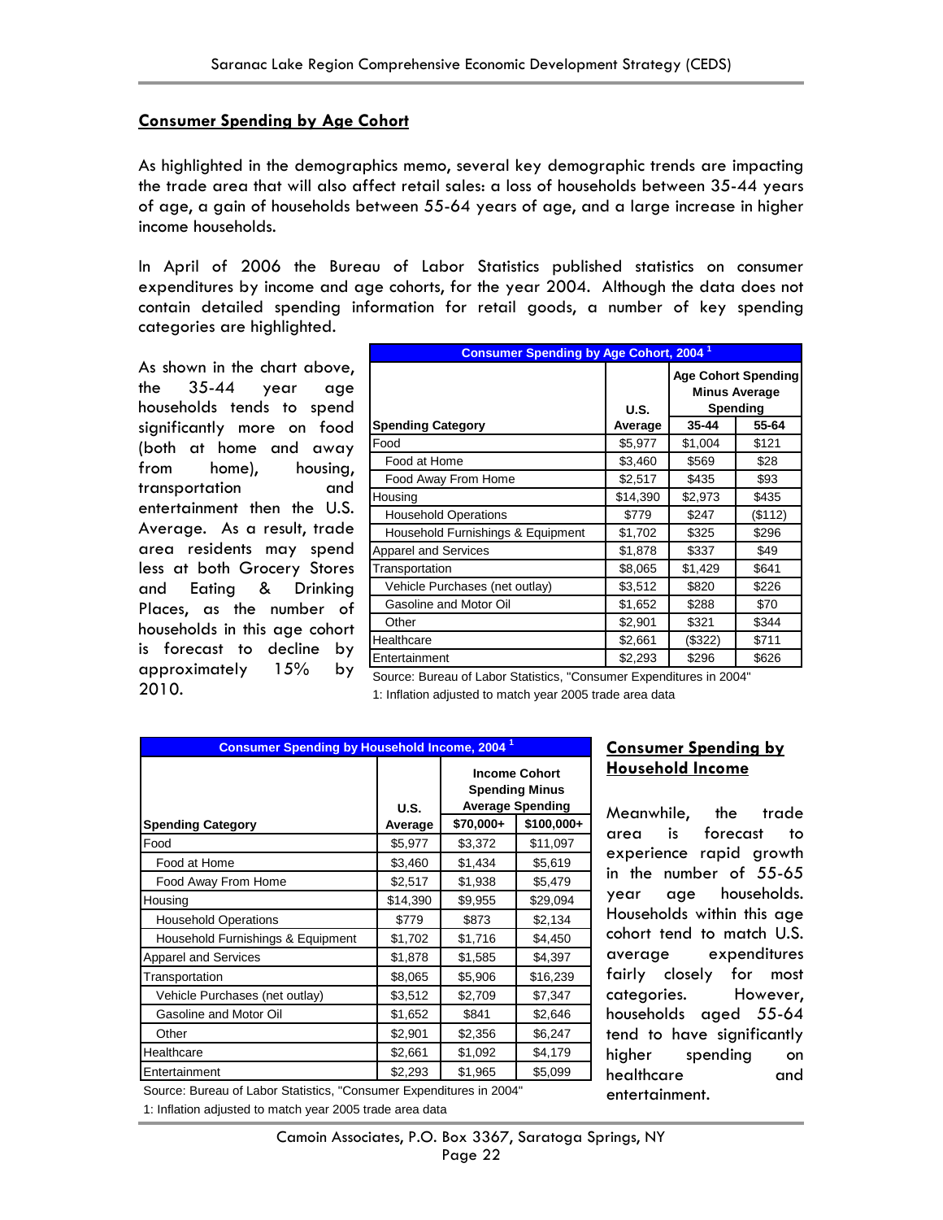## Consumer Spending by Age Cohort

As highlighted in the demographics memo, several key demographic trends are impacting the trade area that will also affect retail sales: a loss of households between 35-44 years of age, a gain of households between 55-64 years of age, and a large increase in higher income households.

In April of 2006 the Bureau of Labor Statistics published statistics on consumer expenditures by income and age cohorts, for the year 2004. Although the data does not contain detailed spending information for retail goods, a number of key spending categories are highlighted.

As shown in the chart above, the 35-44 year age households tends to spend significantly more on food (both at home and away from home), housing, transportation and entertainment then the U.S. Average. As a result, trade area residents may spend less at both Grocery Stores and Eating & Drinking Places, as the number of households in this age cohort is forecast to decline by approximately 15% by 2010.

**Consumer Spending by Age Cohort, 2004 [1]**

| Spending Category | U.S. Average | Age Cohort Spending Minus Average Spending | |
|---|---|---|---|
| | | 35-44 | 55-64 |
| Food | $5,977 | $1,004 | $121 |
| Food at Home | $3,460 | $569 | $28 |
| Food Away From Home | $2,517 | $435 | $93 |
| Housing | $14,390 | $2,973 | $435 |
| Household Operations | $779 | $247 | ($112) |
| Household Furnishings & Equipment | $1,702 | $325 | $296 |
| Apparel and Services | $1,878 | $337 | $49 |
| Transportation | $8,065 | $1,429 | $641 |
| Vehicle Purchases (net outlay) | $3,512 | $820 | $226 |
| Gasoline and Motor Oil | $1,652 | $288 | $70 |
| Other | $2,901 | $321 | $344 |
| Healthcare | $2,661 | ($322) | $711 |
| Entertainment | $2,293 | $296 | $626 |

Source: Bureau of Labor Statistics, "Consumer Expenditures in 2004"

1: Inflation adjusted to match year 2005 trade area data

## Consumer Spending by Household Income

Meanwhile, the trade area is forecast to experience rapid growth in the number of 55-65 year age households. Households within this age cohort tend to match U.S. average expenditures fairly closely for most categories. However, households aged 55-64 tend to have significantly higher spending on healthcare and entertainment.

**Consumer Spending by Household Income, 2004 [1]**

| Spending Category | U.S. Average | Income Cohort Spending Minus Average Spending | |
|---|---|---|---|
| | | $70,000+ | $100,000+ |
| Food | $5,977 | $3,372 | $11,097 |
| Food at Home | $3,460 | $1,434 | $5,619 |
| Food Away From Home | $2,517 | $1,938 | $5,479 |
| Housing | $14,390 | $9,955 | $29,094 |
| Household Operations | $779 | $873 | $2,134 |
| Household Furnishings & Equipment | $1,702 | $1,716 | $4,450 |
| Apparel and Services | $1,878 | $1,585 | $4,397 |
| Transportation | $8,065 | $5,906 | $16,239 |
| Vehicle Purchases (net outlay) | $3,512 | $2,709 | $7,347 |
| Gasoline and Motor Oil | $1,652 | $841 | $2,646 |
| Other | $2,901 | $2,356 | $6,247 |
| Healthcare | $2,661 | $1,092 | $4,179 |
| Entertainment | $2,293 | $1,965 | $5,099 |

Source: Bureau of Labor Statistics, "Consumer Expenditures in 2004"

1: Inflation adjusted to match year 2005 trade area data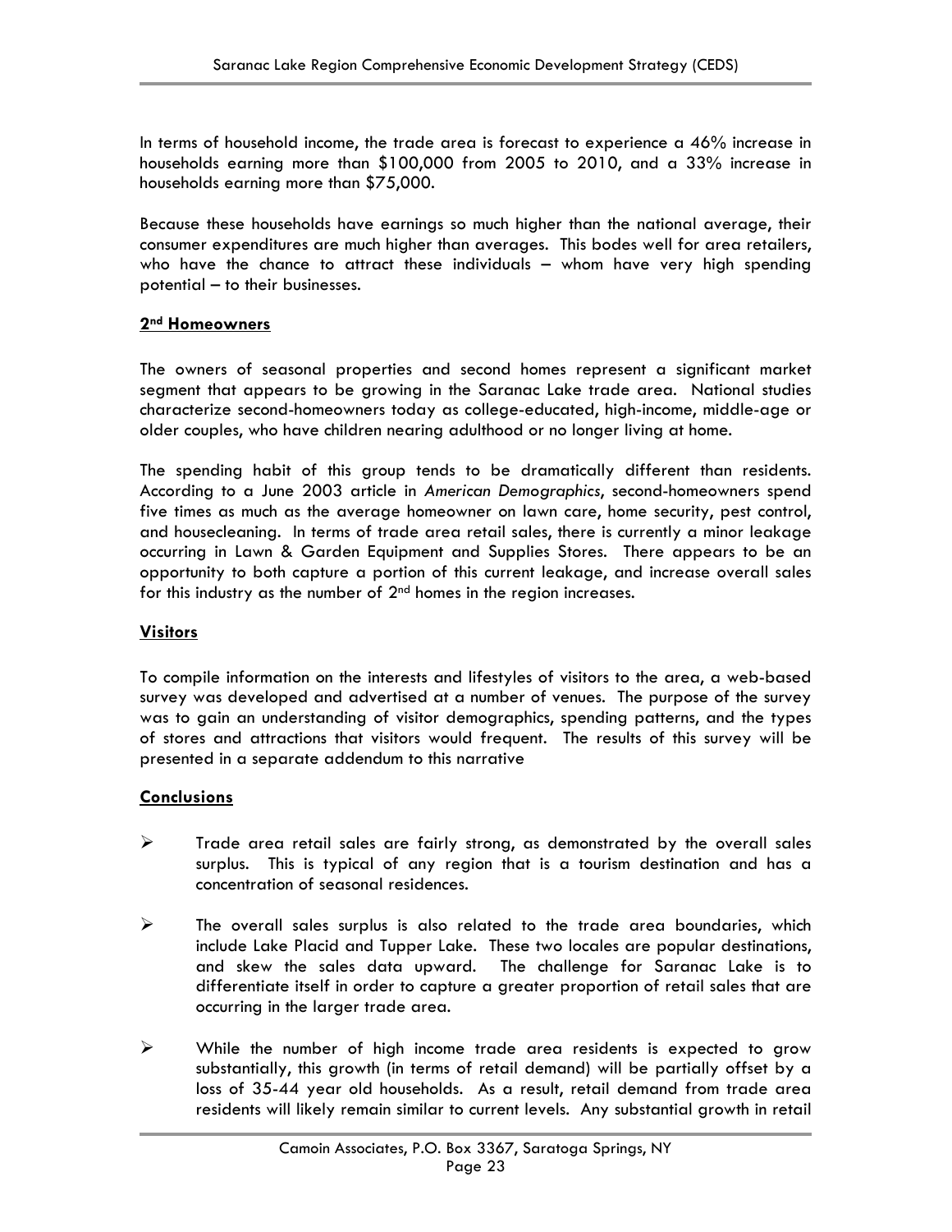In terms of household income, the trade area is forecast to experience a 46% increase in households earning more than $100,000 from 2005 to 2010, and a 33% increase in households earning more than $75,000.

Because these households have earnings so much higher than the national average, their consumer expenditures are much higher than averages. This bodes well for area retailers, who have the chance to attract these individuals – whom have very high spending potential – to their businesses.

**2nd Homeowners**

The owners of seasonal properties and second homes represent a significant market segment that appears to be growing in the Saranac Lake trade area. National studies characterize second-homeowners today as college-educated, high-income, middle-age or older couples, who have children nearing adulthood or no longer living at home.

The spending habit of this group tends to be dramatically different than residents. According to a June 2003 article in *American Demographics*, second-homeowners spend five times as much as the average homeowner on lawn care, home security, pest control, and housecleaning. In terms of trade area retail sales, there is currently a minor leakage occurring in Lawn & Garden Equipment and Supplies Stores. There appears to be an opportunity to both capture a portion of this current leakage, and increase overall sales for this industry as the number of 2nd homes in the region increases.

**Visitors**

To compile information on the interests and lifestyles of visitors to the area, a web-based survey was developed and advertised at a number of venues. The purpose of the survey was to gain an understanding of visitor demographics, spending patterns, and the types of stores and attractions that visitors would frequent. The results of this survey will be presented in a separate addendum to this narrative

**Conclusions**

- Trade area retail sales are fairly strong, as demonstrated by the overall sales surplus. This is typical of any region that is a tourism destination and has a concentration of seasonal residences.

- The overall sales surplus is also related to the trade area boundaries, which include Lake Placid and Tupper Lake. These two locales are popular destinations, and skew the sales data upward. The challenge for Saranac Lake is to differentiate itself in order to capture a greater proportion of retail sales that are occurring in the larger trade area.

- While the number of high income trade area residents is expected to grow substantially, this growth (in terms of retail demand) will be partially offset by a loss of 35-44 year old households. As a result, retail demand from trade area residents will likely remain similar to current levels. Any substantial growth in retail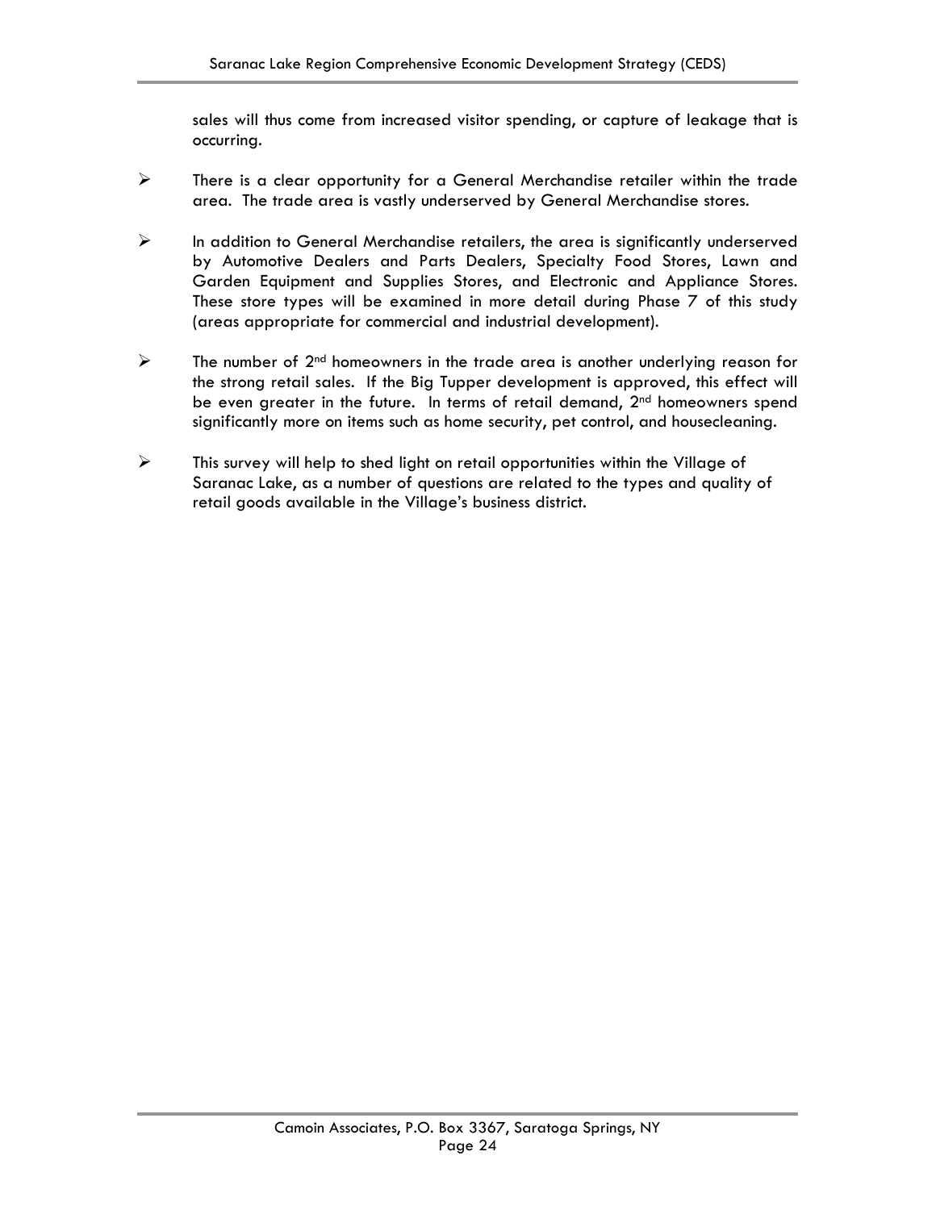sales will thus come from increased visitor spending, or capture of leakage that is occurring.

- There is a clear opportunity for a General Merchandise retailer within the trade area. The trade area is vastly underserved by General Merchandise stores.

- In addition to General Merchandise retailers, the area is significantly underserved by Automotive Dealers and Parts Dealers, Specialty Food Stores, Lawn and Garden Equipment and Supplies Stores, and Electronic and Appliance Stores. These store types will be examined in more detail during Phase 7 of this study (areas appropriate for commercial and industrial development).

- The number of 2nd homeowners in the trade area is another underlying reason for the strong retail sales. If the Big Tupper development is approved, this effect will be even greater in the future. In terms of retail demand, 2nd homeowners spend significantly more on items such as home security, pet control, and housecleaning.

- This survey will help to shed light on retail opportunities within the Village of Saranac Lake, as a number of questions are related to the types and quality of retail goods available in the Village's business district.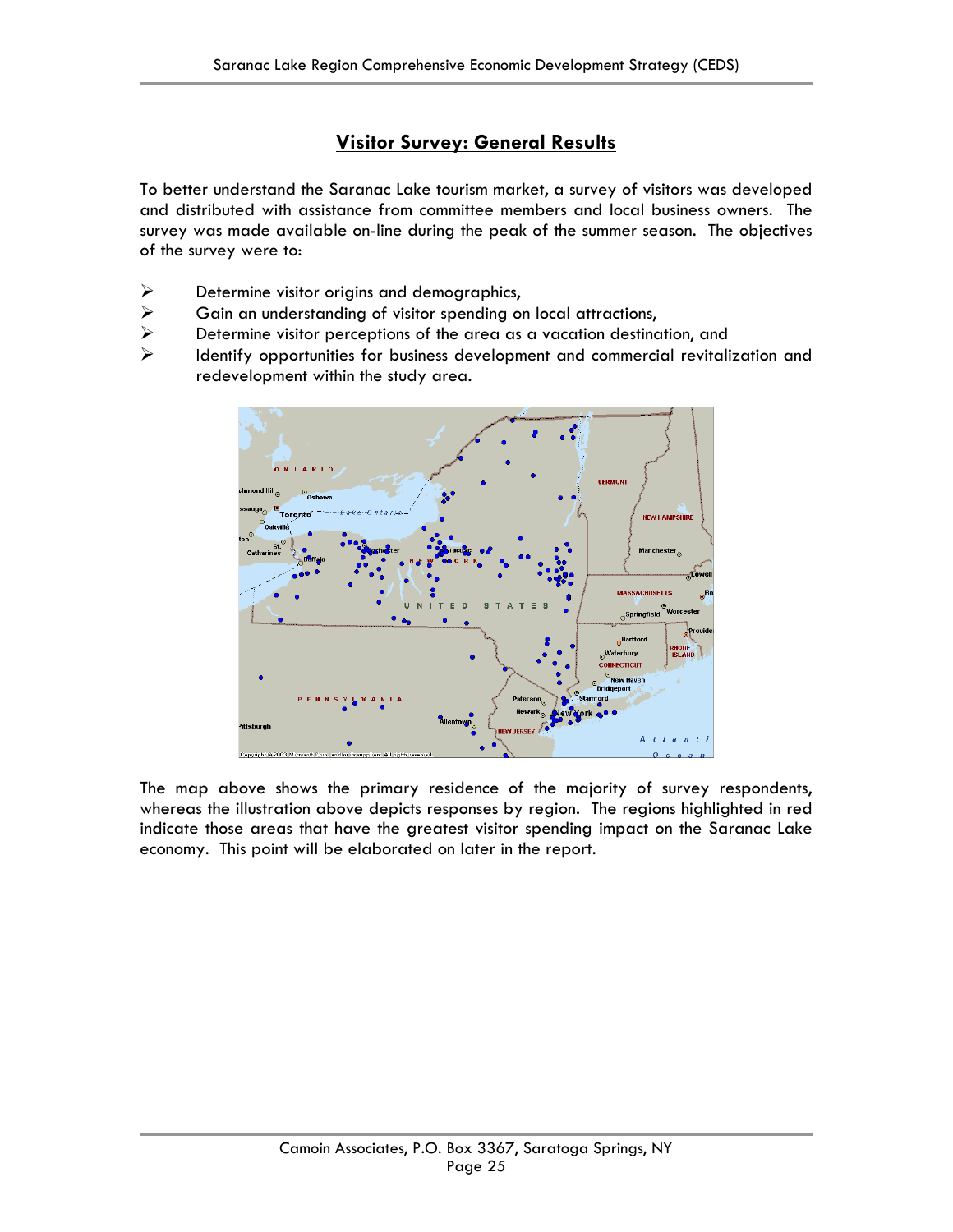## Visitor Survey: General Results

To better understand the Saranac Lake tourism market, a survey of visitors was developed and distributed with assistance from committee members and local business owners. The survey was made available on-line during the peak of the summer season. The objectives of the survey were to:

- Determine visitor origins and demographics,
- Gain an understanding of visitor spending on local attractions,
- Determine visitor perceptions of the area as a vacation destination, and
- Identify opportunities for business development and commercial revitalization and redevelopment within the study area.

The map above shows the primary residence of the majority of survey respondents, whereas the illustration above depicts responses by region. The regions highlighted in red indicate those areas that have the greatest visitor spending impact on the Saranac Lake economy. This point will be elaborated on later in the report.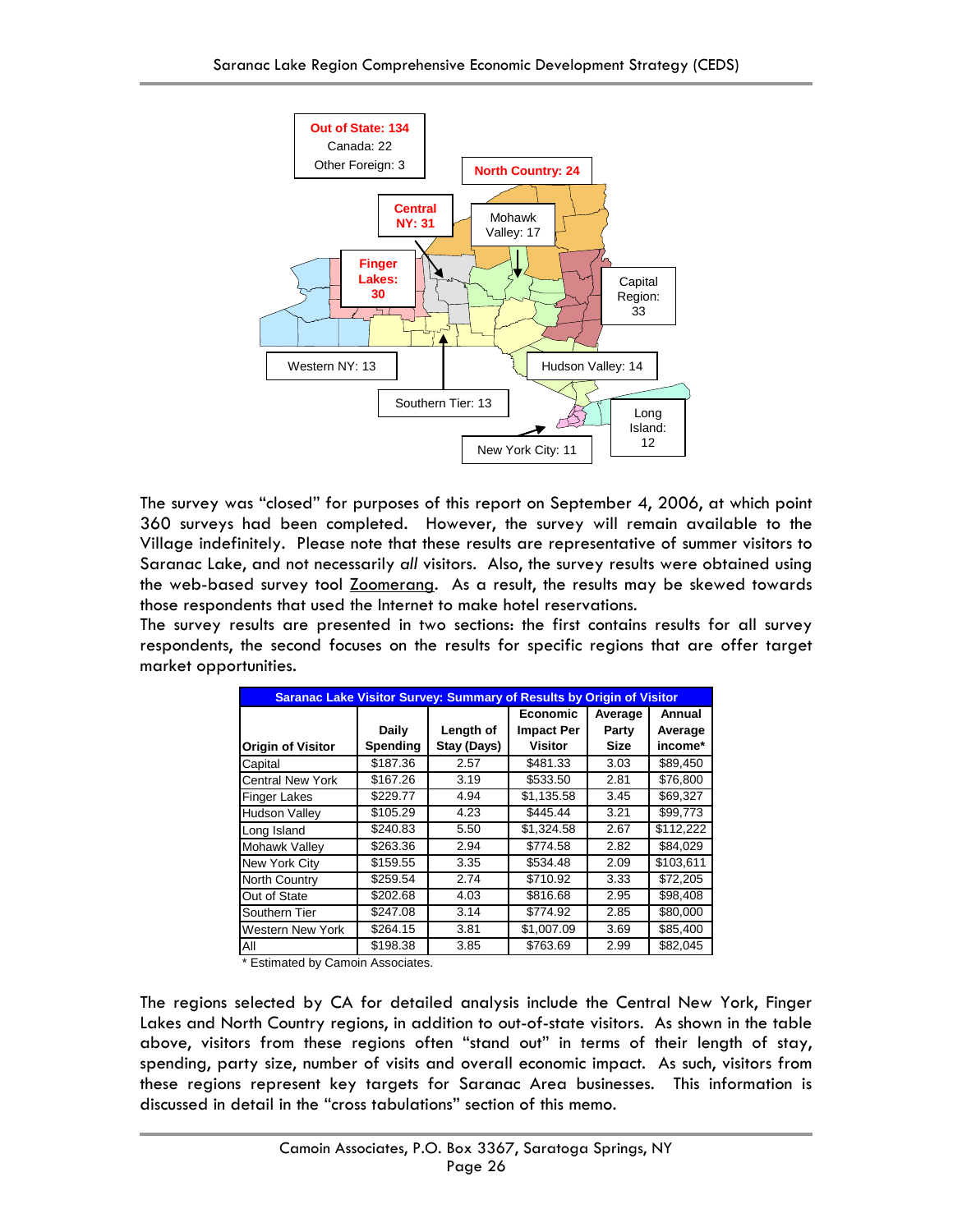Out of State: 134
Canada: 22
Other Foreign: 3

North Country: 24

Central NY: 31

Mohawk Valley: 17

Finger Lakes: 30

Capital Region: 33

Western NY: 13

Hudson Valley: 14

Southern Tier: 13

Long Island: 12

New York City: 11

The survey was "closed" for purposes of this report on September 4, 2006, at which point 360 surveys had been completed. However, the survey will remain available to the Village indefinitely. Please note that these results are representative of summer visitors to Saranac Lake, and not necessarily *all* visitors. Also, the survey results were obtained using the web-based survey tool Zoomerang. As a result, the results may be skewed towards those respondents that used the Internet to make hotel reservations.

The survey results are presented in two sections: the first contains results for all survey respondents, the second focuses on the results for specific regions that are offer target market opportunities.

**Saranac Lake Visitor Survey: Summary of Results by Origin of Visitor**

| Origin of Visitor | Daily Spending | Length of Stay (Days) | Economic Impact Per Visitor | Average Party Size | Annual Average income* |
|---|---|---|---|---|---|
| Capital | $187.36 | 2.57 | $481.33 | 3.03 | $89,450 |
| Central New York | $167.26 | 3.19 | $533.50 | 2.81 | $76,800 |
| Finger Lakes | $229.77 | 4.94 | $1,135.58 | 3.45 | $69,327 |
| Hudson Valley | $105.29 | 4.23 | $445.44 | 3.21 | $99,773 |
| Long Island | $240.83 | 5.50 | $1,324.58 | 2.67 | $112,222 |
| Mohawk Valley | $263.36 | 2.94 | $774.58 | 2.82 | $84,029 |
| New York City | $159.55 | 3.35 | $534.48 | 2.09 | $103,611 |
| North Country | $259.54 | 2.74 | $710.92 | 3.33 | $72,205 |
| Out of State | $202.68 | 4.03 | $816.68 | 2.95 | $98,408 |
| Southern Tier | $247.08 | 3.14 | $774.92 | 2.85 | $80,000 |
| Western New York | $264.15 | 3.81 | $1,007.09 | 3.69 | $85,400 |
| All | $198.38 | 3.85 | $763.69 | 2.99 | $82,045 |

\* Estimated by Camoin Associates.

The regions selected by CA for detailed analysis include the Central New York, Finger Lakes and North Country regions, in addition to out-of-state visitors. As shown in the table above, visitors from these regions often "stand out" in terms of their length of stay, spending, party size, number of visits and overall economic impact. As such, visitors from these regions represent key targets for Saranac Area businesses. This information is discussed in detail in the "cross tabulations" section of this memo.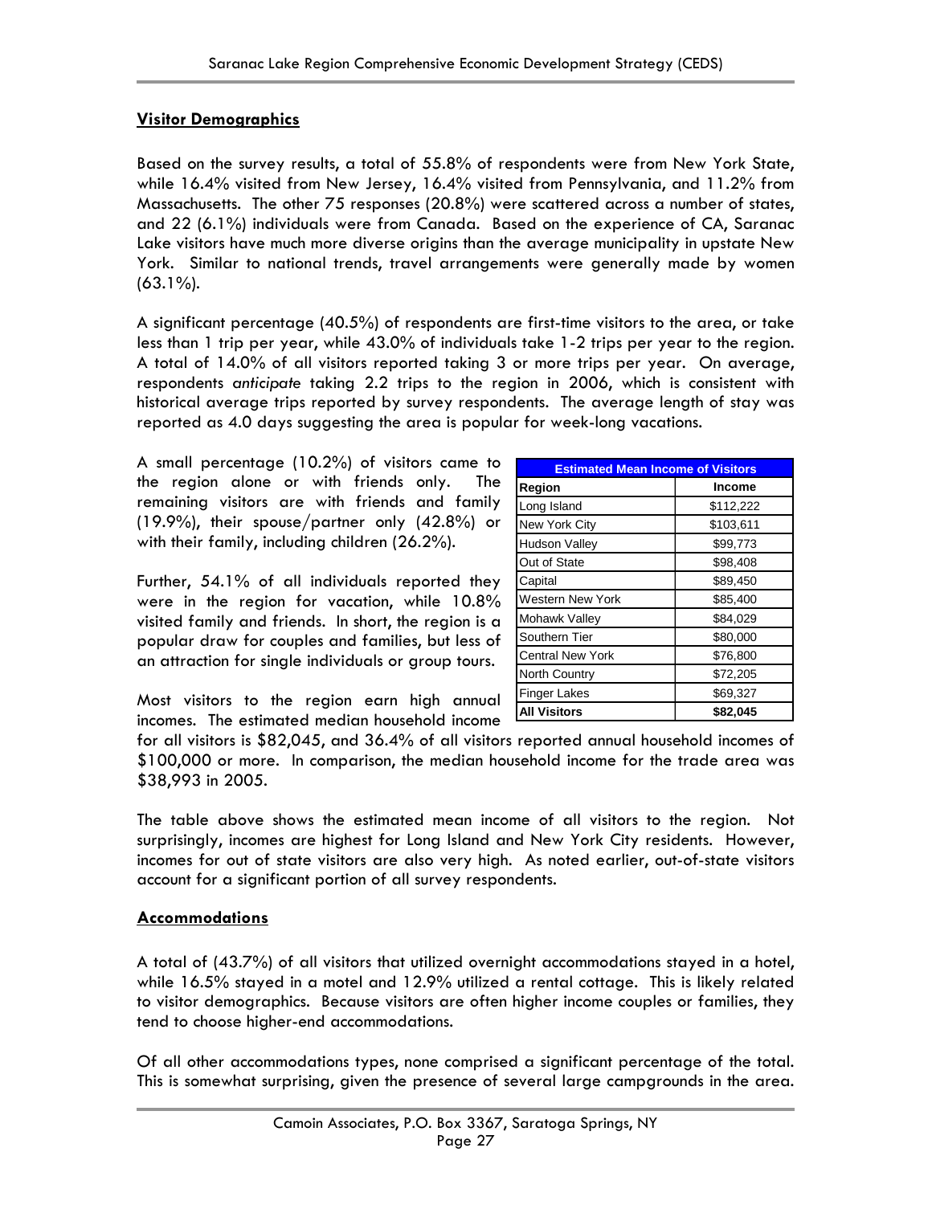## Visitor Demographics

Based on the survey results, a total of 55.8% of respondents were from New York State, while 16.4% visited from New Jersey, 16.4% visited from Pennsylvania, and 11.2% from Massachusetts. The other 75 responses (20.8%) were scattered across a number of states, and 22 (6.1%) individuals were from Canada. Based on the experience of CA, Saranac Lake visitors have much more diverse origins than the average municipality in upstate New York. Similar to national trends, travel arrangements were generally made by women (63.1%).

A significant percentage (40.5%) of respondents are first-time visitors to the area, or take less than 1 trip per year, while 43.0% of individuals take 1-2 trips per year to the region. A total of 14.0% of all visitors reported taking 3 or more trips per year. On average, respondents *anticipate* taking 2.2 trips to the region in 2006, which is consistent with historical average trips reported by survey respondents. The average length of stay was reported as 4.0 days suggesting the area is popular for week-long vacations.

A small percentage (10.2%) of visitors came to the region alone or with friends only. The remaining visitors are with friends and family (19.9%), their spouse/partner only (42.8%) or with their family, including children (26.2%).

Further, 54.1% of all individuals reported they were in the region for vacation, while 10.8% visited family and friends. In short, the region is a popular draw for couples and families, but less of an attraction for single individuals or group tours.

| Estimated Mean Income of Visitors | |
|---|---|
| **Region** | **Income** |
| Long Island | $112,222 |
| New York City | $103,611 |
| Hudson Valley | $99,773 |
| Out of State | $98,408 |
| Capital | $89,450 |
| Western New York | $85,400 |
| Mohawk Valley | $84,029 |
| Southern Tier | $80,000 |
| Central New York | $76,800 |
| North Country | $72,205 |
| Finger Lakes | $69,327 |
| **All Visitors** | **$82,045** |

Most visitors to the region earn high annual incomes. The estimated median household income for all visitors is $82,045, and 36.4% of all visitors reported annual household incomes of $100,000 or more. In comparison, the median household income for the trade area was $38,993 in 2005.

The table above shows the estimated mean income of all visitors to the region. Not surprisingly, incomes are highest for Long Island and New York City residents. However, incomes for out of state visitors are also very high. As noted earlier, out-of-state visitors account for a significant portion of all survey respondents.

## Accommodations

A total of (43.7%) of all visitors that utilized overnight accommodations stayed in a hotel, while 16.5% stayed in a motel and 12.9% utilized a rental cottage. This is likely related to visitor demographics. Because visitors are often higher income couples or families, they tend to choose higher-end accommodations.

Of all other accommodations types, none comprised a significant percentage of the total. This is somewhat surprising, given the presence of several large campgrounds in the area.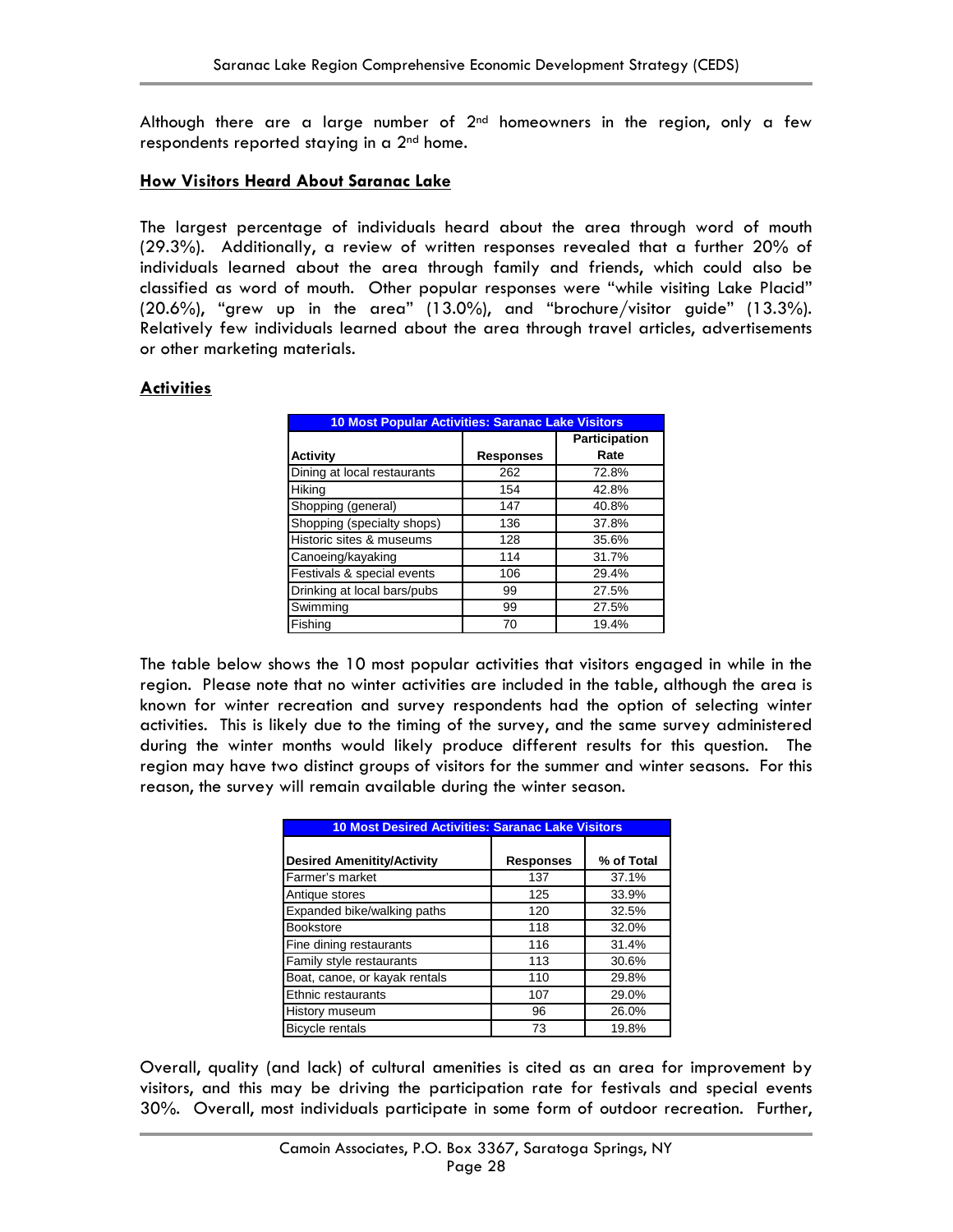Although there are a large number of 2nd homeowners in the region, only a few respondents reported staying in a 2nd home.

### How Visitors Heard About Saranac Lake

The largest percentage of individuals heard about the area through word of mouth (29.3%). Additionally, a review of written responses revealed that a further 20% of individuals learned about the area through family and friends, which could also be classified as word of mouth. Other popular responses were "while visiting Lake Placid" (20.6%), "grew up in the area" (13.0%), and "brochure/visitor guide" (13.3%). Relatively few individuals learned about the area through travel articles, advertisements or other marketing materials.

### Activities

| 10 Most Popular Activities: Saranac Lake Visitors | | |
|---|---|---|
| Activity | Responses | Participation Rate |
| Dining at local restaurants | 262 | 72.8% |
| Hiking | 154 | 42.8% |
| Shopping (general) | 147 | 40.8% |
| Shopping (specialty shops) | 136 | 37.8% |
| Historic sites & museums | 128 | 35.6% |
| Canoeing/kayaking | 114 | 31.7% |
| Festivals & special events | 106 | 29.4% |
| Drinking at local bars/pubs | 99 | 27.5% |
| Swimming | 99 | 27.5% |
| Fishing | 70 | 19.4% |

The table below shows the 10 most popular activities that visitors engaged in while in the region. Please note that no winter activities are included in the table, although the area is known for winter recreation and survey respondents had the option of selecting winter activities. This is likely due to the timing of the survey, and the same survey administered during the winter months would likely produce different results for this question. The region may have two distinct groups of visitors for the summer and winter seasons. For this reason, the survey will remain available during the winter season.

| 10 Most Desired Activities: Saranac Lake Visitors | | |
|---|---|---|
| Desired Amenitity/Activity | Responses | % of Total |
| Farmer's market | 137 | 37.1% |
| Antique stores | 125 | 33.9% |
| Expanded bike/walking paths | 120 | 32.5% |
| Bookstore | 118 | 32.0% |
| Fine dining restaurants | 116 | 31.4% |
| Family style restaurants | 113 | 30.6% |
| Boat, canoe, or kayak rentals | 110 | 29.8% |
| Ethnic restaurants | 107 | 29.0% |
| History museum | 96 | 26.0% |
| Bicycle rentals | 73 | 19.8% |

Overall, quality (and lack) of cultural amenities is cited as an area for improvement by visitors, and this may be driving the participation rate for festivals and special events 30%. Overall, most individuals participate in some form of outdoor recreation. Further,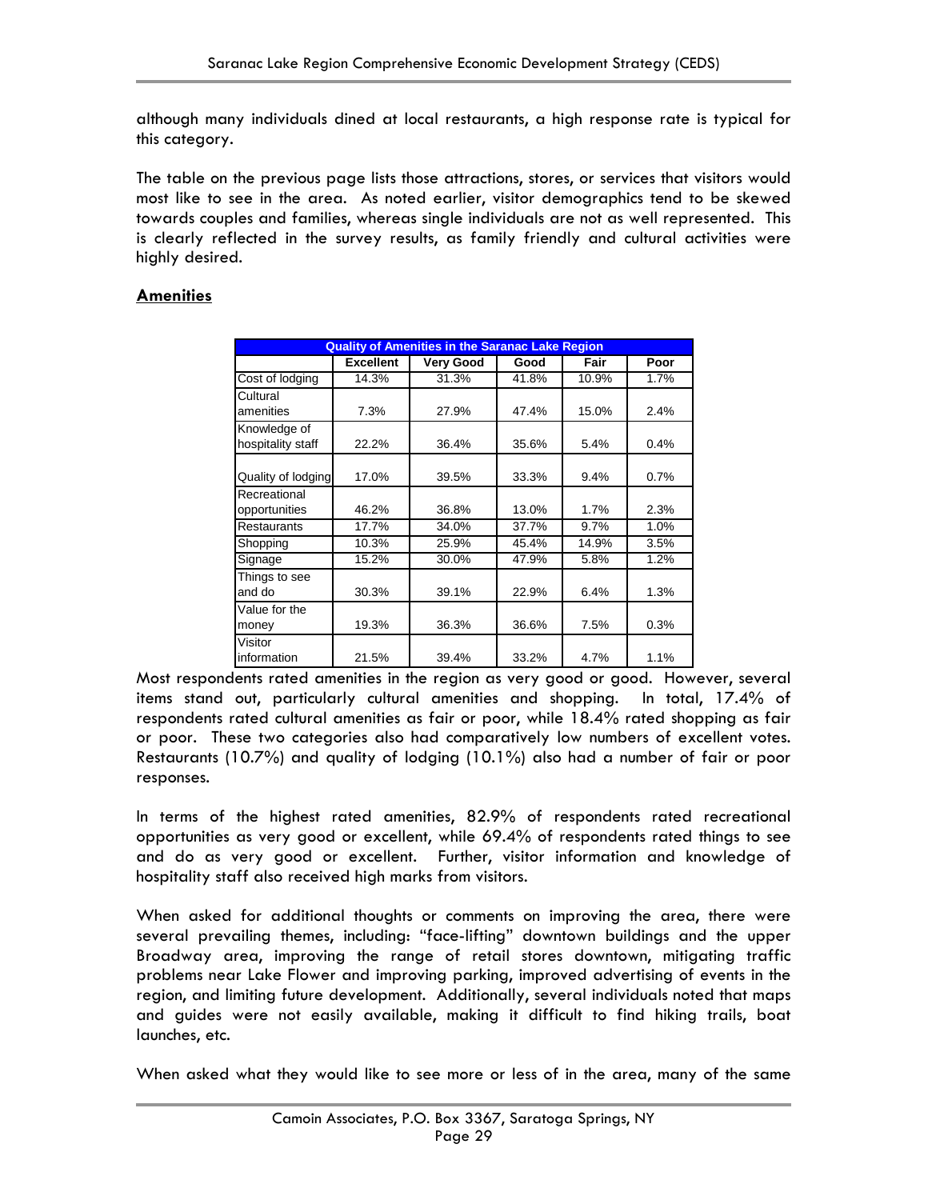although many individuals dined at local restaurants, a high response rate is typical for this category.

The table on the previous page lists those attractions, stores, or services that visitors would most like to see in the area. As noted earlier, visitor demographics tend to be skewed towards couples and families, whereas single individuals are not as well represented. This is clearly reflected in the survey results, as family friendly and cultural activities were highly desired.

## Amenities

| Quality of Amenities in the Saranac Lake Region | | | | | |
|---|---|---|---|---|---|
| | Excellent | Very Good | Good | Fair | Poor |
| Cost of lodging | 14.3% | 31.3% | 41.8% | 10.9% | 1.7% |
| Cultural amenities | 7.3% | 27.9% | 47.4% | 15.0% | 2.4% |
| Knowledge of hospitality staff | 22.2% | 36.4% | 35.6% | 5.4% | 0.4% |
| Quality of lodging | 17.0% | 39.5% | 33.3% | 9.4% | 0.7% |
| Recreational opportunities | 46.2% | 36.8% | 13.0% | 1.7% | 2.3% |
| Restaurants | 17.7% | 34.0% | 37.7% | 9.7% | 1.0% |
| Shopping | 10.3% | 25.9% | 45.4% | 14.9% | 3.5% |
| Signage | 15.2% | 30.0% | 47.9% | 5.8% | 1.2% |
| Things to see and do | 30.3% | 39.1% | 22.9% | 6.4% | 1.3% |
| Value for the money | 19.3% | 36.3% | 36.6% | 7.5% | 0.3% |
| Visitor information | 21.5% | 39.4% | 33.2% | 4.7% | 1.1% |

Most respondents rated amenities in the region as very good or good. However, several items stand out, particularly cultural amenities and shopping. In total, 17.4% of respondents rated cultural amenities as fair or poor, while 18.4% rated shopping as fair or poor. These two categories also had comparatively low numbers of excellent votes. Restaurants (10.7%) and quality of lodging (10.1%) also had a number of fair or poor responses.

In terms of the highest rated amenities, 82.9% of respondents rated recreational opportunities as very good or excellent, while 69.4% of respondents rated things to see and do as very good or excellent. Further, visitor information and knowledge of hospitality staff also received high marks from visitors.

When asked for additional thoughts or comments on improving the area, there were several prevailing themes, including: "face-lifting" downtown buildings and the upper Broadway area, improving the range of retail stores downtown, mitigating traffic problems near Lake Flower and improving parking, improved advertising of events in the region, and limiting future development. Additionally, several individuals noted that maps and guides were not easily available, making it difficult to find hiking trails, boat launches, etc.

When asked what they would like to see more or less of in the area, many of the same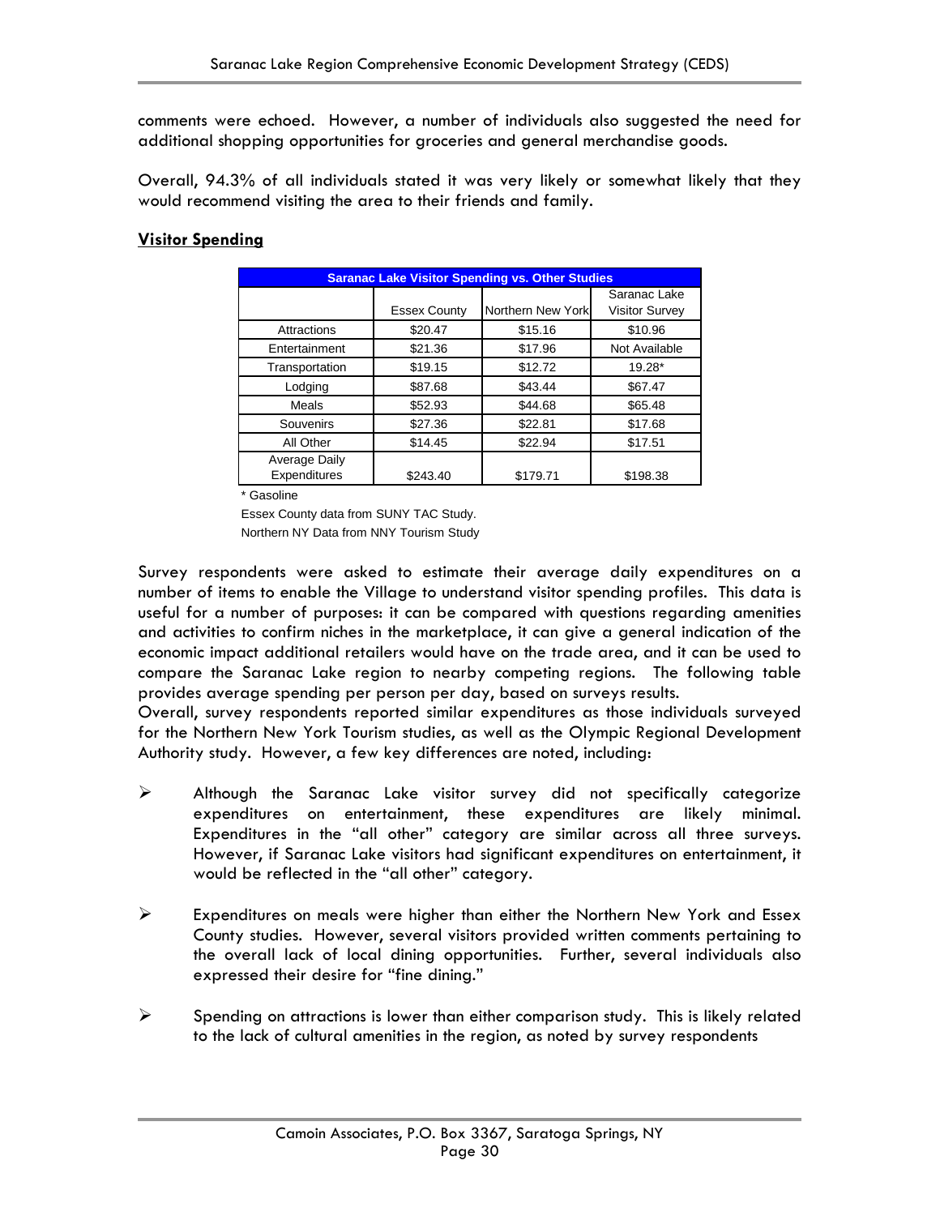comments were echoed. However, a number of individuals also suggested the need for additional shopping opportunities for groceries and general merchandise goods.

Overall, 94.3% of all individuals stated it was very likely or somewhat likely that they would recommend visiting the area to their friends and family.

**Visitor Spending**

| Saranac Lake Visitor Spending vs. Other Studies | | | |
|---|---|---|---|
| | Essex County | Northern New York | Saranac Lake Visitor Survey |
| Attractions | $20.47 | $15.16 | $10.96 |
| Entertainment | $21.36 | $17.96 | Not Available |
| Transportation | $19.15 | $12.72 | 19.28* |
| Lodging | $87.68 | $43.44 | $67.47 |
| Meals | $52.93 | $44.68 | $65.48 |
| Souvenirs | $27.36 | $22.81 | $17.68 |
| All Other | $14.45 | $22.94 | $17.51 |
| Average Daily Expenditures | $243.40 | $179.71 | $198.38 |

\* Gasoline

Essex County data from SUNY TAC Study.

Northern NY Data from NNY Tourism Study

Survey respondents were asked to estimate their average daily expenditures on a number of items to enable the Village to understand visitor spending profiles. This data is useful for a number of purposes: it can be compared with questions regarding amenities and activities to confirm niches in the marketplace, it can give a general indication of the economic impact additional retailers would have on the trade area, and it can be used to compare the Saranac Lake region to nearby competing regions. The following table provides average spending per person per day, based on surveys results.

Overall, survey respondents reported similar expenditures as those individuals surveyed for the Northern New York Tourism studies, as well as the Olympic Regional Development Authority study. However, a few key differences are noted, including:

- Although the Saranac Lake visitor survey did not specifically categorize expenditures on entertainment, these expenditures are likely minimal. Expenditures in the "all other" category are similar across all three surveys. However, if Saranac Lake visitors had significant expenditures on entertainment, it would be reflected in the "all other" category.

- Expenditures on meals were higher than either the Northern New York and Essex County studies. However, several visitors provided written comments pertaining to the overall lack of local dining opportunities. Further, several individuals also expressed their desire for "fine dining."

- Spending on attractions is lower than either comparison study. This is likely related to the lack of cultural amenities in the region, as noted by survey respondents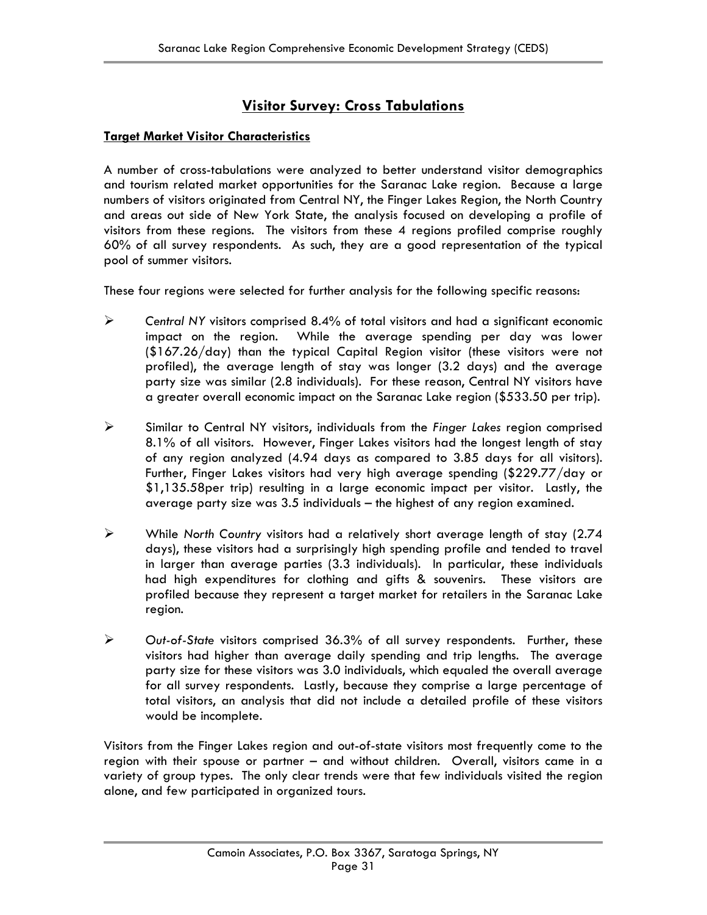## Visitor Survey: Cross Tabulations

### Target Market Visitor Characteristics

A number of cross-tabulations were analyzed to better understand visitor demographics and tourism related market opportunities for the Saranac Lake region. Because a large numbers of visitors originated from Central NY, the Finger Lakes Region, the North Country and areas out side of New York State, the analysis focused on developing a profile of visitors from these regions. The visitors from these 4 regions profiled comprise roughly 60% of all survey respondents. As such, they are a good representation of the typical pool of summer visitors.

These four regions were selected for further analysis for the following specific reasons:

- *Central NY* visitors comprised 8.4% of total visitors and had a significant economic impact on the region. While the average spending per day was lower ($167.26/day) than the typical Capital Region visitor (these visitors were not profiled), the average length of stay was longer (3.2 days) and the average party size was similar (2.8 individuals). For these reason, Central NY visitors have a greater overall economic impact on the Saranac Lake region ($533.50 per trip).

- Similar to Central NY visitors, individuals from the *Finger Lakes* region comprised 8.1% of all visitors. However, Finger Lakes visitors had the longest length of stay of any region analyzed (4.94 days as compared to 3.85 days for all visitors). Further, Finger Lakes visitors had very high average spending ($229.77/day or $1,135.58per trip) resulting in a large economic impact per visitor. Lastly, the average party size was 3.5 individuals – the highest of any region examined.

- While *North Country* visitors had a relatively short average length of stay (2.74 days), these visitors had a surprisingly high spending profile and tended to travel in larger than average parties (3.3 individuals). In particular, these individuals had high expenditures for clothing and gifts & souvenirs. These visitors are profiled because they represent a target market for retailers in the Saranac Lake region.

- *Out-of-State* visitors comprised 36.3% of all survey respondents. Further, these visitors had higher than average daily spending and trip lengths. The average party size for these visitors was 3.0 individuals, which equaled the overall average for all survey respondents. Lastly, because they comprise a large percentage of total visitors, an analysis that did not include a detailed profile of these visitors would be incomplete.

Visitors from the Finger Lakes region and out-of-state visitors most frequently come to the region with their spouse or partner – and without children. Overall, visitors came in a variety of group types. The only clear trends were that few individuals visited the region alone, and few participated in organized tours.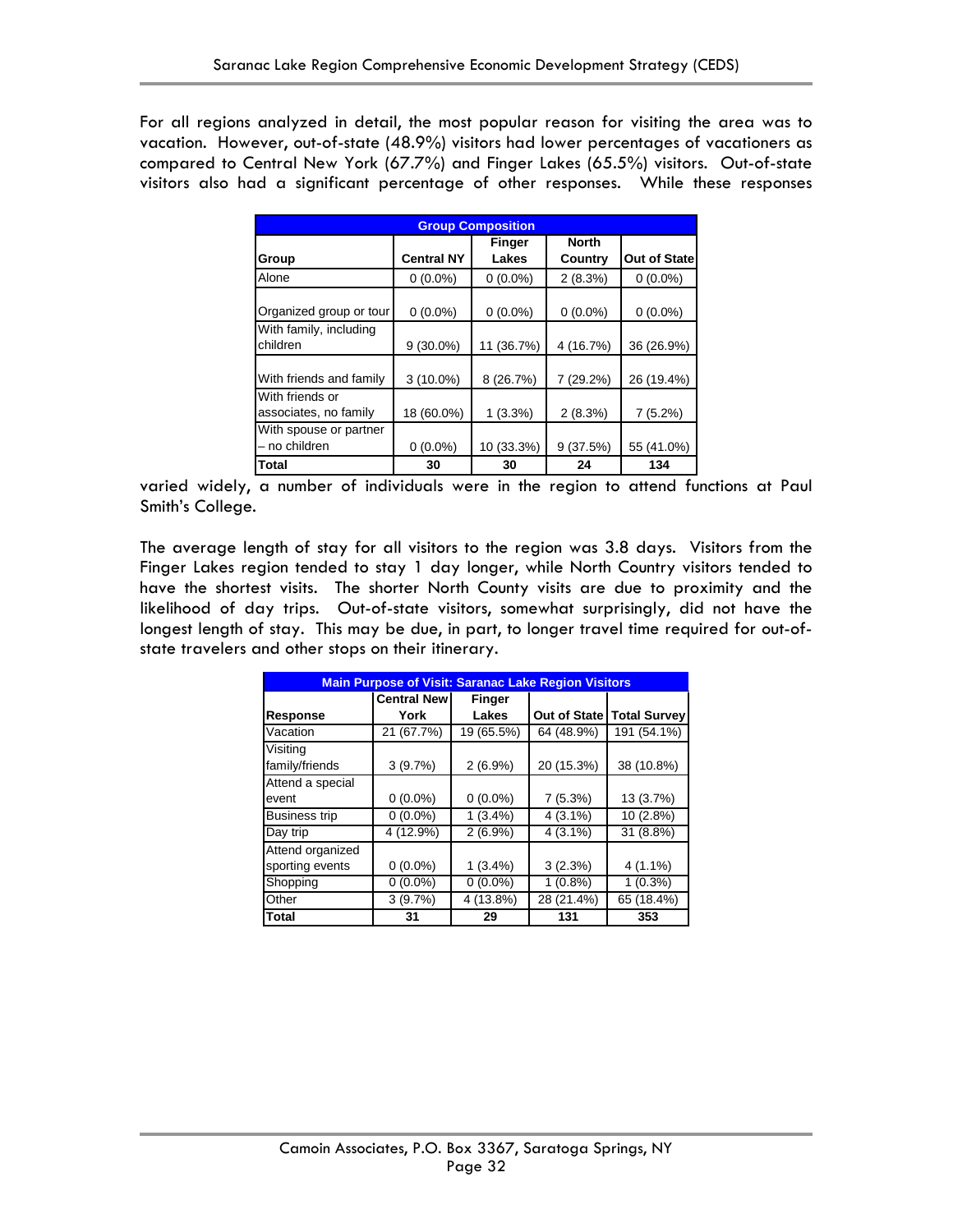For all regions analyzed in detail, the most popular reason for visiting the area was to vacation. However, out-of-state (48.9%) visitors had lower percentages of vacationers as compared to Central New York (67.7%) and Finger Lakes (65.5%) visitors. Out-of-state visitors also had a significant percentage of other responses. While these responses varied widely, a number of individuals were in the region to attend functions at Paul Smith's College.

| Group Composition | | | | |
|---|---|---|---|---|
| Group | Central NY | Finger Lakes | North Country | Out of State |
| Alone | 0 (0.0%) | 0 (0.0%) | 2 (8.3%) | 0 (0.0%) |
| Organized group or tour | 0 (0.0%) | 0 (0.0%) | 0 (0.0%) | 0 (0.0%) |
| With family, including children | 9 (30.0%) | 11 (36.7%) | 4 (16.7%) | 36 (26.9%) |
| With friends and family | 3 (10.0%) | 8 (26.7%) | 7 (29.2%) | 26 (19.4%) |
| With friends or associates, no family | 18 (60.0%) | 1 (3.3%) | 2 (8.3%) | 7 (5.2%) |
| With spouse or partner – no children | 0 (0.0%) | 10 (33.3%) | 9 (37.5%) | 55 (41.0%) |
| **Total** | **30** | **30** | **24** | **134** |

The average length of stay for all visitors to the region was 3.8 days. Visitors from the Finger Lakes region tended to stay 1 day longer, while North Country visitors tended to have the shortest visits. The shorter North County visits are due to proximity and the likelihood of day trips. Out-of-state visitors, somewhat surprisingly, did not have the longest length of stay. This may be due, in part, to longer travel time required for out-of-state travelers and other stops on their itinerary.

| Main Purpose of Visit: Saranac Lake Region Visitors | | | | |
|---|---|---|---|---|
| Response | Central New York | Finger Lakes | Out of State | Total Survey |
| Vacation | 21 (67.7%) | 19 (65.5%) | 64 (48.9%) | 191 (54.1%) |
| Visiting family/friends | 3 (9.7%) | 2 (6.9%) | 20 (15.3%) | 38 (10.8%) |
| Attend a special event | 0 (0.0%) | 0 (0.0%) | 7 (5.3%) | 13 (3.7%) |
| Business trip | 0 (0.0%) | 1 (3.4%) | 4 (3.1%) | 10 (2.8%) |
| Day trip | 4 (12.9%) | 2 (6.9%) | 4 (3.1%) | 31 (8.8%) |
| Attend organized sporting events | 0 (0.0%) | 1 (3.4%) | 3 (2.3%) | 4 (1.1%) |
| Shopping | 0 (0.0%) | 0 (0.0%) | 1 (0.8%) | 1 (0.3%) |
| Other | 3 (9.7%) | 4 (13.8%) | 28 (21.4%) | 65 (18.4%) |
| **Total** | **31** | **29** | **131** | **353** |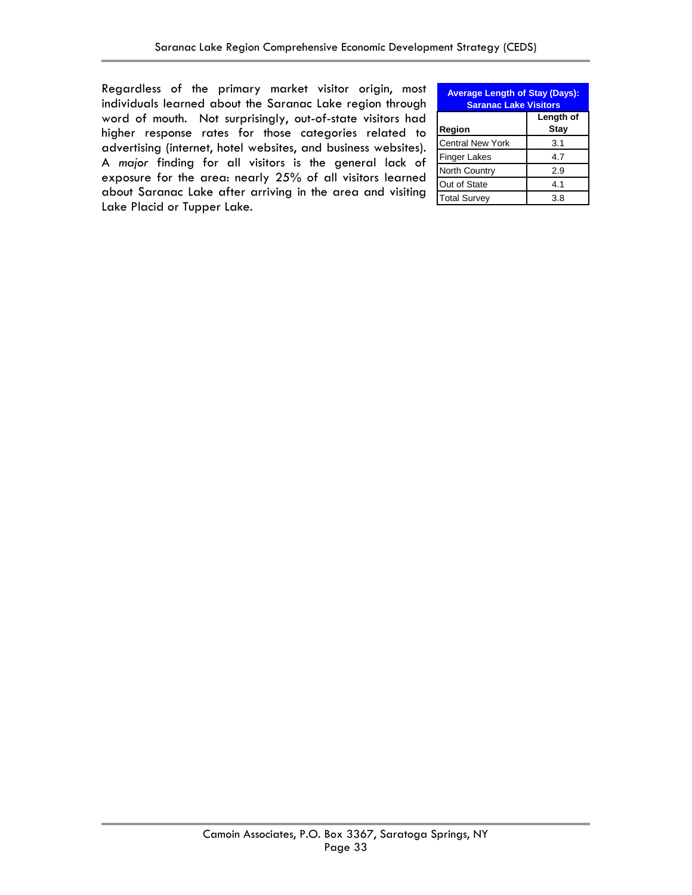Regardless of the primary market visitor origin, most individuals learned about the Saranac Lake region through word of mouth. Not surprisingly, out-of-state visitors had higher response rates for those categories related to advertising (internet, hotel websites, and business websites). A *major* finding for all visitors is the general lack of exposure for the area: nearly 25% of all visitors learned about Saranac Lake after arriving in the area and visiting Lake Placid or Tupper Lake.

| Average Length of Stay (Days): Saranac Lake Visitors | |
|---|---|
| **Region** | **Length of Stay** |
| Central New York | 3.1 |
| Finger Lakes | 4.7 |
| North Country | 2.9 |
| Out of State | 4.1 |
| Total Survey | 3.8 |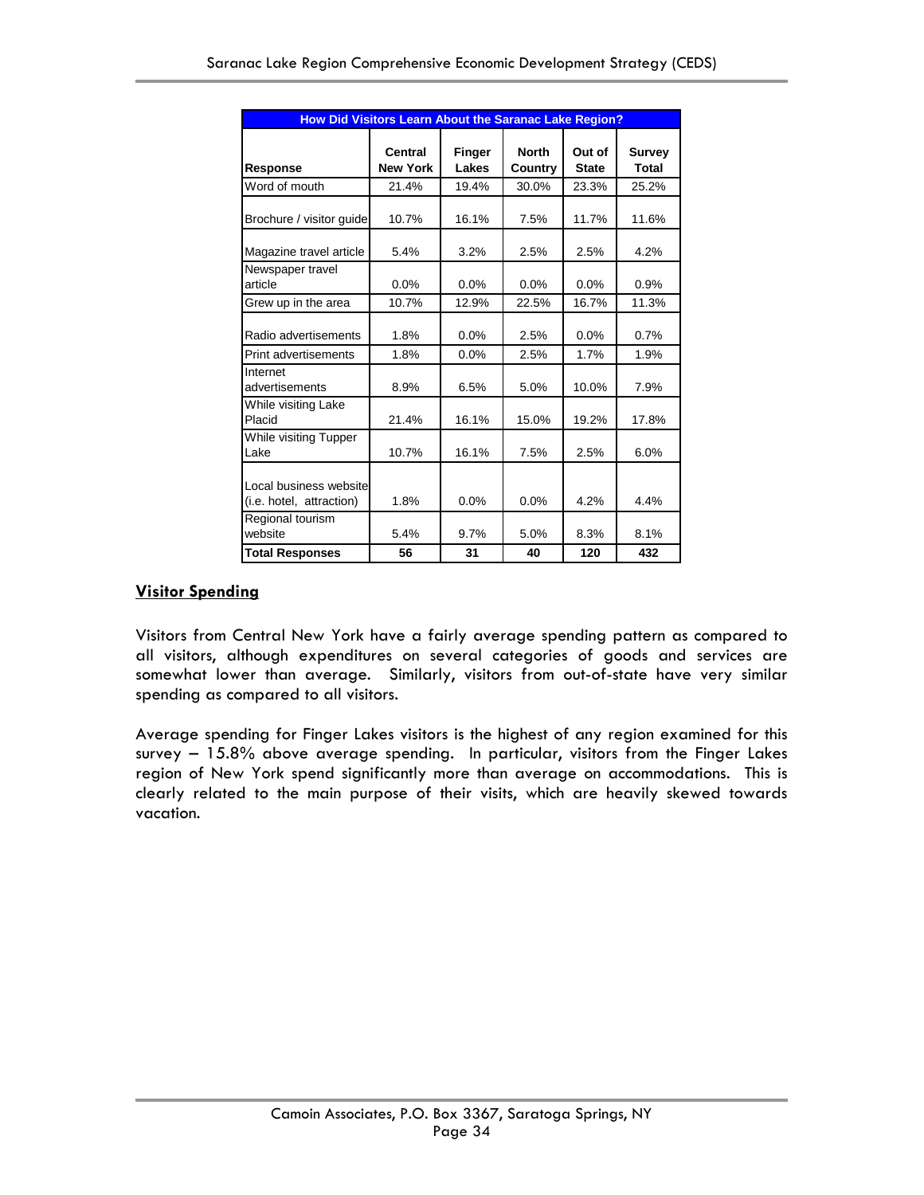| How Did Visitors Learn About the Saranac Lake Region? | | | | | |
|---|---|---|---|---|---|
| **Response** | **Central New York** | **Finger Lakes** | **North Country** | **Out of State** | **Survey Total** |
| Word of mouth | 21.4% | 19.4% | 30.0% | 23.3% | 25.2% |
| Brochure / visitor guide | 10.7% | 16.1% | 7.5% | 11.7% | 11.6% |
| Magazine travel article | 5.4% | 3.2% | 2.5% | 2.5% | 4.2% |
| Newspaper travel article | 0.0% | 0.0% | 0.0% | 0.0% | 0.9% |
| Grew up in the area | 10.7% | 12.9% | 22.5% | 16.7% | 11.3% |
| Radio advertisements | 1.8% | 0.0% | 2.5% | 0.0% | 0.7% |
| Print advertisements | 1.8% | 0.0% | 2.5% | 1.7% | 1.9% |
| Internet advertisements | 8.9% | 6.5% | 5.0% | 10.0% | 7.9% |
| While visiting Lake Placid | 21.4% | 16.1% | 15.0% | 19.2% | 17.8% |
| While visiting Tupper Lake | 10.7% | 16.1% | 7.5% | 2.5% | 6.0% |
| Local business website (i.e. hotel, attraction) | 1.8% | 0.0% | 0.0% | 4.2% | 4.4% |
| Regional tourism website | 5.4% | 9.7% | 5.0% | 8.3% | 8.1% |
| **Total Responses** | **56** | **31** | **40** | **120** | **432** |

## Visitor Spending

Visitors from Central New York have a fairly average spending pattern as compared to all visitors, although expenditures on several categories of goods and services are somewhat lower than average. Similarly, visitors from out-of-state have very similar spending as compared to all visitors.

Average spending for Finger Lakes visitors is the highest of any region examined for this survey – 15.8% above average spending. In particular, visitors from the Finger Lakes region of New York spend significantly more than average on accommodations. This is clearly related to the main purpose of their visits, which are heavily skewed towards vacation.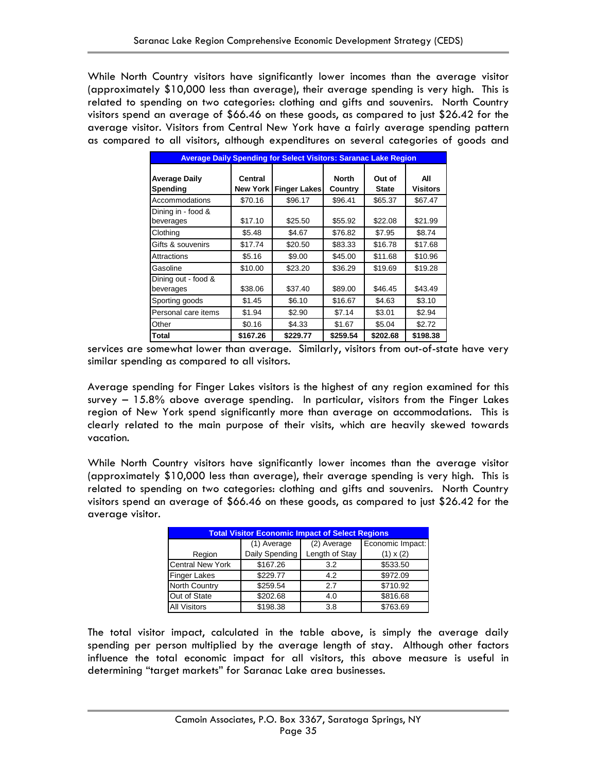While North Country visitors have significantly lower incomes than the average visitor (approximately $10,000 less than average), their average spending is very high. This is related to spending on two categories: clothing and gifts and souvenirs. North Country visitors spend an average of $66.46 on these goods, as compared to just $26.42 for the average visitor. Visitors from Central New York have a fairly average spending pattern as compared to all visitors, although expenditures on several categories of goods and services are somewhat lower than average. Similarly, visitors from out-of-state have very similar spending as compared to all visitors.

**Average Daily Spending for Select Visitors: Saranac Lake Region**

| Average Daily Spending | Central New York | Finger Lakes | North Country | Out of State | All Visitors |
|---|---|---|---|---|---|
| Accommodations | $70.16 | $96.17 | $96.41 | $65.37 | $67.47 |
| Dining in - food & beverages | $17.10 | $25.50 | $55.92 | $22.08 | $21.99 |
| Clothing | $5.48 | $4.67 | $76.82 | $7.95 | $8.74 |
| Gifts & souvenirs | $17.74 | $20.50 | $83.33 | $16.78 | $17.68 |
| Attractions | $5.16 | $9.00 | $45.00 | $11.68 | $10.96 |
| Gasoline | $10.00 | $23.20 | $36.29 | $19.69 | $19.28 |
| Dining out - food & beverages | $38.06 | $37.40 | $89.00 | $46.45 | $43.49 |
| Sporting goods | $1.45 | $6.10 | $16.67 | $4.63 | $3.10 |
| Personal care items | $1.94 | $2.90 | $7.14 | $3.01 | $2.94 |
| Other | $0.16 | $4.33 | $1.67 | $5.04 | $2.72 |
| **Total** | **$167.26** | **$229.77** | **$259.54** | **$202.68** | **$198.38** |

Average spending for Finger Lakes visitors is the highest of any region examined for this survey – 15.8% above average spending. In particular, visitors from the Finger Lakes region of New York spend significantly more than average on accommodations. This is clearly related to the main purpose of their visits, which are heavily skewed towards vacation.

While North Country visitors have significantly lower incomes than the average visitor (approximately $10,000 less than average), their average spending is very high. This is related to spending on two categories: clothing and gifts and souvenirs. North Country visitors spend an average of $66.46 on these goods, as compared to just $26.42 for the average visitor.

**Total Visitor Economic Impact of Select Regions**

| Region | (1) Average Daily Spending | (2) Average Length of Stay | Economic Impact: (1) x (2) |
|---|---|---|---|
| Central New York | $167.26 | 3.2 | $533.50 |
| Finger Lakes | $229.77 | 4.2 | $972.09 |
| North Country | $259.54 | 2.7 | $710.92 |
| Out of State | $202.68 | 4.0 | $816.68 |
| All Visitors | $198.38 | 3.8 | $763.69 |

The total visitor impact, calculated in the table above, is simply the average daily spending per person multiplied by the average length of stay. Although other factors influence the total economic impact for all visitors, this above measure is useful in determining "target markets" for Saranac Lake area businesses.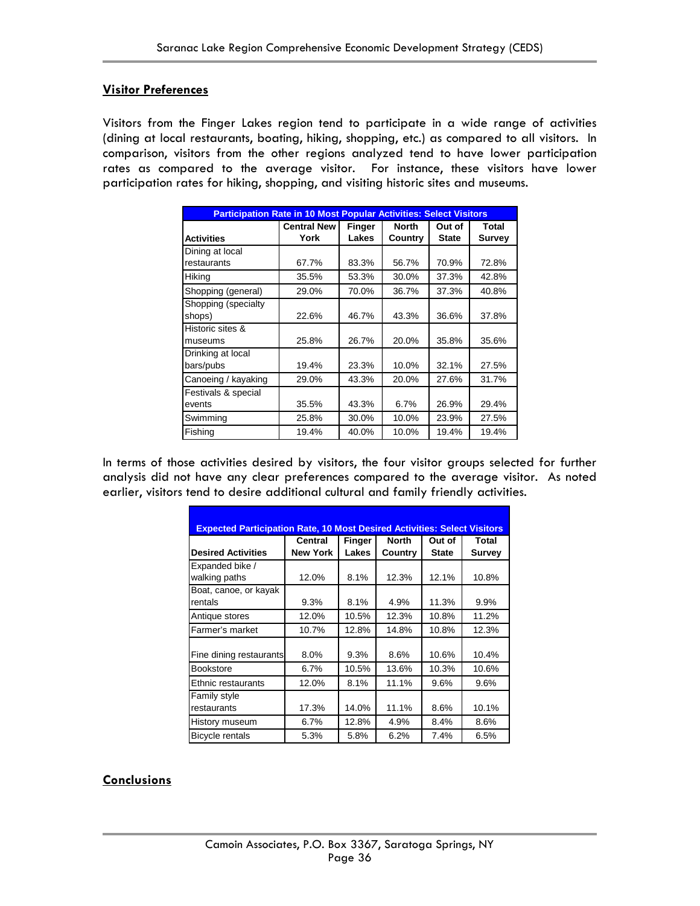## Visitor Preferences

Visitors from the Finger Lakes region tend to participate in a wide range of activities (dining at local restaurants, boating, hiking, shopping, etc.) as compared to all visitors. In comparison, visitors from the other regions analyzed tend to have lower participation rates as compared to the average visitor. For instance, these visitors have lower participation rates for hiking, shopping, and visiting historic sites and museums.

| Participation Rate in 10 Most Popular Activities: Select Visitors | | | | | |
|---|---|---|---|---|---|
| **Activities** | **Central New York** | **Finger Lakes** | **North Country** | **Out of State** | **Total Survey** |
| Dining at local restaurants | 67.7% | 83.3% | 56.7% | 70.9% | 72.8% |
| Hiking | 35.5% | 53.3% | 30.0% | 37.3% | 42.8% |
| Shopping (general) | 29.0% | 70.0% | 36.7% | 37.3% | 40.8% |
| Shopping (specialty shops) | 22.6% | 46.7% | 43.3% | 36.6% | 37.8% |
| Historic sites & museums | 25.8% | 26.7% | 20.0% | 35.8% | 35.6% |
| Drinking at local bars/pubs | 19.4% | 23.3% | 10.0% | 32.1% | 27.5% |
| Canoeing / kayaking | 29.0% | 43.3% | 20.0% | 27.6% | 31.7% |
| Festivals & special events | 35.5% | 43.3% | 6.7% | 26.9% | 29.4% |
| Swimming | 25.8% | 30.0% | 10.0% | 23.9% | 27.5% |
| Fishing | 19.4% | 40.0% | 10.0% | 19.4% | 19.4% |

In terms of those activities desired by visitors, the four visitor groups selected for further analysis did not have any clear preferences compared to the average visitor. As noted earlier, visitors tend to desire additional cultural and family friendly activities.

| Expected Participation Rate, 10 Most Desired Activities: Select Visitors | | | | | |
|---|---|---|---|---|---|
| **Desired Activities** | **Central New York** | **Finger Lakes** | **North Country** | **Out of State** | **Total Survey** |
| Expanded bike / walking paths | 12.0% | 8.1% | 12.3% | 12.1% | 10.8% |
| Boat, canoe, or kayak rentals | 9.3% | 8.1% | 4.9% | 11.3% | 9.9% |
| Antique stores | 12.0% | 10.5% | 12.3% | 10.8% | 11.2% |
| Farmer's market | 10.7% | 12.8% | 14.8% | 10.8% | 12.3% |
| Fine dining restaurants | 8.0% | 9.3% | 8.6% | 10.6% | 10.4% |
| Bookstore | 6.7% | 10.5% | 13.6% | 10.3% | 10.6% |
| Ethnic restaurants | 12.0% | 8.1% | 11.1% | 9.6% | 9.6% |
| Family style restaurants | 17.3% | 14.0% | 11.1% | 8.6% | 10.1% |
| History museum | 6.7% | 12.8% | 4.9% | 8.4% | 8.6% |
| Bicycle rentals | 5.3% | 5.8% | 6.2% | 7.4% | 6.5% |

## Conclusions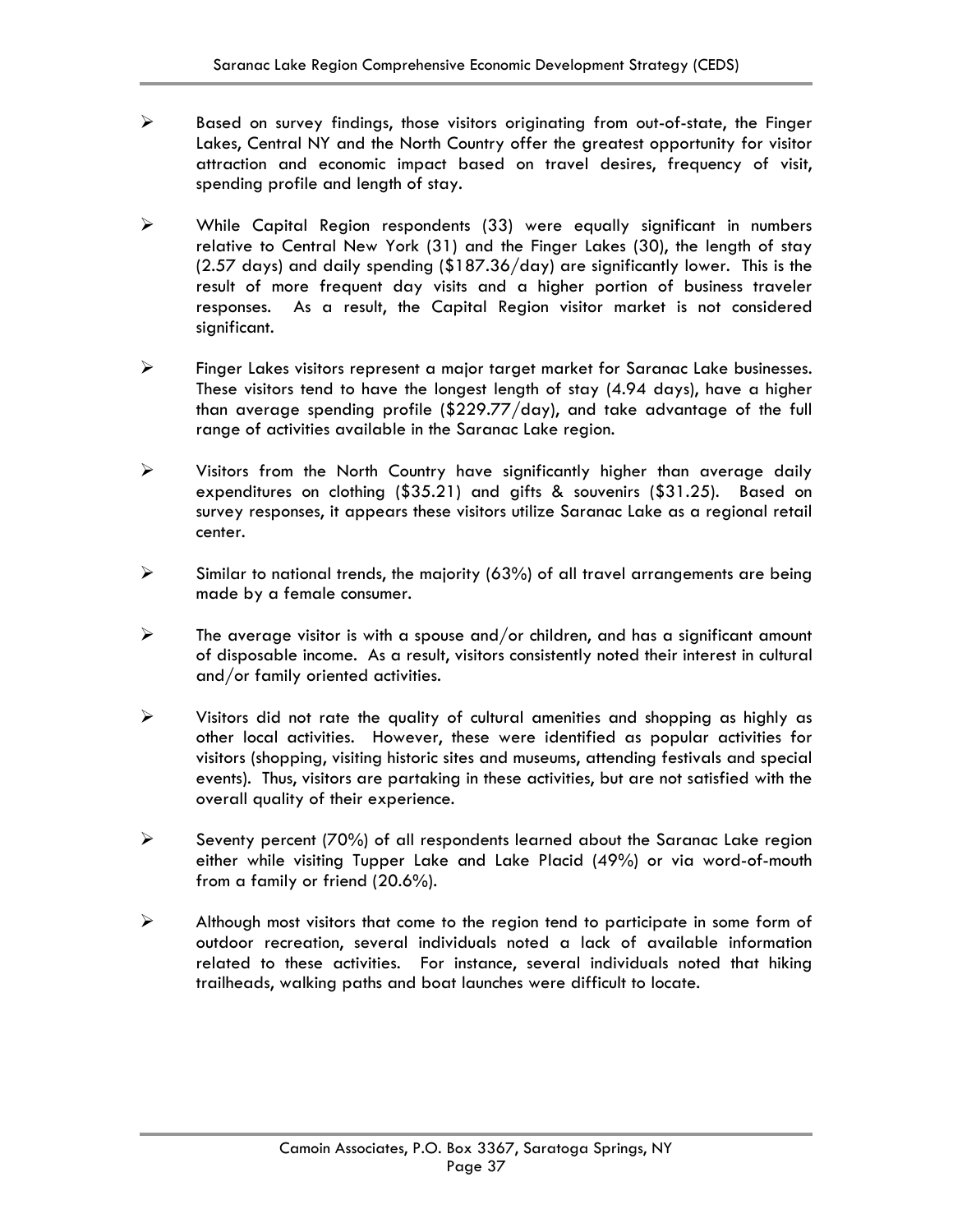- Based on survey findings, those visitors originating from out-of-state, the Finger Lakes, Central NY and the North Country offer the greatest opportunity for visitor attraction and economic impact based on travel desires, frequency of visit, spending profile and length of stay.

- While Capital Region respondents (33) were equally significant in numbers relative to Central New York (31) and the Finger Lakes (30), the length of stay (2.57 days) and daily spending ($187.36/day) are significantly lower. This is the result of more frequent day visits and a higher portion of business traveler responses. As a result, the Capital Region visitor market is not considered significant.

- Finger Lakes visitors represent a major target market for Saranac Lake businesses. These visitors tend to have the longest length of stay (4.94 days), have a higher than average spending profile ($229.77/day), and take advantage of the full range of activities available in the Saranac Lake region.

- Visitors from the North Country have significantly higher than average daily expenditures on clothing ($35.21) and gifts & souvenirs ($31.25). Based on survey responses, it appears these visitors utilize Saranac Lake as a regional retail center.

- Similar to national trends, the majority (63%) of all travel arrangements are being made by a female consumer.

- The average visitor is with a spouse and/or children, and has a significant amount of disposable income. As a result, visitors consistently noted their interest in cultural and/or family oriented activities.

- Visitors did not rate the quality of cultural amenities and shopping as highly as other local activities. However, these were identified as popular activities for visitors (shopping, visiting historic sites and museums, attending festivals and special events). Thus, visitors are partaking in these activities, but are not satisfied with the overall quality of their experience.

- Seventy percent (70%) of all respondents learned about the Saranac Lake region either while visiting Tupper Lake and Lake Placid (49%) or via word-of-mouth from a family or friend (20.6%).

- Although most visitors that come to the region tend to participate in some form of outdoor recreation, several individuals noted a lack of available information related to these activities. For instance, several individuals noted that hiking trailheads, walking paths and boat launches were difficult to locate.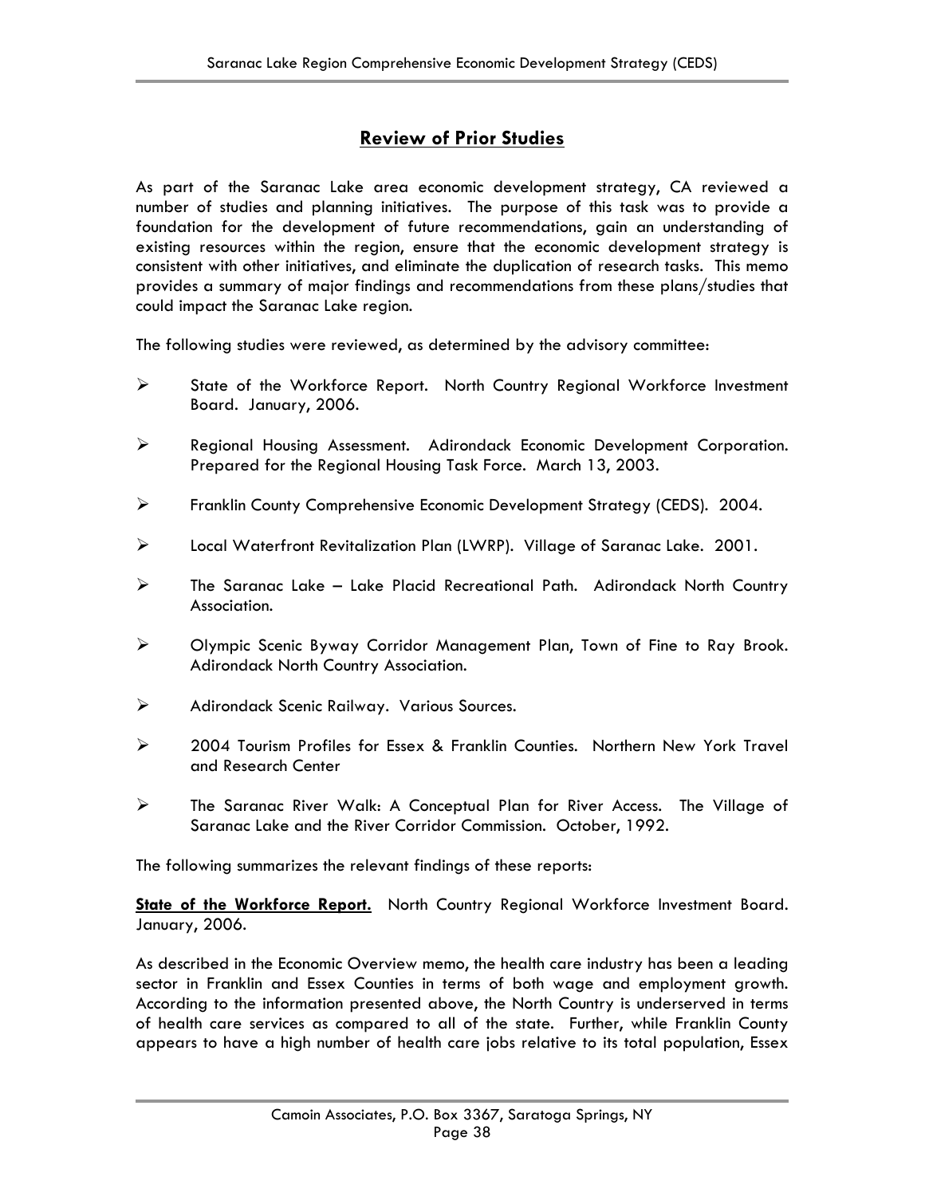## Review of Prior Studies

As part of the Saranac Lake area economic development strategy, CA reviewed a number of studies and planning initiatives. The purpose of this task was to provide a foundation for the development of future recommendations, gain an understanding of existing resources within the region, ensure that the economic development strategy is consistent with other initiatives, and eliminate the duplication of research tasks. This memo provides a summary of major findings and recommendations from these plans/studies that could impact the Saranac Lake region.

The following studies were reviewed, as determined by the advisory committee:

- State of the Workforce Report. North Country Regional Workforce Investment Board. January, 2006.
- Regional Housing Assessment. Adirondack Economic Development Corporation. Prepared for the Regional Housing Task Force. March 13, 2003.
- Franklin County Comprehensive Economic Development Strategy (CEDS). 2004.
- Local Waterfront Revitalization Plan (LWRP). Village of Saranac Lake. 2001.
- The Saranac Lake – Lake Placid Recreational Path. Adirondack North Country Association.
- Olympic Scenic Byway Corridor Management Plan, Town of Fine to Ray Brook. Adirondack North Country Association.
- Adirondack Scenic Railway. Various Sources.
- 2004 Tourism Profiles for Essex & Franklin Counties. Northern New York Travel and Research Center
- The Saranac River Walk: A Conceptual Plan for River Access. The Village of Saranac Lake and the River Corridor Commission. October, 1992.

The following summarizes the relevant findings of these reports:

**State of the Workforce Report.** North Country Regional Workforce Investment Board. January, 2006.

As described in the Economic Overview memo, the health care industry has been a leading sector in Franklin and Essex Counties in terms of both wage and employment growth. According to the information presented above, the North Country is underserved in terms of health care services as compared to all of the state. Further, while Franklin County appears to have a high number of health care jobs relative to its total population, Essex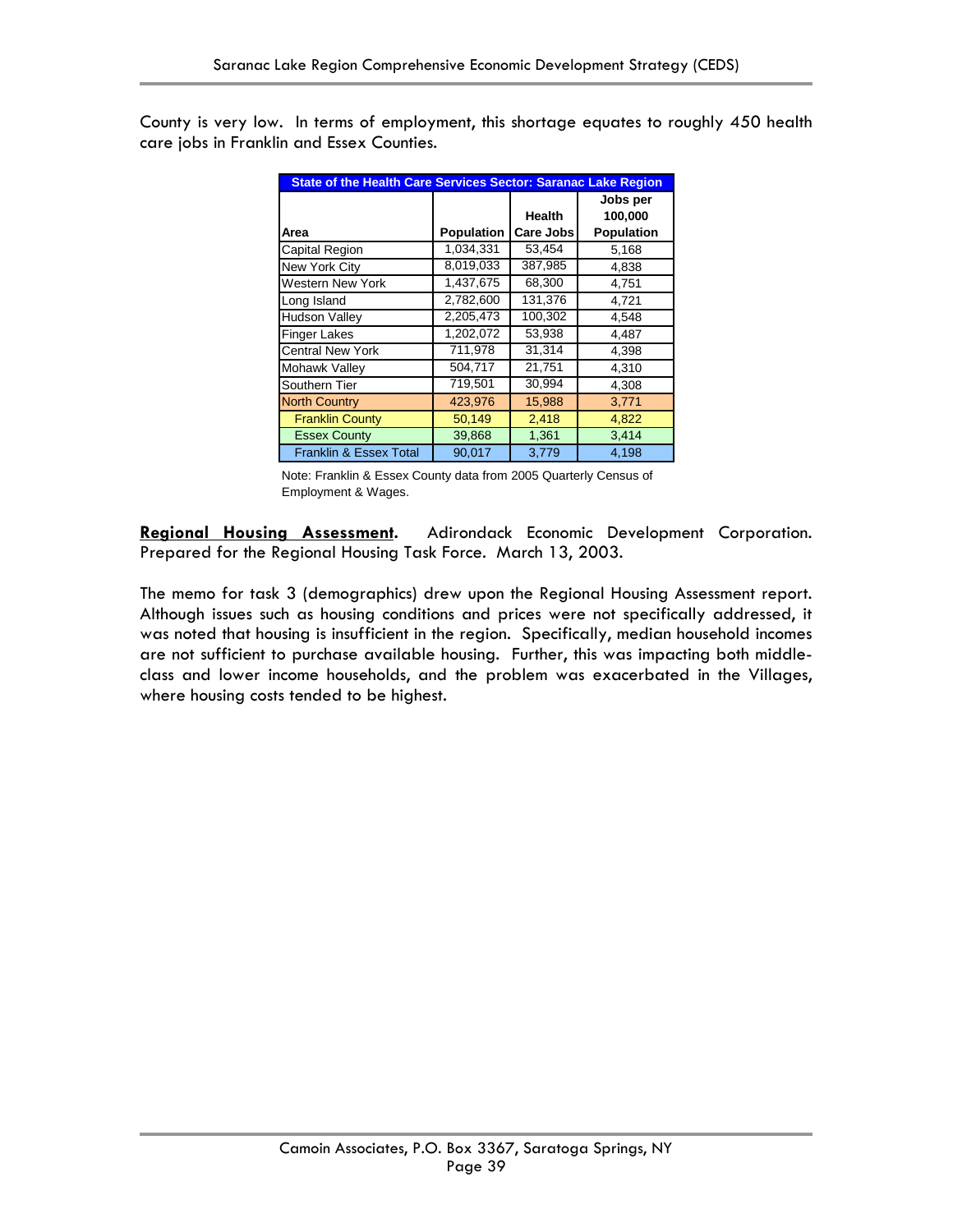County is very low. In terms of employment, this shortage equates to roughly 450 health care jobs in Franklin and Essex Counties.

| State of the Health Care Services Sector: Saranac Lake Region | | | |
|---|---|---|---|
| Area | Population | Health Care Jobs | Jobs per 100,000 Population |
| Capital Region | 1,034,331 | 53,454 | 5,168 |
| New York City | 8,019,033 | 387,985 | 4,838 |
| Western New York | 1,437,675 | 68,300 | 4,751 |
| Long Island | 2,782,600 | 131,376 | 4,721 |
| Hudson Valley | 2,205,473 | 100,302 | 4,548 |
| Finger Lakes | 1,202,072 | 53,938 | 4,487 |
| Central New York | 711,978 | 31,314 | 4,398 |
| Mohawk Valley | 504,717 | 21,751 | 4,310 |
| Southern Tier | 719,501 | 30,994 | 4,308 |
| North Country | 423,976 | 15,988 | 3,771 |
| Franklin County | 50,149 | 2,418 | 4,822 |
| Essex County | 39,868 | 1,361 | 3,414 |
| Franklin & Essex Total | 90,017 | 3,779 | 4,198 |

Note: Franklin & Essex County data from 2005 Quarterly Census of Employment & Wages.

**Regional Housing Assessment.** Adirondack Economic Development Corporation. Prepared for the Regional Housing Task Force. March 13, 2003.

The memo for task 3 (demographics) drew upon the Regional Housing Assessment report. Although issues such as housing conditions and prices were not specifically addressed, it was noted that housing is insufficient in the region. Specifically, median household incomes are not sufficient to purchase available housing. Further, this was impacting both middle-class and lower income households, and the problem was exacerbated in the Villages, where housing costs tended to be highest.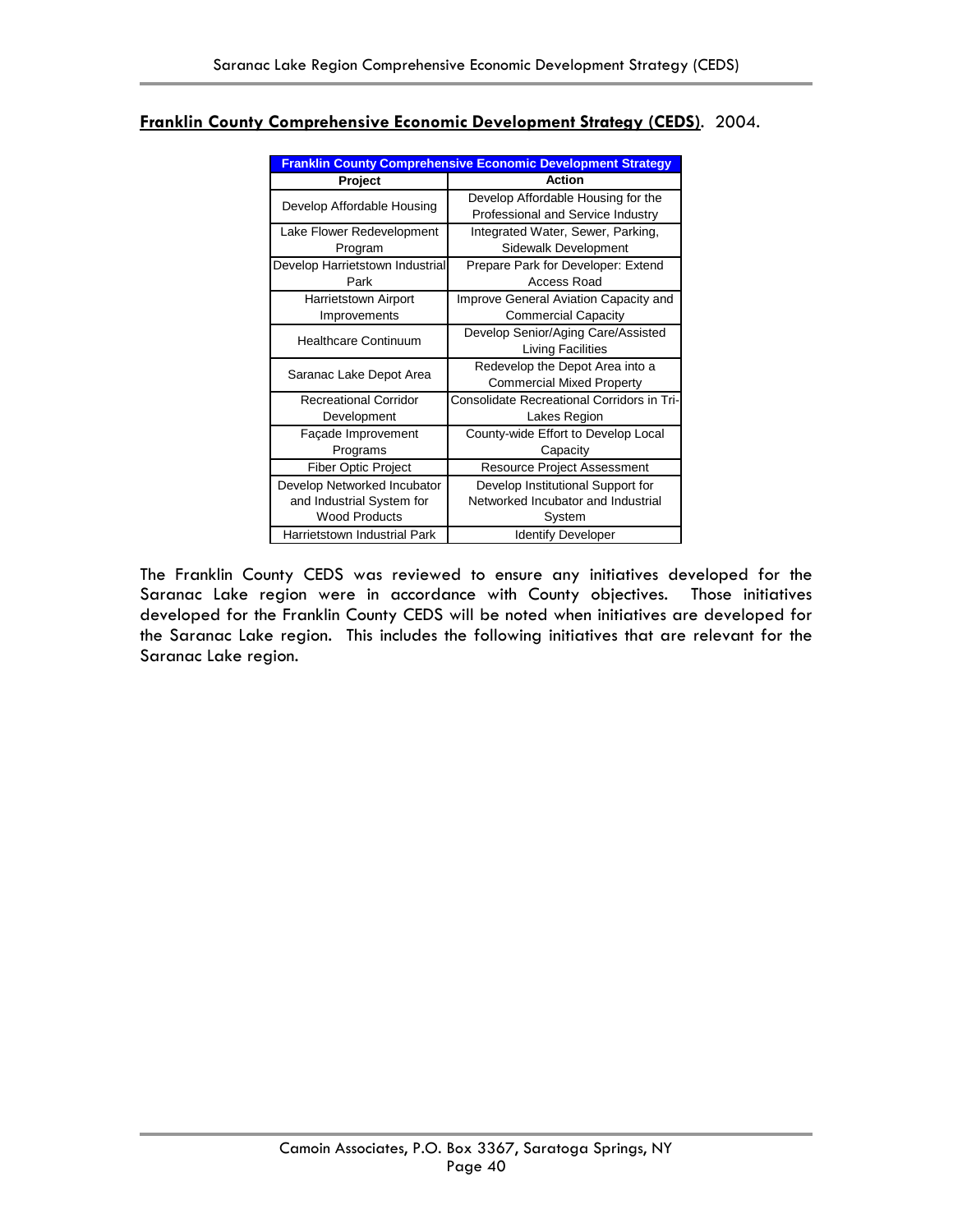**Franklin County Comprehensive Economic Development Strategy (CEDS)**. 2004.

| Franklin County Comprehensive Economic Development Strategy | |
|---|---|
| **Project** | **Action** |
| Develop Affordable Housing | Develop Affordable Housing for the Professional and Service Industry |
| Lake Flower Redevelopment Program | Integrated Water, Sewer, Parking, Sidewalk Development |
| Develop Harrietstown Industrial Park | Prepare Park for Developer: Extend Access Road |
| Harrietstown Airport Improvements | Improve General Aviation Capacity and Commercial Capacity |
| Healthcare Continuum | Develop Senior/Aging Care/Assisted Living Facilities |
| Saranac Lake Depot Area | Redevelop the Depot Area into a Commercial Mixed Property |
| Recreational Corridor Development | Consolidate Recreational Corridors in Tri-Lakes Region |
| Façade Improvement Programs | County-wide Effort to Develop Local Capacity |
| Fiber Optic Project | Resource Project Assessment |
| Develop Networked Incubator and Industrial System for Wood Products | Develop Institutional Support for Networked Incubator and Industrial System |
| Harrietstown Industrial Park | Identify Developer |

The Franklin County CEDS was reviewed to ensure any initiatives developed for the Saranac Lake region were in accordance with County objectives. Those initiatives developed for the Franklin County CEDS will be noted when initiatives are developed for the Saranac Lake region. This includes the following initiatives that are relevant for the Saranac Lake region.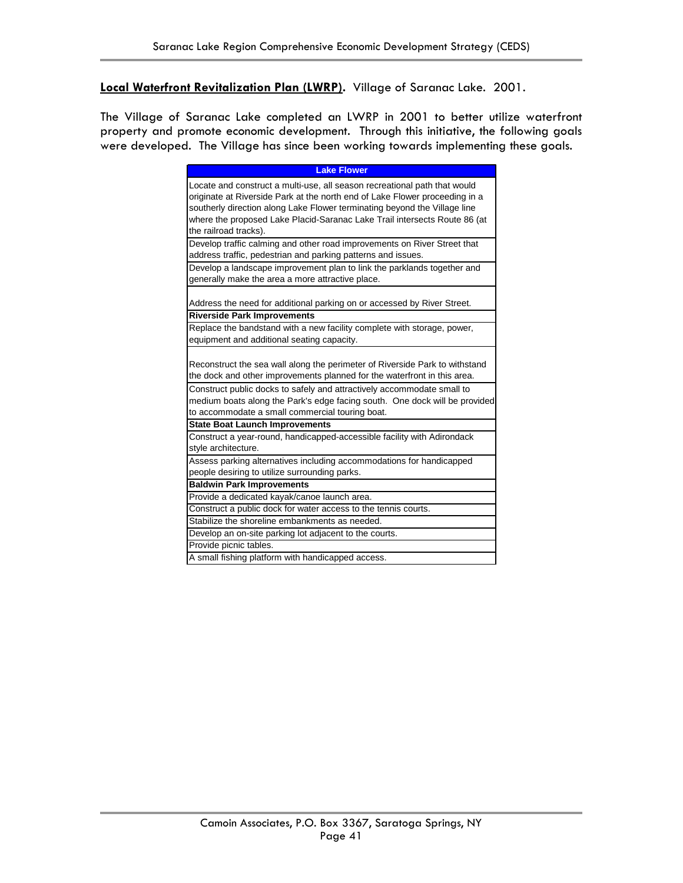**Local Waterfront Revitalization Plan (LWRP).** Village of Saranac Lake. 2001.

The Village of Saranac Lake completed an LWRP in 2001 to better utilize waterfront property and promote economic development. Through this initiative, the following goals were developed. The Village has since been working towards implementing these goals.

| Lake Flower |
| --- |
| Locate and construct a multi-use, all season recreational path that would originate at Riverside Park at the north end of Lake Flower proceeding in a southerly direction along Lake Flower terminating beyond the Village line where the proposed Lake Placid-Saranac Lake Trail intersects Route 86 (at the railroad tracks). |
| Develop traffic calming and other road improvements on River Street that address traffic, pedestrian and parking patterns and issues. |
| Develop a landscape improvement plan to link the parklands together and generally make the area a more attractive place. |
| Address the need for additional parking on or accessed by River Street. |
| **Riverside Park Improvements** |
| Replace the bandstand with a new facility complete with storage, power, equipment and additional seating capacity. |
| Reconstruct the sea wall along the perimeter of Riverside Park to withstand the dock and other improvements planned for the waterfront in this area. |
| Construct public docks to safely and attractively accommodate small to medium boats along the Park's edge facing south. One dock will be provided to accommodate a small commercial touring boat. |
| **State Boat Launch Improvements** |
| Construct a year-round, handicapped-accessible facility with Adirondack style architecture. |
| Assess parking alternatives including accommodations for handicapped people desiring to utilize surrounding parks. |
| **Baldwin Park Improvements** |
| Provide a dedicated kayak/canoe launch area. |
| Construct a public dock for water access to the tennis courts. |
| Stabilize the shoreline embankments as needed. |
| Develop an on-site parking lot adjacent to the courts. |
| Provide picnic tables. |
| A small fishing platform with handicapped access. |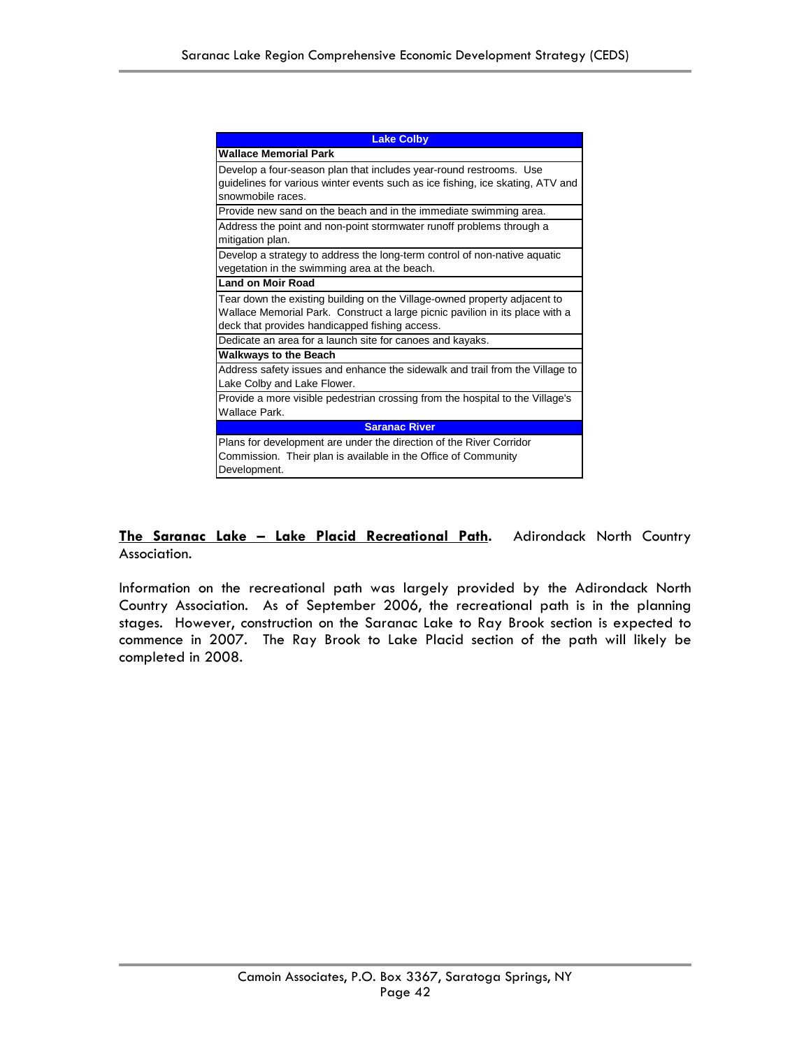| Lake Colby |
| --- |
| **Wallace Memorial Park** |
| Develop a four-season plan that includes year-round restrooms. Use guidelines for various winter events such as ice fishing, ice skating, ATV and snowmobile races. |
| Provide new sand on the beach and in the immediate swimming area. |
| Address the point and non-point stormwater runoff problems through a mitigation plan. |
| Develop a strategy to address the long-term control of non-native aquatic vegetation in the swimming area at the beach. |
| **Land on Moir Road** |
| Tear down the existing building on the Village-owned property adjacent to Wallace Memorial Park. Construct a large picnic pavilion in its place with a deck that provides handicapped fishing access. |
| Dedicate an area for a launch site for canoes and kayaks. |
| **Walkways to the Beach** |
| Address safety issues and enhance the sidewalk and trail from the Village to Lake Colby and Lake Flower. |
| Provide a more visible pedestrian crossing from the hospital to the Village's Wallace Park. |
| **Saranac River** |
| Plans for development are under the direction of the River Corridor Commission. Their plan is available in the Office of Community Development. |

**The Saranac Lake – Lake Placid Recreational Path.** Adirondack North Country Association.

Information on the recreational path was largely provided by the Adirondack North Country Association. As of September 2006, the recreational path is in the planning stages. However, construction on the Saranac Lake to Ray Brook section is expected to commence in 2007. The Ray Brook to Lake Placid section of the path will likely be completed in 2008.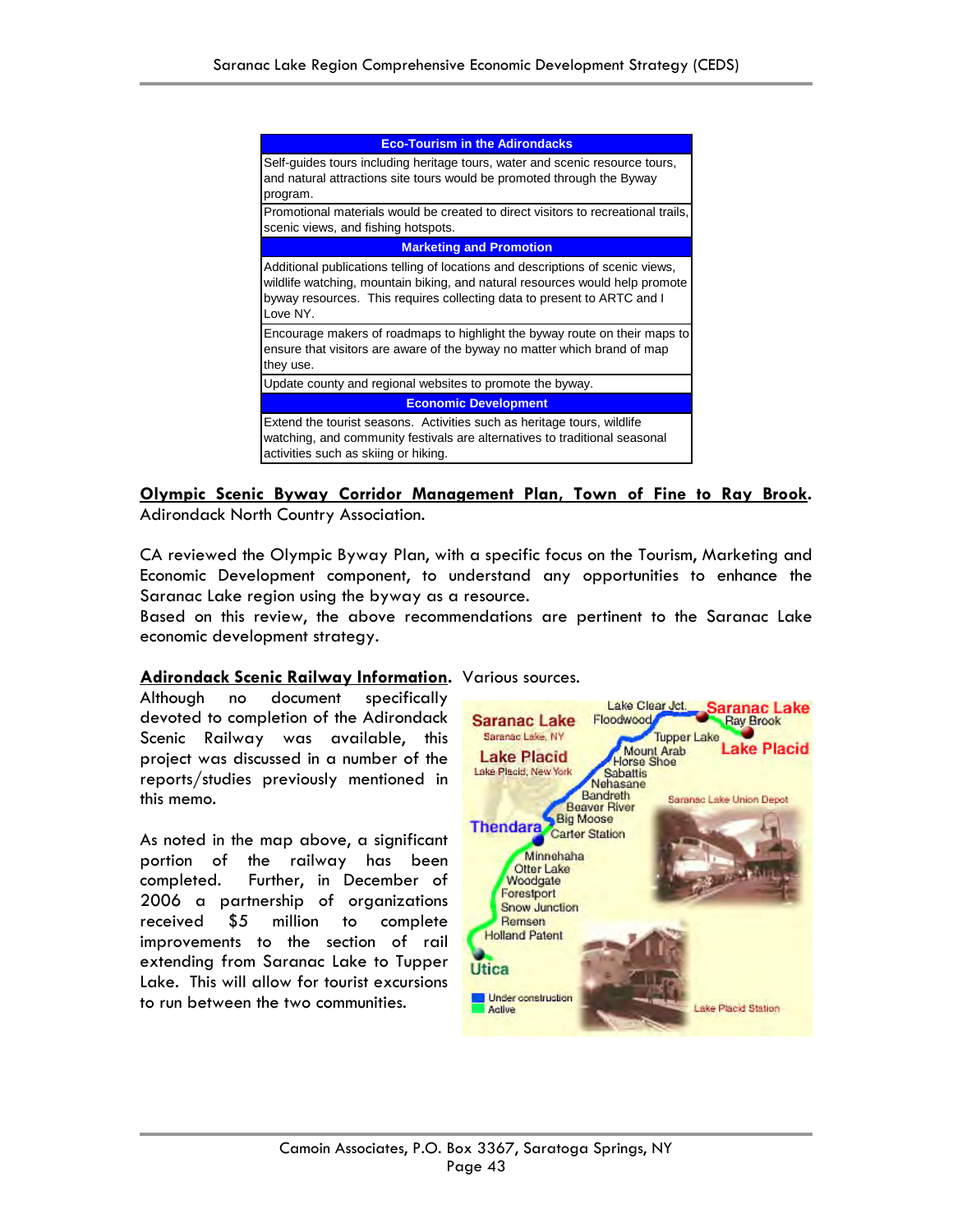| Eco-Tourism in the Adirondacks |
|---|
| Self-guides tours including heritage tours, water and scenic resource tours, and natural attractions site tours would be promoted through the Byway program. |
| Promotional materials would be created to direct visitors to recreational trails, scenic views, and fishing hotspots. |
| **Marketing and Promotion** |
| Additional publications telling of locations and descriptions of scenic views, wildlife watching, mountain biking, and natural resources would help promote byway resources. This requires collecting data to present to ARTC and I Love NY. |
| Encourage makers of roadmaps to highlight the byway route on their maps to ensure that visitors are aware of the byway no matter which brand of map they use. |
| Update county and regional websites to promote the byway. |
| **Economic Development** |
| Extend the tourist seasons. Activities such as heritage tours, wildlife watching, and community festivals are alternatives to traditional seasonal activities such as skiing or hiking. |

**Olympic Scenic Byway Corridor Management Plan, Town of Fine to Ray Brook.** Adirondack North Country Association.

CA reviewed the Olympic Byway Plan, with a specific focus on the Tourism, Marketing and Economic Development component, to understand any opportunities to enhance the Saranac Lake region using the byway as a resource.
Based on this review, the above recommendations are pertinent to the Saranac Lake economic development strategy.

**Adirondack Scenic Railway Information.** Various sources.

Although no document specifically devoted to completion of the Adirondack Scenic Railway was available, this project was discussed in a number of the reports/studies previously mentioned in this memo.

As noted in the map above, a significant portion of the railway has been completed. Further, in December of 2006 a partnership of organizations received $5 million to complete improvements to the section of rail extending from Saranac Lake to Tupper Lake. This will allow for tourist excursions to run between the two communities.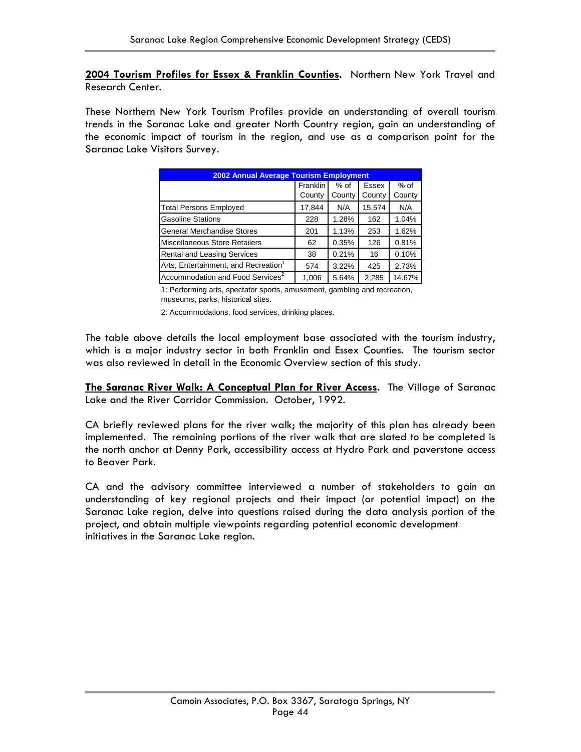**2004 Tourism Profiles for Essex & Franklin Counties.** Northern New York Travel and Research Center.

These Northern New York Tourism Profiles provide an understanding of overall tourism trends in the Saranac Lake and greater North Country region, gain an understanding of the economic impact of tourism in the region, and use as a comparison point for the Saranac Lake Visitors Survey.

| 2002 Annual Average Tourism Employment | | | | |
|---|---|---|---|---|
| | Franklin County | % of County | Essex County | % of County |
| Total Persons Employed | 17,844 | N/A | 15,574 | N/A |
| Gasoline Stations | 228 | 1.28% | 162 | 1.04% |
| General Merchandise Stores | 201 | 1.13% | 253 | 1.62% |
| Miscellaneous Store Retailers | 62 | 0.35% | 126 | 0.81% |
| Rental and Leasing Services | 38 | 0.21% | 16 | 0.10% |
| Arts, Entertainment, and Recreation[1] | 574 | 3.22% | 425 | 2.73% |
| Accommodation and Food Services[2] | 1,006 | 5.64% | 2,285 | 14.67% |

1: Performing arts, spectator sports, amusement, gambling and recreation, museums, parks, historical sites.

2: Accommodations, food services, drinking places.

The table above details the local employment base associated with the tourism industry, which is a major industry sector in both Franklin and Essex Counties. The tourism sector was also reviewed in detail in the Economic Overview section of this study.

**The Saranac River Walk: A Conceptual Plan for River Access.** The Village of Saranac Lake and the River Corridor Commission. October, 1992.

CA briefly reviewed plans for the river walk; the majority of this plan has already been implemented. The remaining portions of the river walk that are slated to be completed is the north anchor at Denny Park, accessibility access at Hydro Park and paverstone access to Beaver Park.

CA and the advisory committee interviewed a number of stakeholders to gain an understanding of key regional projects and their impact (or potential impact) on the Saranac Lake region, delve into questions raised during the data analysis portion of the project, and obtain multiple viewpoints regarding potential economic development initiatives in the Saranac Lake region.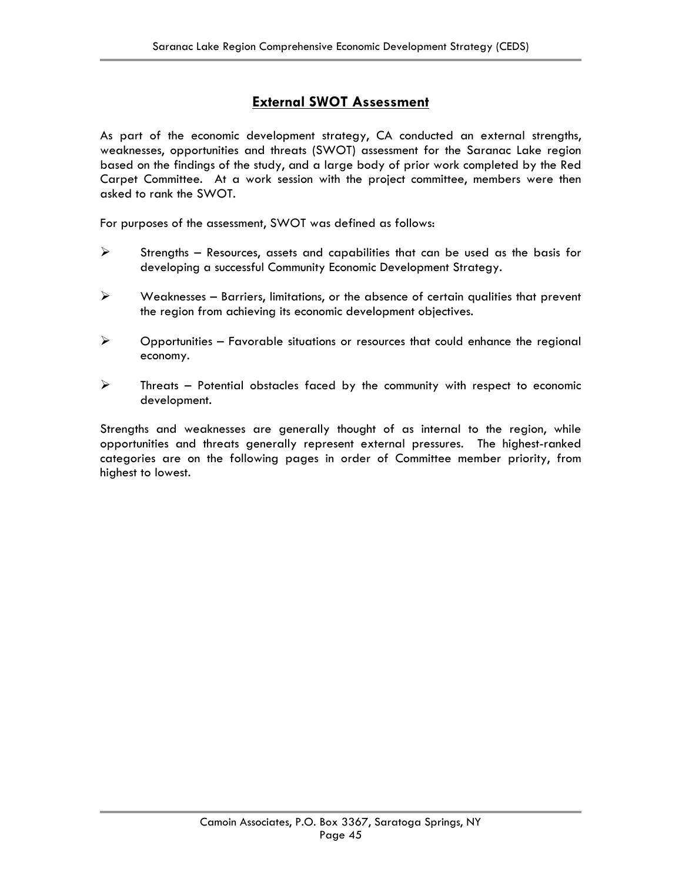## External SWOT Assessment

As part of the economic development strategy, CA conducted an external strengths, weaknesses, opportunities and threats (SWOT) assessment for the Saranac Lake region based on the findings of the study, and a large body of prior work completed by the Red Carpet Committee. At a work session with the project committee, members were then asked to rank the SWOT.

For purposes of the assessment, SWOT was defined as follows:

- Strengths – Resources, assets and capabilities that can be used as the basis for developing a successful Community Economic Development Strategy.
- Weaknesses – Barriers, limitations, or the absence of certain qualities that prevent the region from achieving its economic development objectives.
- Opportunities – Favorable situations or resources that could enhance the regional economy.
- Threats – Potential obstacles faced by the community with respect to economic development.

Strengths and weaknesses are generally thought of as internal to the region, while opportunities and threats generally represent external pressures. The highest-ranked categories are on the following pages in order of Committee member priority, from highest to lowest.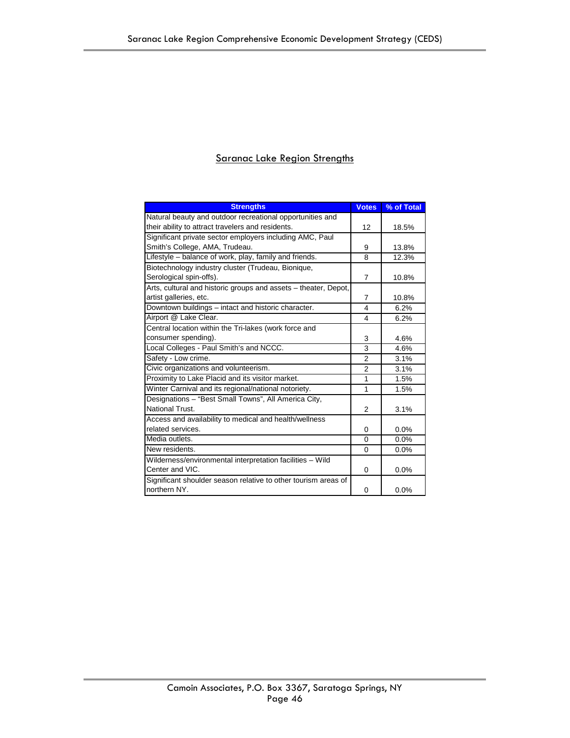## Saranac Lake Region Strengths

| Strengths | Votes | % of Total |
|---|---|---|
| Natural beauty and outdoor recreational opportunities and their ability to attract travelers and residents. | 12 | 18.5% |
| Significant private sector employers including AMC, Paul Smith's College, AMA, Trudeau. | 9 | 13.8% |
| Lifestyle – balance of work, play, family and friends. | 8 | 12.3% |
| Biotechnology industry cluster (Trudeau, Bionique, Serological spin-offs). | 7 | 10.8% |
| Arts, cultural and historic groups and assets – theater, Depot, artist galleries, etc. | 7 | 10.8% |
| Downtown buildings – intact and historic character. | 4 | 6.2% |
| Airport @ Lake Clear. | 4 | 6.2% |
| Central location within the Tri-lakes (work force and consumer spending). | 3 | 4.6% |
| Local Colleges - Paul Smith's and NCCC. | 3 | 4.6% |
| Safety - Low crime. | 2 | 3.1% |
| Civic organizations and volunteerism. | 2 | 3.1% |
| Proximity to Lake Placid and its visitor market. | 1 | 1.5% |
| Winter Carnival and its regional/national notoriety. | 1 | 1.5% |
| Designations – "Best Small Towns", All America City, National Trust. | 2 | 3.1% |
| Access and availability to medical and health/wellness related services. | 0 | 0.0% |
| Media outlets. | 0 | 0.0% |
| New residents. | 0 | 0.0% |
| Wilderness/environmental interpretation facilities – Wild Center and VIC. | 0 | 0.0% |
| Significant shoulder season relative to other tourism areas of northern NY. | 0 | 0.0% |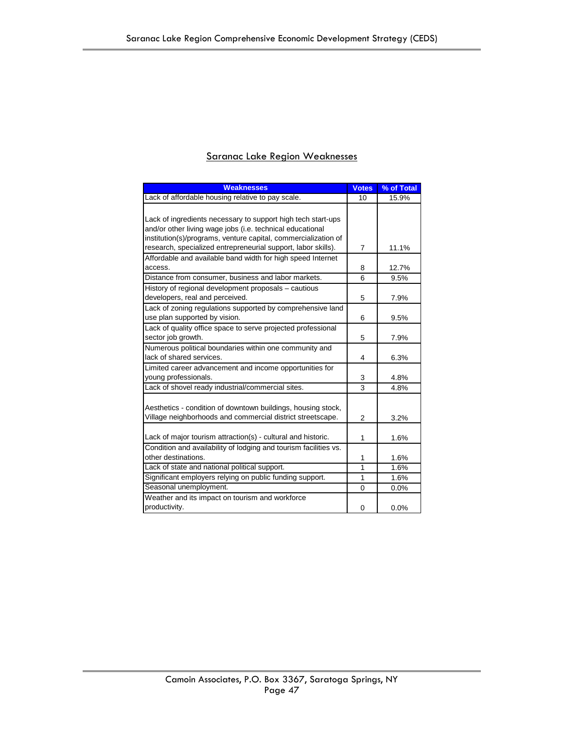## Saranac Lake Region Weaknesses

| Weaknesses | Votes | % of Total |
|---|---|---|
| Lack of affordable housing relative to pay scale. | 10 | 15.9% |
| Lack of ingredients necessary to support high tech start-ups and/or other living wage jobs (i.e. technical educational institution(s)/programs, venture capital, commercialization of research, specialized entrepreneurial support, labor skills). | 7 | 11.1% |
| Affordable and available band width for high speed Internet access. | 8 | 12.7% |
| Distance from consumer, business and labor markets. | 6 | 9.5% |
| History of regional development proposals – cautious developers, real and perceived. | 5 | 7.9% |
| Lack of zoning regulations supported by comprehensive land use plan supported by vision. | 6 | 9.5% |
| Lack of quality office space to serve projected professional sector job growth. | 5 | 7.9% |
| Numerous political boundaries within one community and lack of shared services. | 4 | 6.3% |
| Limited career advancement and income opportunities for young professionals. | 3 | 4.8% |
| Lack of shovel ready industrial/commercial sites. | 3 | 4.8% |
| Aesthetics - condition of downtown buildings, housing stock, Village neighborhoods and commercial district streetscape. | 2 | 3.2% |
| Lack of major tourism attraction(s) - cultural and historic. | 1 | 1.6% |
| Condition and availability of lodging and tourism facilities vs. other destinations. | 1 | 1.6% |
| Lack of state and national political support. | 1 | 1.6% |
| Significant employers relying on public funding support. | 1 | 1.6% |
| Seasonal unemployment. | 0 | 0.0% |
| Weather and its impact on tourism and workforce productivity. | 0 | 0.0% |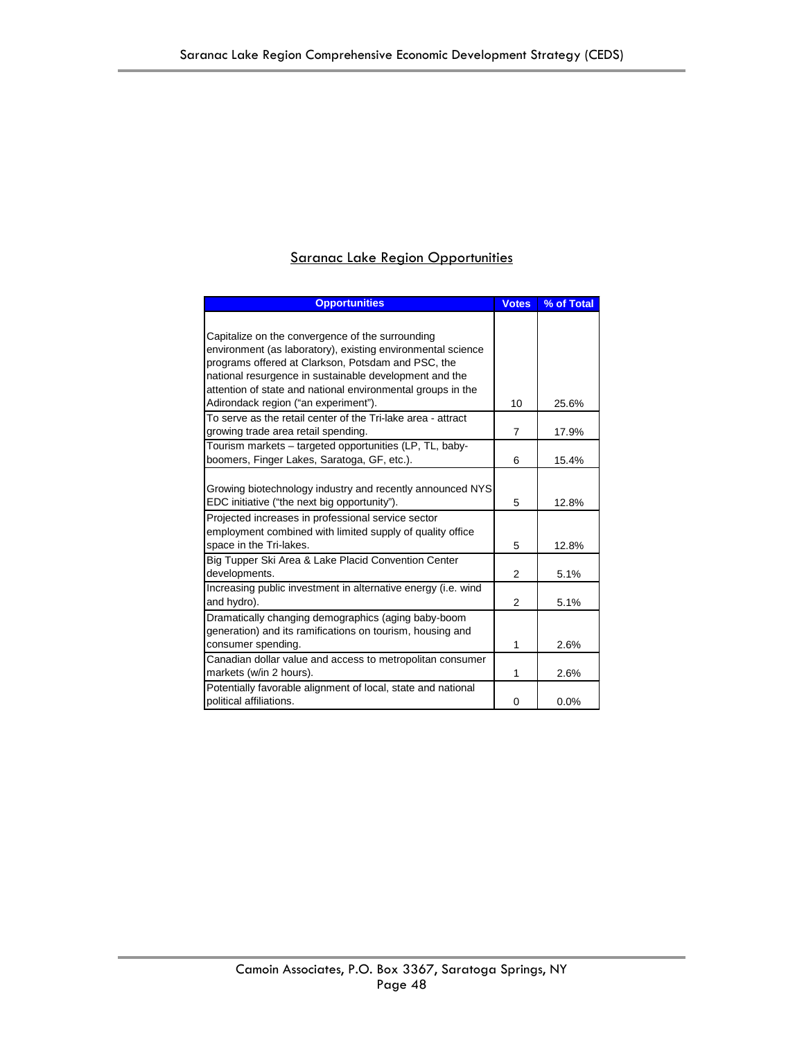## Saranac Lake Region Opportunities

| Opportunities | Votes | % of Total |
|---|---|---|
| Capitalize on the convergence of the surrounding environment (as laboratory), existing environmental science programs offered at Clarkson, Potsdam and PSC, the national resurgence in sustainable development and the attention of state and national environmental groups in the Adirondack region ("an experiment"). | 10 | 25.6% |
| To serve as the retail center of the Tri-lake area - attract growing trade area retail spending. | 7 | 17.9% |
| Tourism markets – targeted opportunities (LP, TL, baby-boomers, Finger Lakes, Saratoga, GF, etc.). | 6 | 15.4% |
| Growing biotechnology industry and recently announced NYS EDC initiative ("the next big opportunity"). | 5 | 12.8% |
| Projected increases in professional service sector employment combined with limited supply of quality office space in the Tri-lakes. | 5 | 12.8% |
| Big Tupper Ski Area & Lake Placid Convention Center developments. | 2 | 5.1% |
| Increasing public investment in alternative energy (i.e. wind and hydro). | 2 | 5.1% |
| Dramatically changing demographics (aging baby-boom generation) and its ramifications on tourism, housing and consumer spending. | 1 | 2.6% |
| Canadian dollar value and access to metropolitan consumer markets (w/in 2 hours). | 1 | 2.6% |
| Potentially favorable alignment of local, state and national political affiliations. | 0 | 0.0% |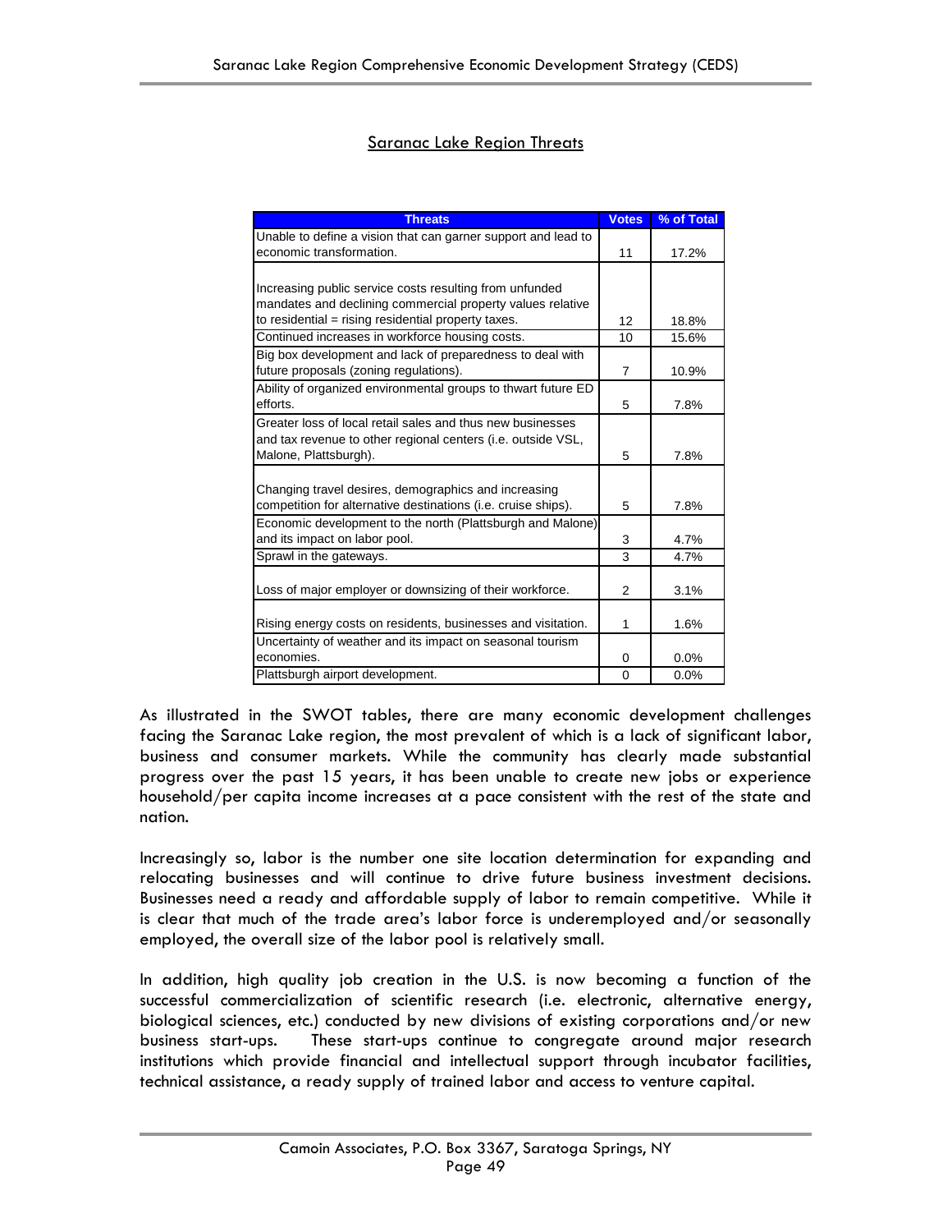## Saranac Lake Region Threats

| Threats | Votes | % of Total |
|---|---|---|
| Unable to define a vision that can garner support and lead to economic transformation. | 11 | 17.2% |
| Increasing public service costs resulting from unfunded mandates and declining commercial property values relative to residential = rising residential property taxes. | 12 | 18.8% |
| Continued increases in workforce housing costs. | 10 | 15.6% |
| Big box development and lack of preparedness to deal with future proposals (zoning regulations). | 7 | 10.9% |
| Ability of organized environmental groups to thwart future ED efforts. | 5 | 7.8% |
| Greater loss of local retail sales and thus new businesses and tax revenue to other regional centers (i.e. outside VSL, Malone, Plattsburgh). | 5 | 7.8% |
| Changing travel desires, demographics and increasing competition for alternative destinations (i.e. cruise ships). | 5 | 7.8% |
| Economic development to the north (Plattsburgh and Malone) and its impact on labor pool. | 3 | 4.7% |
| Sprawl in the gateways. | 3 | 4.7% |
| Loss of major employer or downsizing of their workforce. | 2 | 3.1% |
| Rising energy costs on residents, businesses and visitation. | 1 | 1.6% |
| Uncertainty of weather and its impact on seasonal tourism economies. | 0 | 0.0% |
| Plattsburgh airport development. | 0 | 0.0% |

As illustrated in the SWOT tables, there are many economic development challenges facing the Saranac Lake region, the most prevalent of which is a lack of significant labor, business and consumer markets. While the community has clearly made substantial progress over the past 15 years, it has been unable to create new jobs or experience household/per capita income increases at a pace consistent with the rest of the state and nation.

Increasingly so, labor is the number one site location determination for expanding and relocating businesses and will continue to drive future business investment decisions. Businesses need a ready and affordable supply of labor to remain competitive. While it is clear that much of the trade area's labor force is underemployed and/or seasonally employed, the overall size of the labor pool is relatively small.

In addition, high quality job creation in the U.S. is now becoming a function of the successful commercialization of scientific research (i.e. electronic, alternative energy, biological sciences, etc.) conducted by new divisions of existing corporations and/or new business start-ups. These start-ups continue to congregate around major research institutions which provide financial and intellectual support through incubator facilities, technical assistance, a ready supply of trained labor and access to venture capital.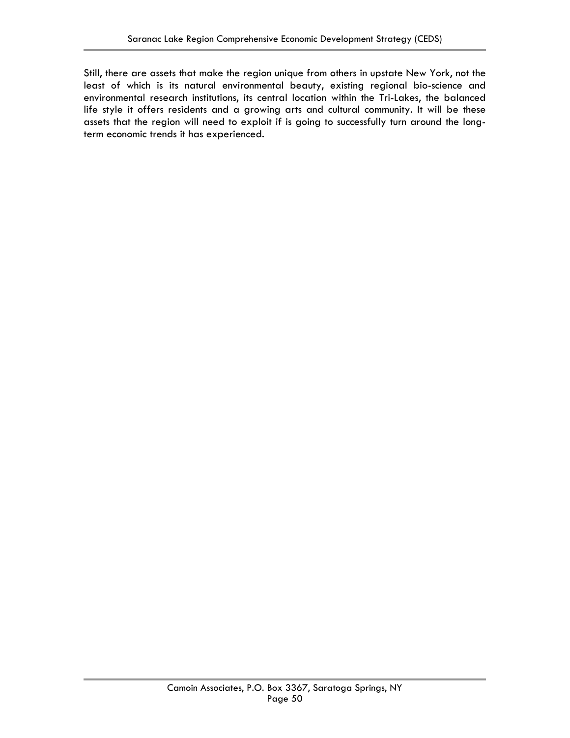Still, there are assets that make the region unique from others in upstate New York, not the least of which is its natural environmental beauty, existing regional bio-science and environmental research institutions, its central location within the Tri-Lakes, the balanced life style it offers residents and a growing arts and cultural community. It will be these assets that the region will need to exploit if is going to successfully turn around the long-term economic trends it has experienced.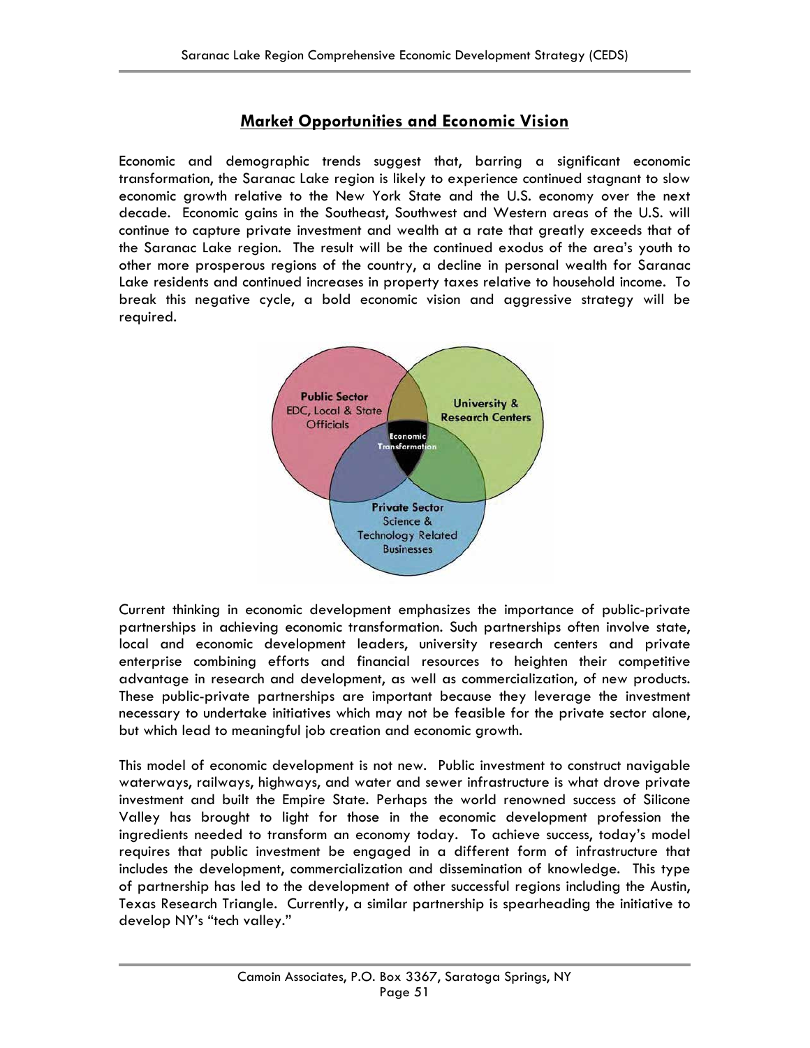## Market Opportunities and Economic Vision

Economic and demographic trends suggest that, barring a significant economic transformation, the Saranac Lake region is likely to experience continued stagnant to slow economic growth relative to the New York State and the U.S. economy over the next decade. Economic gains in the Southeast, Southwest and Western areas of the U.S. will continue to capture private investment and wealth at a rate that greatly exceeds that of the Saranac Lake region. The result will be the continued exodus of the area's youth to other more prosperous regions of the country, a decline in personal wealth for Saranac Lake residents and continued increases in property taxes relative to household income. To break this negative cycle, a bold economic vision and aggressive strategy will be required.

**Public Sector** EDC, Local & State Officials

**University & Research Centers**

**Economic Transformation**

**Private Sector** Science & Technology Related Businesses

Current thinking in economic development emphasizes the importance of public-private partnerships in achieving economic transformation. Such partnerships often involve state, local and economic development leaders, university research centers and private enterprise combining efforts and financial resources to heighten their competitive advantage in research and development, as well as commercialization, of new products. These public-private partnerships are important because they leverage the investment necessary to undertake initiatives which may not be feasible for the private sector alone, but which lead to meaningful job creation and economic growth.

This model of economic development is not new. Public investment to construct navigable waterways, railways, highways, and water and sewer infrastructure is what drove private investment and built the Empire State. Perhaps the world renowned success of Silicone Valley has brought to light for those in the economic development profession the ingredients needed to transform an economy today. To achieve success, today's model requires that public investment be engaged in a different form of infrastructure that includes the development, commercialization and dissemination of knowledge. This type of partnership has led to the development of other successful regions including the Austin, Texas Research Triangle. Currently, a similar partnership is spearheading the initiative to develop NY's "tech valley."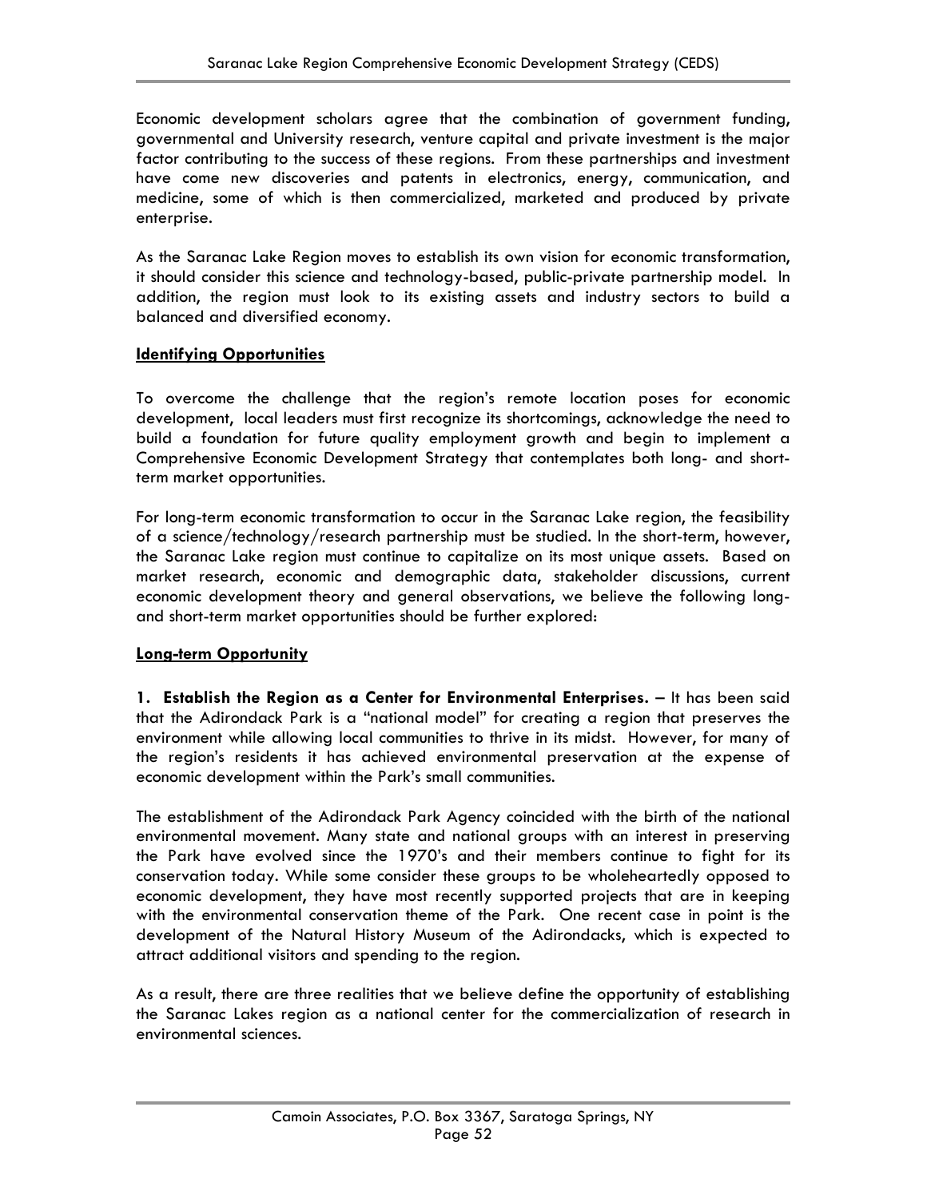Economic development scholars agree that the combination of government funding, governmental and University research, venture capital and private investment is the major factor contributing to the success of these regions. From these partnerships and investment have come new discoveries and patents in electronics, energy, communication, and medicine, some of which is then commercialized, marketed and produced by private enterprise.

As the Saranac Lake Region moves to establish its own vision for economic transformation, it should consider this science and technology-based, public-private partnership model. In addition, the region must look to its existing assets and industry sectors to build a balanced and diversified economy.

**Identifying Opportunities**

To overcome the challenge that the region's remote location poses for economic development, local leaders must first recognize its shortcomings, acknowledge the need to build a foundation for future quality employment growth and begin to implement a Comprehensive Economic Development Strategy that contemplates both long- and short-term market opportunities.

For long-term economic transformation to occur in the Saranac Lake region, the feasibility of a science/technology/research partnership must be studied. In the short-term, however, the Saranac Lake region must continue to capitalize on its most unique assets. Based on market research, economic and demographic data, stakeholder discussions, current economic development theory and general observations, we believe the following long- and short-term market opportunities should be further explored:

**Long-term Opportunity**

**1. Establish the Region as a Center for Environmental Enterprises.** – It has been said that the Adirondack Park is a "national model" for creating a region that preserves the environment while allowing local communities to thrive in its midst. However, for many of the region's residents it has achieved environmental preservation at the expense of economic development within the Park's small communities.

The establishment of the Adirondack Park Agency coincided with the birth of the national environmental movement. Many state and national groups with an interest in preserving the Park have evolved since the 1970's and their members continue to fight for its conservation today. While some consider these groups to be wholeheartedly opposed to economic development, they have most recently supported projects that are in keeping with the environmental conservation theme of the Park. One recent case in point is the development of the Natural History Museum of the Adirondacks, which is expected to attract additional visitors and spending to the region.

As a result, there are three realities that we believe define the opportunity of establishing the Saranac Lakes region as a national center for the commercialization of research in environmental sciences.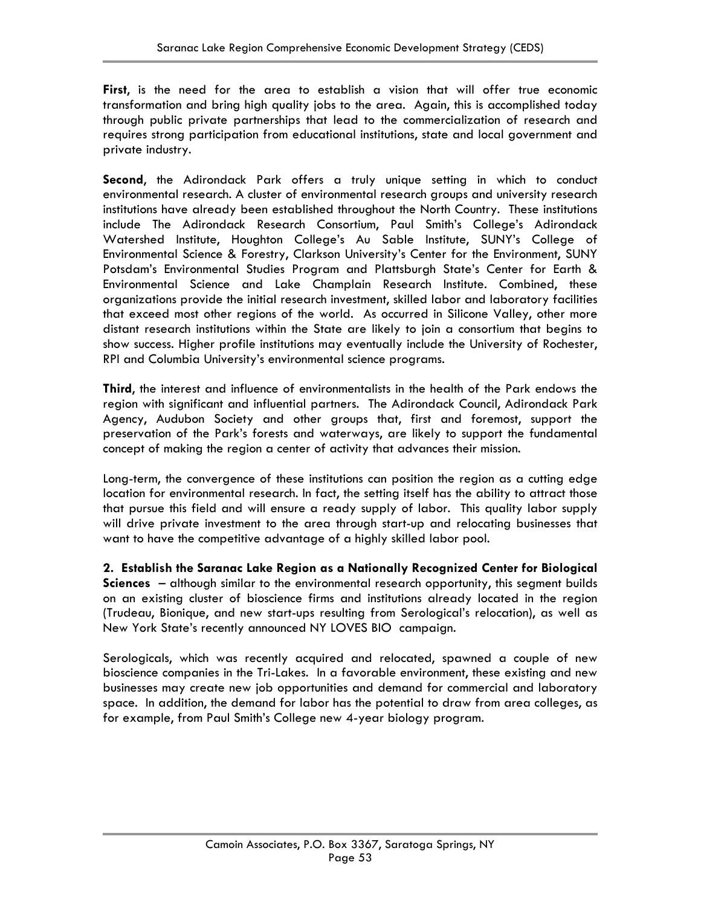**First**, is the need for the area to establish a vision that will offer true economic transformation and bring high quality jobs to the area. Again, this is accomplished today through public private partnerships that lead to the commercialization of research and requires strong participation from educational institutions, state and local government and private industry.

**Second**, the Adirondack Park offers a truly unique setting in which to conduct environmental research. A cluster of environmental research groups and university research institutions have already been established throughout the North Country. These institutions include The Adirondack Research Consortium, Paul Smith's College's Adirondack Watershed Institute, Houghton College's Au Sable Institute, SUNY's College of Environmental Science & Forestry, Clarkson University's Center for the Environment, SUNY Potsdam's Environmental Studies Program and Plattsburgh State's Center for Earth & Environmental Science and Lake Champlain Research Institute. Combined, these organizations provide the initial research investment, skilled labor and laboratory facilities that exceed most other regions of the world. As occurred in Silicone Valley, other more distant research institutions within the State are likely to join a consortium that begins to show success. Higher profile institutions may eventually include the University of Rochester, RPI and Columbia University's environmental science programs.

**Third**, the interest and influence of environmentalists in the health of the Park endows the region with significant and influential partners. The Adirondack Council, Adirondack Park Agency, Audubon Society and other groups that, first and foremost, support the preservation of the Park's forests and waterways, are likely to support the fundamental concept of making the region a center of activity that advances their mission.

Long-term, the convergence of these institutions can position the region as a cutting edge location for environmental research. In fact, the setting itself has the ability to attract those that pursue this field and will ensure a ready supply of labor. This quality labor supply will drive private investment to the area through start-up and relocating businesses that want to have the competitive advantage of a highly skilled labor pool.

**2. Establish the Saranac Lake Region as a Nationally Recognized Center for Biological Sciences** – although similar to the environmental research opportunity, this segment builds on an existing cluster of bioscience firms and institutions already located in the region (Trudeau, Bionique, and new start-ups resulting from Serological's relocation), as well as New York State's recently announced NY LOVES BIO campaign.

Serologicals, which was recently acquired and relocated, spawned a couple of new bioscience companies in the Tri-Lakes. In a favorable environment, these existing and new businesses may create new job opportunities and demand for commercial and laboratory space. In addition, the demand for labor has the potential to draw from area colleges, as for example, from Paul Smith's College new 4-year biology program.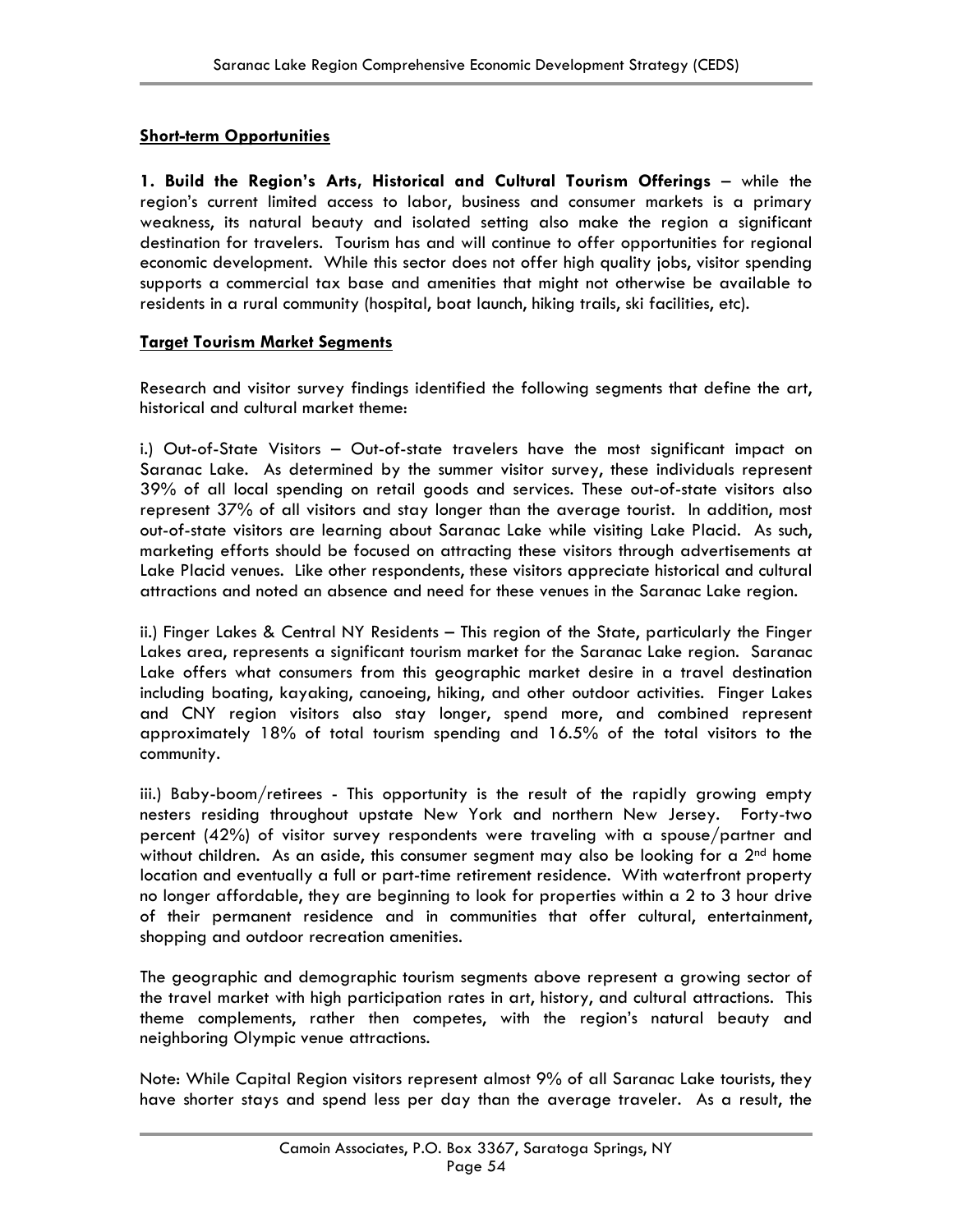**Short-term Opportunities**

**1. Build the Region's Arts, Historical and Cultural Tourism Offerings** – while the region's current limited access to labor, business and consumer markets is a primary weakness, its natural beauty and isolated setting also make the region a significant destination for travelers. Tourism has and will continue to offer opportunities for regional economic development. While this sector does not offer high quality jobs, visitor spending supports a commercial tax base and amenities that might not otherwise be available to residents in a rural community (hospital, boat launch, hiking trails, ski facilities, etc).

**Target Tourism Market Segments**

Research and visitor survey findings identified the following segments that define the art, historical and cultural market theme:

i.) Out-of-State Visitors – Out-of-state travelers have the most significant impact on Saranac Lake. As determined by the summer visitor survey, these individuals represent 39% of all local spending on retail goods and services. These out-of-state visitors also represent 37% of all visitors and stay longer than the average tourist. In addition, most out-of-state visitors are learning about Saranac Lake while visiting Lake Placid. As such, marketing efforts should be focused on attracting these visitors through advertisements at Lake Placid venues. Like other respondents, these visitors appreciate historical and cultural attractions and noted an absence and need for these venues in the Saranac Lake region.

ii.) Finger Lakes & Central NY Residents – This region of the State, particularly the Finger Lakes area, represents a significant tourism market for the Saranac Lake region. Saranac Lake offers what consumers from this geographic market desire in a travel destination including boating, kayaking, canoeing, hiking, and other outdoor activities. Finger Lakes and CNY region visitors also stay longer, spend more, and combined represent approximately 18% of total tourism spending and 16.5% of the total visitors to the community.

iii.) Baby-boom/retirees - This opportunity is the result of the rapidly growing empty nesters residing throughout upstate New York and northern New Jersey. Forty-two percent (42%) of visitor survey respondents were traveling with a spouse/partner and without children. As an aside, this consumer segment may also be looking for a 2nd home location and eventually a full or part-time retirement residence. With waterfront property no longer affordable, they are beginning to look for properties within a 2 to 3 hour drive of their permanent residence and in communities that offer cultural, entertainment, shopping and outdoor recreation amenities.

The geographic and demographic tourism segments above represent a growing sector of the travel market with high participation rates in art, history, and cultural attractions. This theme complements, rather then competes, with the region's natural beauty and neighboring Olympic venue attractions.

Note: While Capital Region visitors represent almost 9% of all Saranac Lake tourists, they have shorter stays and spend less per day than the average traveler. As a result, the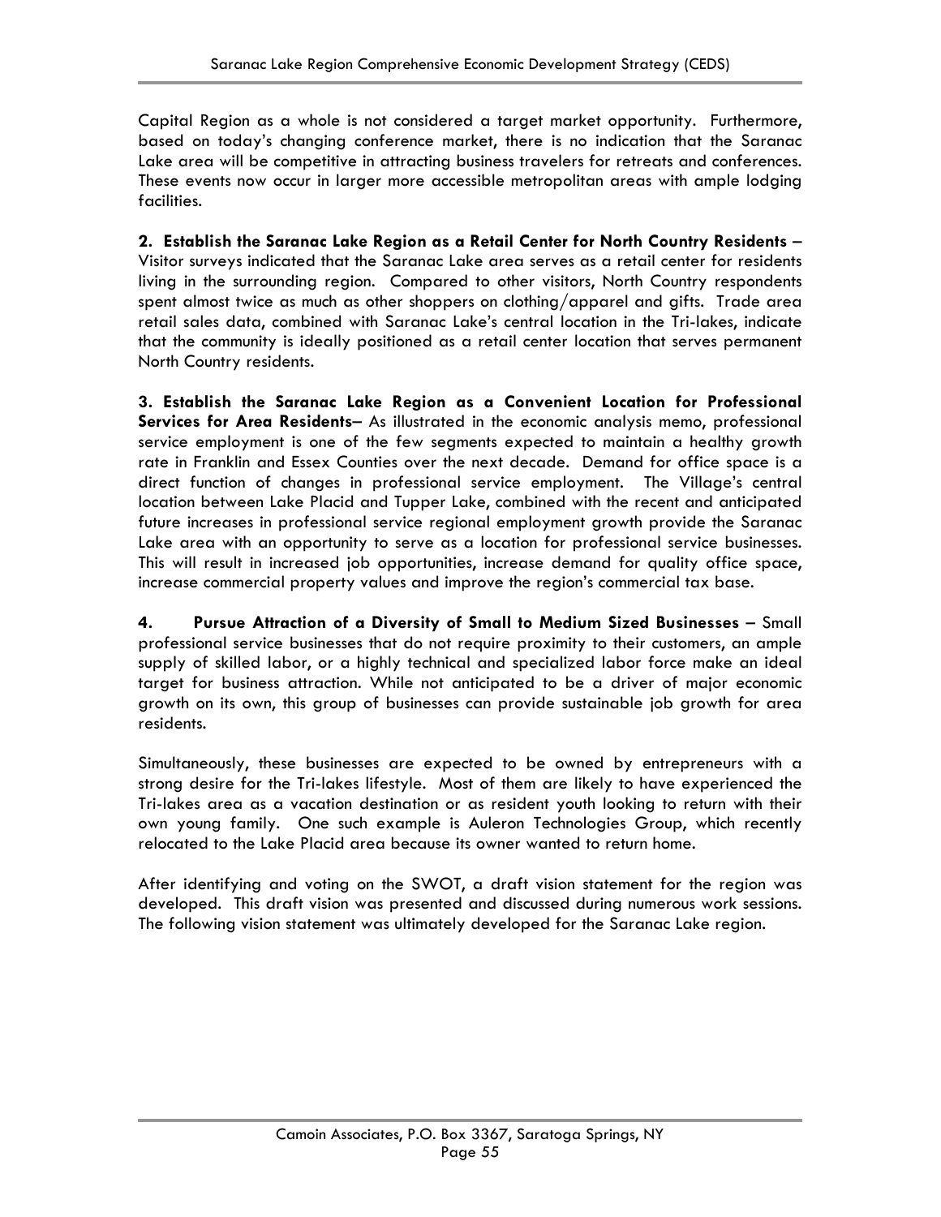Capital Region as a whole is not considered a target market opportunity. Furthermore, based on today's changing conference market, there is no indication that the Saranac Lake area will be competitive in attracting business travelers for retreats and conferences. These events now occur in larger more accessible metropolitan areas with ample lodging facilities.

**2. Establish the Saranac Lake Region as a Retail Center for North Country Residents –** Visitor surveys indicated that the Saranac Lake area serves as a retail center for residents living in the surrounding region. Compared to other visitors, North Country respondents spent almost twice as much as other shoppers on clothing/apparel and gifts. Trade area retail sales data, combined with Saranac Lake's central location in the Tri-lakes, indicate that the community is ideally positioned as a retail center location that serves permanent North Country residents.

**3. Establish the Saranac Lake Region as a Convenient Location for Professional Services for Area Residents–** As illustrated in the economic analysis memo, professional service employment is one of the few segments expected to maintain a healthy growth rate in Franklin and Essex Counties over the next decade. Demand for office space is a direct function of changes in professional service employment. The Village's central location between Lake Placid and Tupper Lake, combined with the recent and anticipated future increases in professional service regional employment growth provide the Saranac Lake area with an opportunity to serve as a location for professional service businesses. This will result in increased job opportunities, increase demand for quality office space, increase commercial property values and improve the region's commercial tax base.

**4. Pursue Attraction of a Diversity of Small to Medium Sized Businesses –** Small professional service businesses that do not require proximity to their customers, an ample supply of skilled labor, or a highly technical and specialized labor force make an ideal target for business attraction. While not anticipated to be a driver of major economic growth on its own, this group of businesses can provide sustainable job growth for area residents.

Simultaneously, these businesses are expected to be owned by entrepreneurs with a strong desire for the Tri-lakes lifestyle. Most of them are likely to have experienced the Tri-lakes area as a vacation destination or as resident youth looking to return with their own young family. One such example is Auleron Technologies Group, which recently relocated to the Lake Placid area because its owner wanted to return home.

After identifying and voting on the SWOT, a draft vision statement for the region was developed. This draft vision was presented and discussed during numerous work sessions. The following vision statement was ultimately developed for the Saranac Lake region.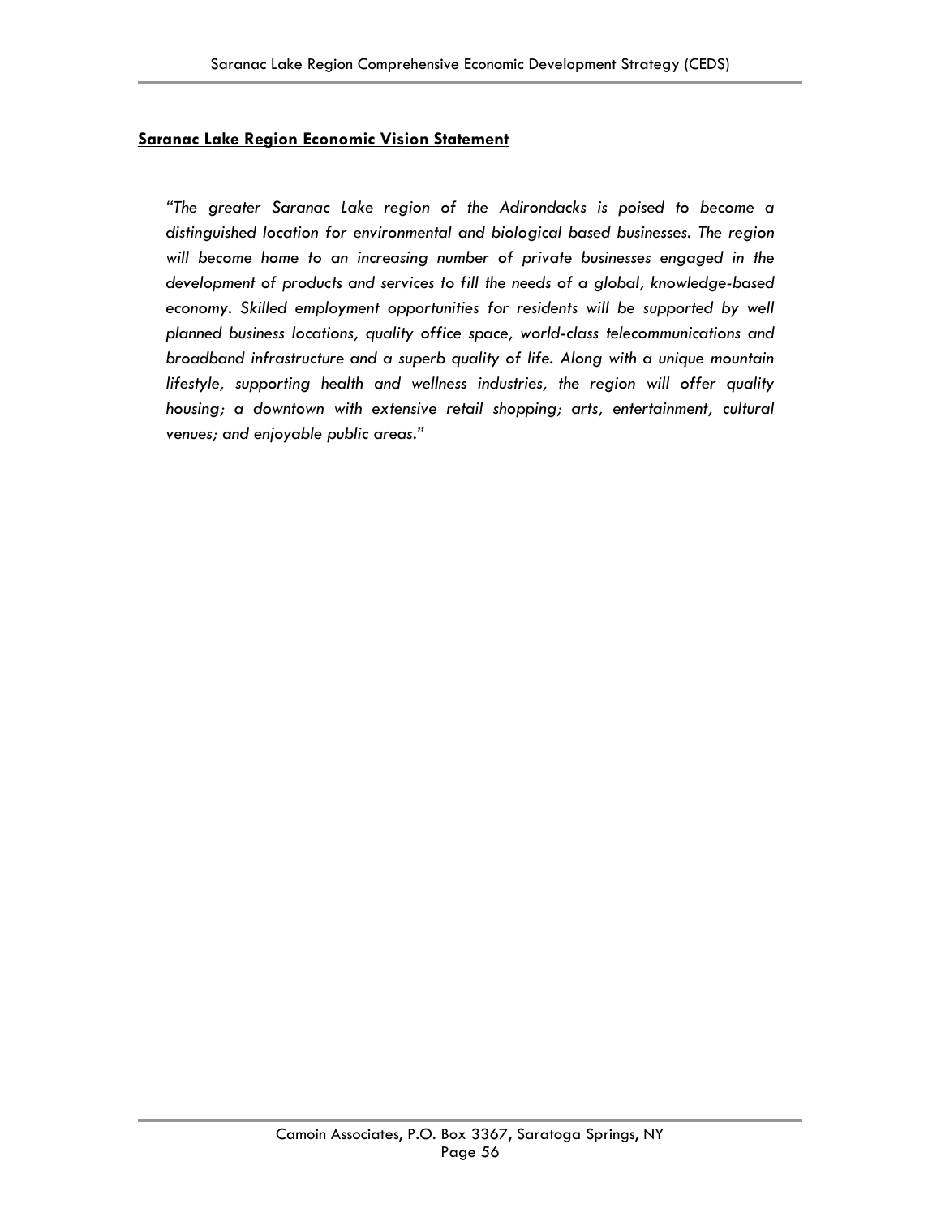## Saranac Lake Region Economic Vision Statement

*"The greater Saranac Lake region of the Adirondacks is poised to become a distinguished location for environmental and biological based businesses. The region will become home to an increasing number of private businesses engaged in the development of products and services to fill the needs of a global, knowledge-based economy. Skilled employment opportunities for residents will be supported by well planned business locations, quality office space, world-class telecommunications and broadband infrastructure and a superb quality of life. Along with a unique mountain lifestyle, supporting health and wellness industries, the region will offer quality housing; a downtown with extensive retail shopping; arts, entertainment, cultural venues; and enjoyable public areas."*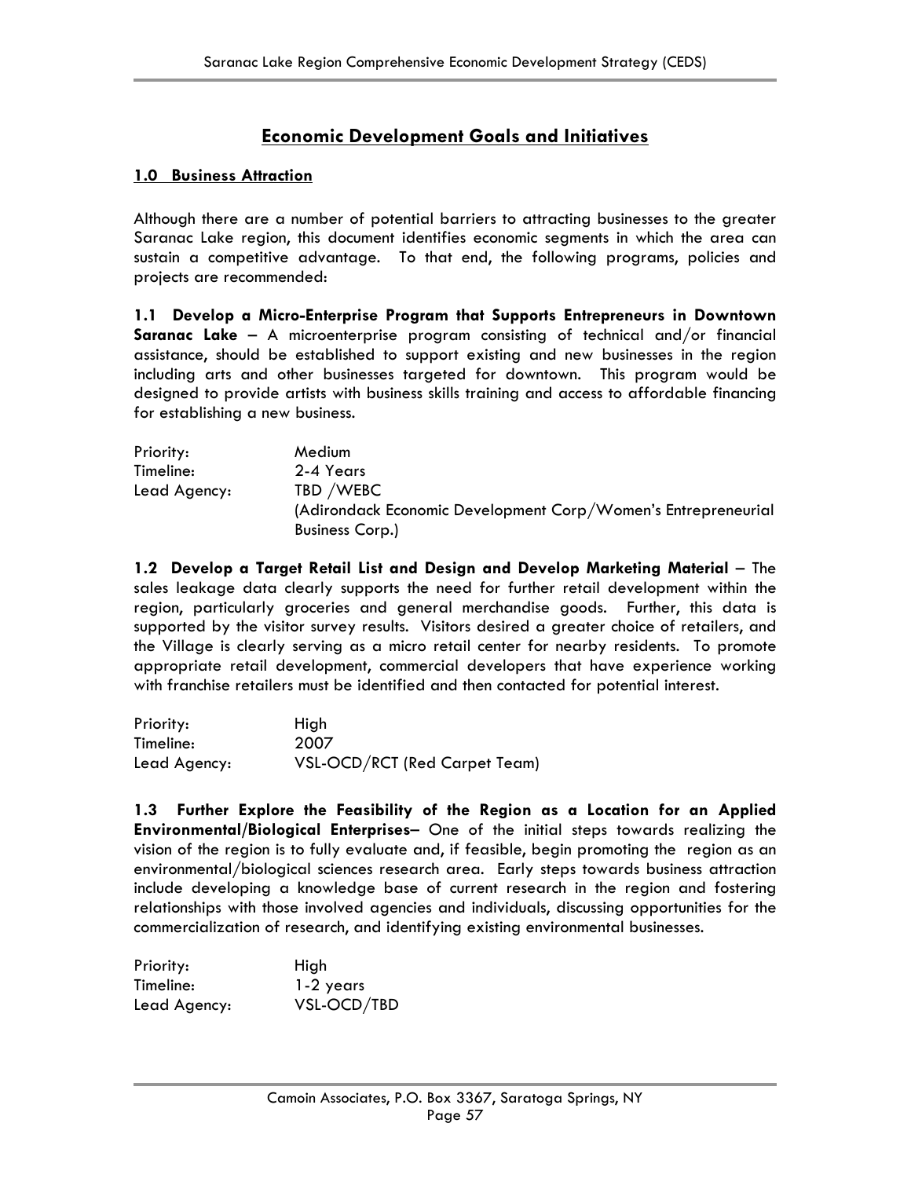## Economic Development Goals and Initiatives

### 1.0 Business Attraction

Although there are a number of potential barriers to attracting businesses to the greater Saranac Lake region, this document identifies economic segments in which the area can sustain a competitive advantage. To that end, the following programs, policies and projects are recommended:

**1.1 Develop a Micro-Enterprise Program that Supports Entrepreneurs in Downtown Saranac Lake** – A microenterprise program consisting of technical and/or financial assistance, should be established to support existing and new businesses in the region including arts and other businesses targeted for downtown. This program would be designed to provide artists with business skills training and access to affordable financing for establishing a new business.

| | |
|---|---|
| Priority: | Medium |
| Timeline: | 2-4 Years |
| Lead Agency: | TBD /WEBC (Adirondack Economic Development Corp/Women's Entrepreneurial Business Corp.) |

**1.2 Develop a Target Retail List and Design and Develop Marketing Material** – The sales leakage data clearly supports the need for further retail development within the region, particularly groceries and general merchandise goods. Further, this data is supported by the visitor survey results. Visitors desired a greater choice of retailers, and the Village is clearly serving as a micro retail center for nearby residents. To promote appropriate retail development, commercial developers that have experience working with franchise retailers must be identified and then contacted for potential interest.

| | |
|---|---|
| Priority: | High |
| Timeline: | 2007 |
| Lead Agency: | VSL-OCD/RCT (Red Carpet Team) |

**1.3 Further Explore the Feasibility of the Region as a Location for an Applied Environmental/Biological Enterprises**– One of the initial steps towards realizing the vision of the region is to fully evaluate and, if feasible, begin promoting the region as an environmental/biological sciences research area. Early steps towards business attraction include developing a knowledge base of current research in the region and fostering relationships with those involved agencies and individuals, discussing opportunities for the commercialization of research, and identifying existing environmental businesses.

| | |
|---|---|
| Priority: | High |
| Timeline: | 1-2 years |
| Lead Agency: | VSL-OCD/TBD |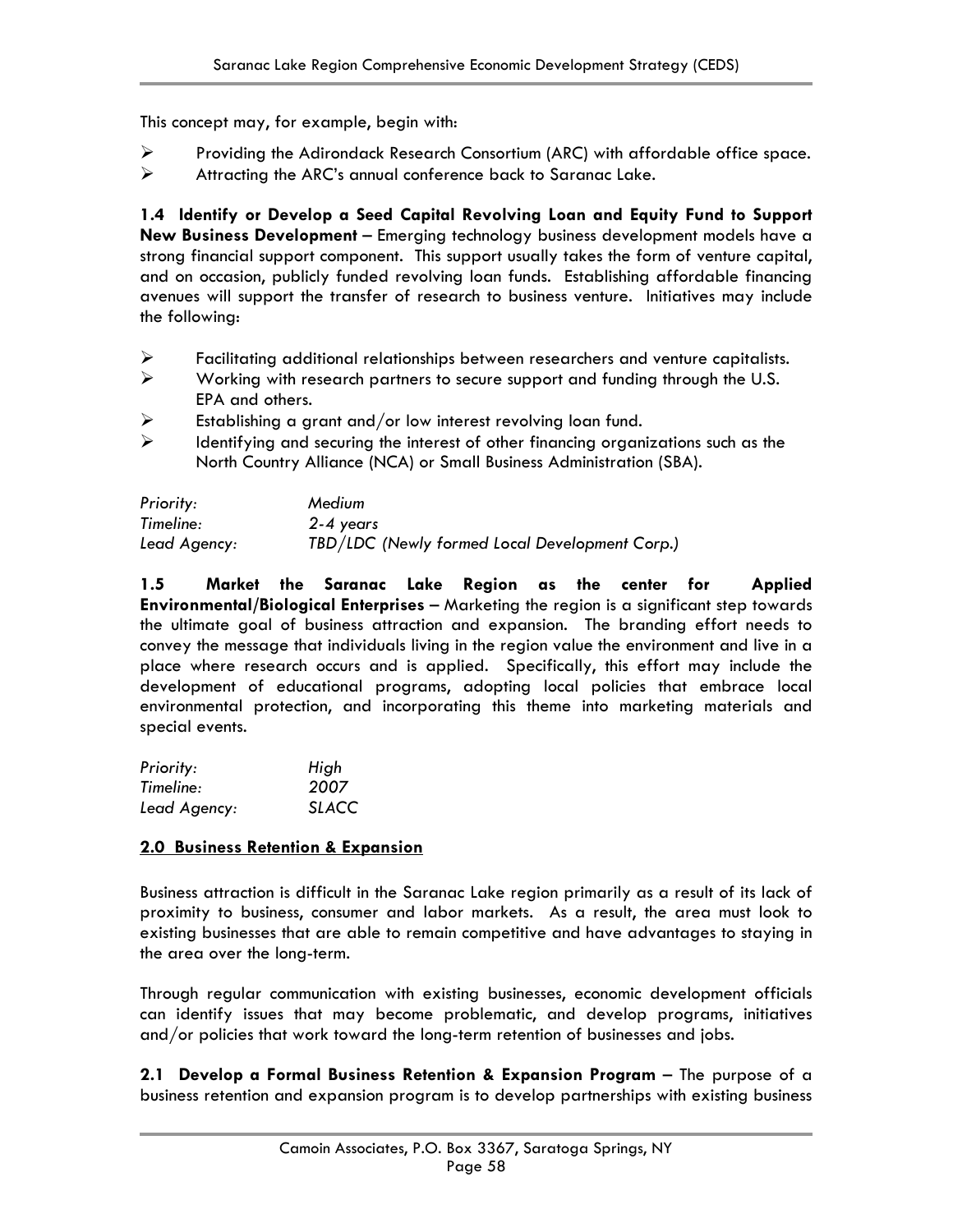This concept may, for example, begin with:

- Providing the Adirondack Research Consortium (ARC) with affordable office space.
- Attracting the ARC's annual conference back to Saranac Lake.

**1.4 Identify or Develop a Seed Capital Revolving Loan and Equity Fund to Support New Business Development** – Emerging technology business development models have a strong financial support component. This support usually takes the form of venture capital, and on occasion, publicly funded revolving loan funds. Establishing affordable financing avenues will support the transfer of research to business venture. Initiatives may include the following:

- Facilitating additional relationships between researchers and venture capitalists.
- Working with research partners to secure support and funding through the U.S. EPA and others.
- Establishing a grant and/or low interest revolving loan fund.
- Identifying and securing the interest of other financing organizations such as the North Country Alliance (NCA) or Small Business Administration (SBA).

*Priority:* *Medium*
*Timeline:* *2-4 years*
*Lead Agency:* *TBD/LDC (Newly formed Local Development Corp.)*

**1.5 Market the Saranac Lake Region as the center for Applied Environmental/Biological Enterprises** – Marketing the region is a significant step towards the ultimate goal of business attraction and expansion. The branding effort needs to convey the message that individuals living in the region value the environment and live in a place where research occurs and is applied. Specifically, this effort may include the development of educational programs, adopting local policies that embrace local environmental protection, and incorporating this theme into marketing materials and special events.

*Priority:* *High*
*Timeline:* *2007*
*Lead Agency:* *SLACC*

## 2.0 Business Retention & Expansion

Business attraction is difficult in the Saranac Lake region primarily as a result of its lack of proximity to business, consumer and labor markets. As a result, the area must look to existing businesses that are able to remain competitive and have advantages to staying in the area over the long-term.

Through regular communication with existing businesses, economic development officials can identify issues that may become problematic, and develop programs, initiatives and/or policies that work toward the long-term retention of businesses and jobs.

**2.1 Develop a Formal Business Retention & Expansion Program** – The purpose of a business retention and expansion program is to develop partnerships with existing business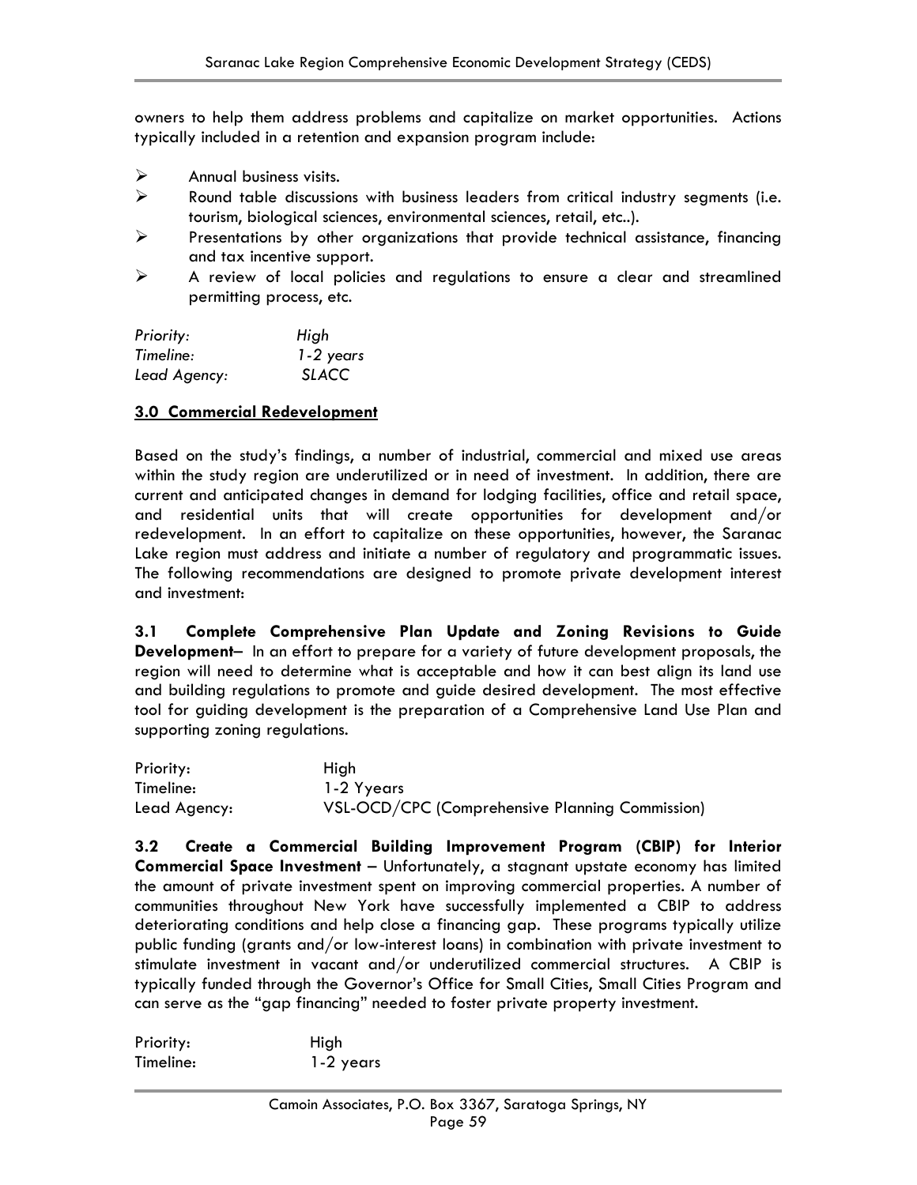owners to help them address problems and capitalize on market opportunities. Actions typically included in a retention and expansion program include:

- Annual business visits.
- Round table discussions with business leaders from critical industry segments (i.e. tourism, biological sciences, environmental sciences, retail, etc..).
- Presentations by other organizations that provide technical assistance, financing and tax incentive support.
- A review of local policies and regulations to ensure a clear and streamlined permitting process, etc.

*Priority:* *High*
*Timeline:* *1-2 years*
*Lead Agency:* *SLACC*

## 3.0 Commercial Redevelopment

Based on the study's findings, a number of industrial, commercial and mixed use areas within the study region are underutilized or in need of investment. In addition, there are current and anticipated changes in demand for lodging facilities, office and retail space, and residential units that will create opportunities for development and/or redevelopment. In an effort to capitalize on these opportunities, however, the Saranac Lake region must address and initiate a number of regulatory and programmatic issues. The following recommendations are designed to promote private development interest and investment:

**3.1 Complete Comprehensive Plan Update and Zoning Revisions to Guide Development–** In an effort to prepare for a variety of future development proposals, the region will need to determine what is acceptable and how it can best align its land use and building regulations to promote and guide desired development. The most effective tool for guiding development is the preparation of a Comprehensive Land Use Plan and supporting zoning regulations.

Priority: High
Timeline: 1-2 Yyears
Lead Agency: VSL-OCD/CPC (Comprehensive Planning Commission)

**3.2 Create a Commercial Building Improvement Program (CBIP) for Interior Commercial Space Investment –** Unfortunately, a stagnant upstate economy has limited the amount of private investment spent on improving commercial properties. A number of communities throughout New York have successfully implemented a CBIP to address deteriorating conditions and help close a financing gap. These programs typically utilize public funding (grants and/or low-interest loans) in combination with private investment to stimulate investment in vacant and/or underutilized commercial structures. A CBIP is typically funded through the Governor's Office for Small Cities, Small Cities Program and can serve as the "gap financing" needed to foster private property investment.

Priority: High
Timeline: 1-2 years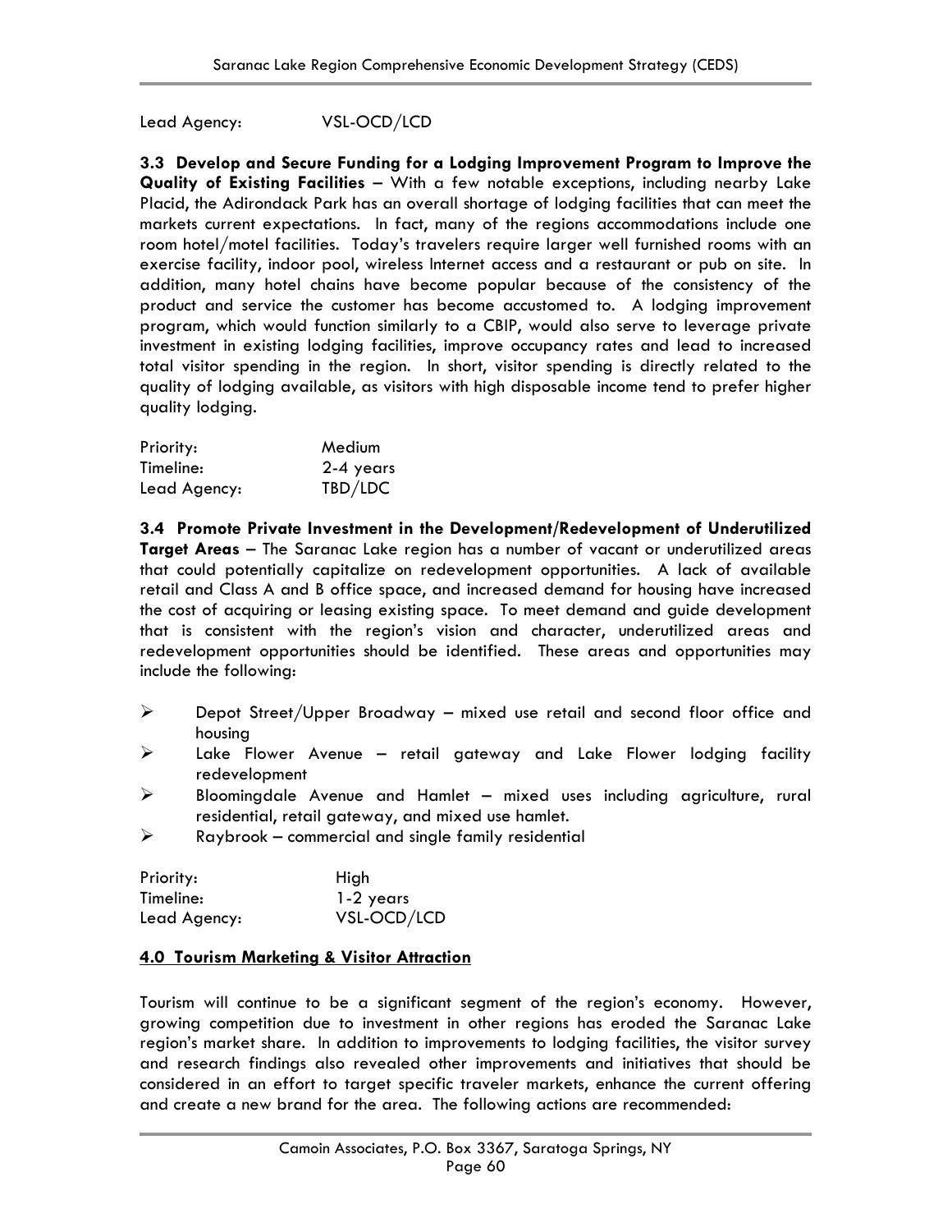Lead Agency: VSL-OCD/LCD

**3.3 Develop and Secure Funding for a Lodging Improvement Program to Improve the Quality of Existing Facilities** – With a few notable exceptions, including nearby Lake Placid, the Adirondack Park has an overall shortage of lodging facilities that can meet the markets current expectations. In fact, many of the regions accommodations include one room hotel/motel facilities. Today's travelers require larger well furnished rooms with an exercise facility, indoor pool, wireless Internet access and a restaurant or pub on site. In addition, many hotel chains have become popular because of the consistency of the product and service the customer has become accustomed to. A lodging improvement program, which would function similarly to a CBIP, would also serve to leverage private investment in existing lodging facilities, improve occupancy rates and lead to increased total visitor spending in the region. In short, visitor spending is directly related to the quality of lodging available, as visitors with high disposable income tend to prefer higher quality lodging.

Priority: Medium
Timeline: 2-4 years
Lead Agency: TBD/LDC

**3.4 Promote Private Investment in the Development/Redevelopment of Underutilized Target Areas** – The Saranac Lake region has a number of vacant or underutilized areas that could potentially capitalize on redevelopment opportunities. A lack of available retail and Class A and B office space, and increased demand for housing have increased the cost of acquiring or leasing existing space. To meet demand and guide development that is consistent with the region's vision and character, underutilized areas and redevelopment opportunities should be identified. These areas and opportunities may include the following:

- Depot Street/Upper Broadway – mixed use retail and second floor office and housing
- Lake Flower Avenue – retail gateway and Lake Flower lodging facility redevelopment
- Bloomingdale Avenue and Hamlet – mixed uses including agriculture, rural residential, retail gateway, and mixed use hamlet.
- Raybrook – commercial and single family residential

Priority: High
Timeline: 1-2 years
Lead Agency: VSL-OCD/LCD

## 4.0 Tourism Marketing & Visitor Attraction

Tourism will continue to be a significant segment of the region's economy. However, growing competition due to investment in other regions has eroded the Saranac Lake region's market share. In addition to improvements to lodging facilities, the visitor survey and research findings also revealed other improvements and initiatives that should be considered in an effort to target specific traveler markets, enhance the current offering and create a new brand for the area. The following actions are recommended: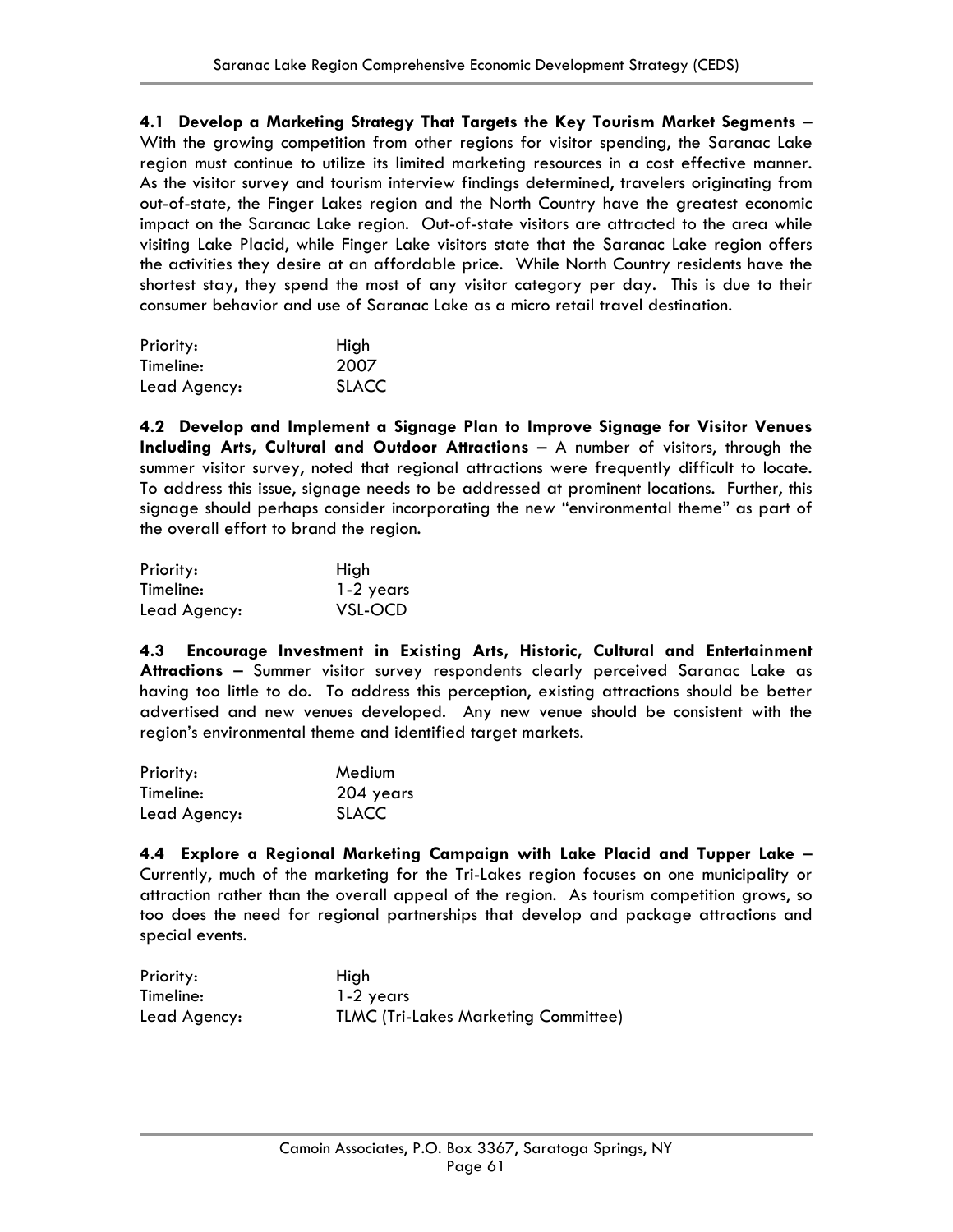**4.1 Develop a Marketing Strategy That Targets the Key Tourism Market Segments –** With the growing competition from other regions for visitor spending, the Saranac Lake region must continue to utilize its limited marketing resources in a cost effective manner. As the visitor survey and tourism interview findings determined, travelers originating from out-of-state, the Finger Lakes region and the North Country have the greatest economic impact on the Saranac Lake region. Out-of-state visitors are attracted to the area while visiting Lake Placid, while Finger Lake visitors state that the Saranac Lake region offers the activities they desire at an affordable price. While North Country residents have the shortest stay, they spend the most of any visitor category per day. This is due to their consumer behavior and use of Saranac Lake as a micro retail travel destination.

| | |
|---|---|
| Priority: | High |
| Timeline: | 2007 |
| Lead Agency: | SLACC |

**4.2 Develop and Implement a Signage Plan to Improve Signage for Visitor Venues Including Arts, Cultural and Outdoor Attractions –** A number of visitors, through the summer visitor survey, noted that regional attractions were frequently difficult to locate. To address this issue, signage needs to be addressed at prominent locations. Further, this signage should perhaps consider incorporating the new "environmental theme" as part of the overall effort to brand the region.

| | |
|---|---|
| Priority: | High |
| Timeline: | 1-2 years |
| Lead Agency: | VSL-OCD |

**4.3 Encourage Investment in Existing Arts, Historic, Cultural and Entertainment Attractions –** Summer visitor survey respondents clearly perceived Saranac Lake as having too little to do. To address this perception, existing attractions should be better advertised and new venues developed. Any new venue should be consistent with the region's environmental theme and identified target markets.

| | |
|---|---|
| Priority: | Medium |
| Timeline: | 204 years |
| Lead Agency: | SLACC |

**4.4 Explore a Regional Marketing Campaign with Lake Placid and Tupper Lake –** Currently, much of the marketing for the Tri-Lakes region focuses on one municipality or attraction rather than the overall appeal of the region. As tourism competition grows, so too does the need for regional partnerships that develop and package attractions and special events.

| | |
|---|---|
| Priority: | High |
| Timeline: | 1-2 years |
| Lead Agency: | TLMC (Tri-Lakes Marketing Committee) |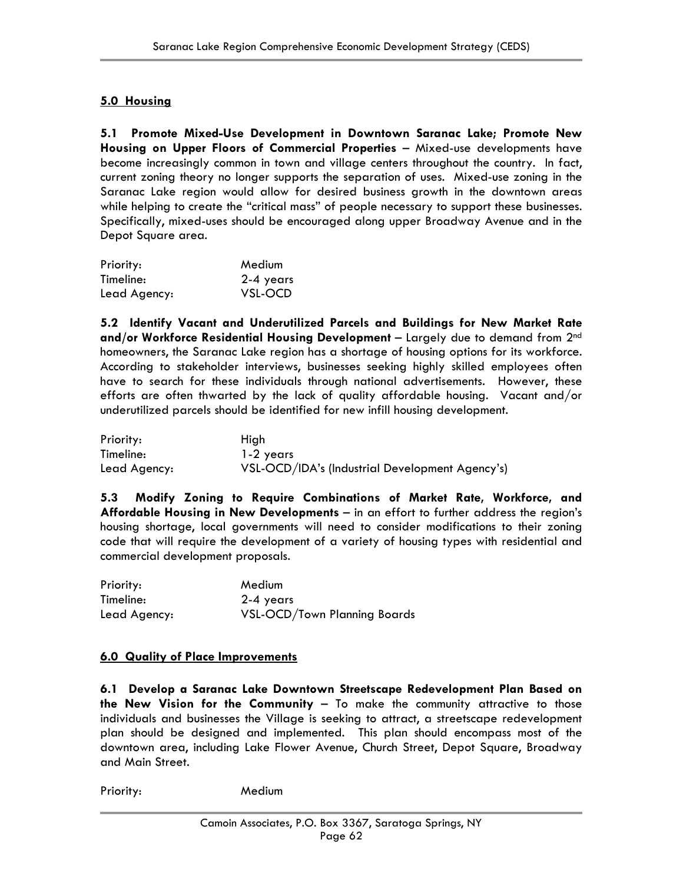## 5.0 Housing

**5.1 Promote Mixed-Use Development in Downtown Saranac Lake; Promote New Housing on Upper Floors of Commercial Properties** – Mixed-use developments have become increasingly common in town and village centers throughout the country. In fact, current zoning theory no longer supports the separation of uses. Mixed-use zoning in the Saranac Lake region would allow for desired business growth in the downtown areas while helping to create the "critical mass" of people necessary to support these businesses. Specifically, mixed-uses should be encouraged along upper Broadway Avenue and in the Depot Square area.

| | |
|---|---|
| Priority: | Medium |
| Timeline: | 2-4 years |
| Lead Agency: | VSL-OCD |

**5.2 Identify Vacant and Underutilized Parcels and Buildings for New Market Rate and/or Workforce Residential Housing Development** – Largely due to demand from 2nd homeowners, the Saranac Lake region has a shortage of housing options for its workforce. According to stakeholder interviews, businesses seeking highly skilled employees often have to search for these individuals through national advertisements. However, these efforts are often thwarted by the lack of quality affordable housing. Vacant and/or underutilized parcels should be identified for new infill housing development.

| | |
|---|---|
| Priority: | High |
| Timeline: | 1-2 years |
| Lead Agency: | VSL-OCD/IDA's (Industrial Development Agency's) |

**5.3 Modify Zoning to Require Combinations of Market Rate, Workforce, and Affordable Housing in New Developments** – in an effort to further address the region's housing shortage, local governments will need to consider modifications to their zoning code that will require the development of a variety of housing types with residential and commercial development proposals.

| | |
|---|---|
| Priority: | Medium |
| Timeline: | 2-4 years |
| Lead Agency: | VSL-OCD/Town Planning Boards |

## 6.0 Quality of Place Improvements

**6.1 Develop a Saranac Lake Downtown Streetscape Redevelopment Plan Based on the New Vision for the Community** – To make the community attractive to those individuals and businesses the Village is seeking to attract, a streetscape redevelopment plan should be designed and implemented. This plan should encompass most of the downtown area, including Lake Flower Avenue, Church Street, Depot Square, Broadway and Main Street.

| | |
|---|---|
| Priority: | Medium |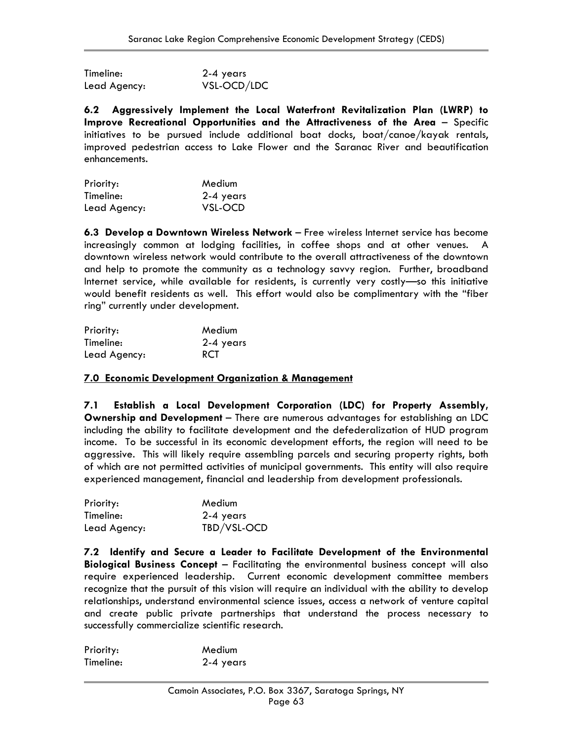| | |
|---|---|
| Timeline: | 2-4 years |
| Lead Agency: | VSL-OCD/LDC |

**6.2 Aggressively Implement the Local Waterfront Revitalization Plan (LWRP) to Improve Recreational Opportunities and the Attractiveness of the Area** – Specific initiatives to be pursued include additional boat docks, boat/canoe/kayak rentals, improved pedestrian access to Lake Flower and the Saranac River and beautification enhancements.

| | |
|---|---|
| Priority: | Medium |
| Timeline: | 2-4 years |
| Lead Agency: | VSL-OCD |

**6.3 Develop a Downtown Wireless Network** – Free wireless Internet service has become increasingly common at lodging facilities, in coffee shops and at other venues. A downtown wireless network would contribute to the overall attractiveness of the downtown and help to promote the community as a technology savvy region. Further, broadband Internet service, while available for residents, is currently very costly—so this initiative would benefit residents as well. This effort would also be complimentary with the "fiber ring" currently under development.

| | |
|---|---|
| Priority: | Medium |
| Timeline: | 2-4 years |
| Lead Agency: | RCT |

## 7.0 Economic Development Organization & Management

**7.1 Establish a Local Development Corporation (LDC) for Property Assembly, Ownership and Development** – There are numerous advantages for establishing an LDC including the ability to facilitate development and the defederalization of HUD program income. To be successful in its economic development efforts, the region will need to be aggressive. This will likely require assembling parcels and securing property rights, both of which are not permitted activities of municipal governments. This entity will also require experienced management, financial and leadership from development professionals.

| | |
|---|---|
| Priority: | Medium |
| Timeline: | 2-4 years |
| Lead Agency: | TBD/VSL-OCD |

**7.2 Identify and Secure a Leader to Facilitate Development of the Environmental Biological Business Concept** – Facilitating the environmental business concept will also require experienced leadership. Current economic development committee members recognize that the pursuit of this vision will require an individual with the ability to develop relationships, understand environmental science issues, access a network of venture capital and create public private partnerships that understand the process necessary to successfully commercialize scientific research.

| | |
|---|---|
| Priority: | Medium |
| Timeline: | 2-4 years |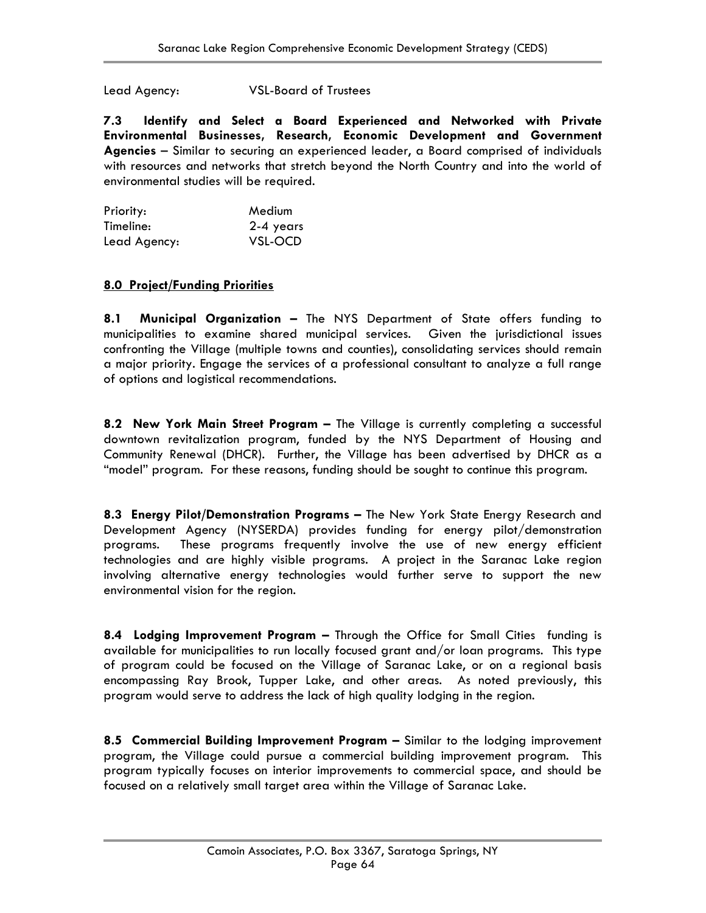Lead Agency: VSL-Board of Trustees

**7.3 Identify and Select a Board Experienced and Networked with Private Environmental Businesses, Research, Economic Development and Government Agencies** – Similar to securing an experienced leader, a Board comprised of individuals with resources and networks that stretch beyond the North Country and into the world of environmental studies will be required.

Priority: Medium
Timeline: 2-4 years
Lead Agency: VSL-OCD

## 8.0 Project/Funding Priorities

**8.1 Municipal Organization –** The NYS Department of State offers funding to municipalities to examine shared municipal services. Given the jurisdictional issues confronting the Village (multiple towns and counties), consolidating services should remain a major priority. Engage the services of a professional consultant to analyze a full range of options and logistical recommendations.

**8.2 New York Main Street Program –** The Village is currently completing a successful downtown revitalization program, funded by the NYS Department of Housing and Community Renewal (DHCR). Further, the Village has been advertised by DHCR as a "model" program. For these reasons, funding should be sought to continue this program.

**8.3 Energy Pilot/Demonstration Programs –** The New York State Energy Research and Development Agency (NYSERDA) provides funding for energy pilot/demonstration programs. These programs frequently involve the use of new energy efficient technologies and are highly visible programs. A project in the Saranac Lake region involving alternative energy technologies would further serve to support the new environmental vision for the region.

**8.4 Lodging Improvement Program –** Through the Office for Small Cities funding is available for municipalities to run locally focused grant and/or loan programs. This type of program could be focused on the Village of Saranac Lake, or on a regional basis encompassing Ray Brook, Tupper Lake, and other areas. As noted previously, this program would serve to address the lack of high quality lodging in the region.

**8.5 Commercial Building Improvement Program –** Similar to the lodging improvement program, the Village could pursue a commercial building improvement program. This program typically focuses on interior improvements to commercial space, and should be focused on a relatively small target area within the Village of Saranac Lake.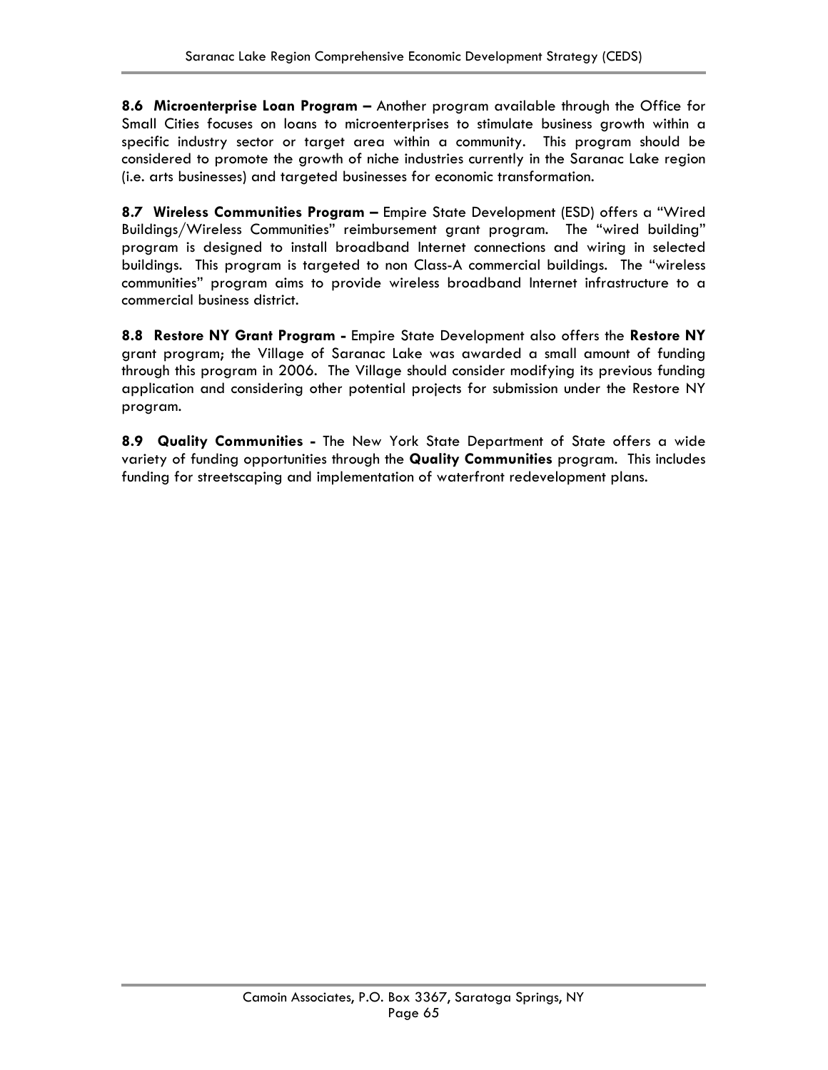**8.6 Microenterprise Loan Program –** Another program available through the Office for Small Cities focuses on loans to microenterprises to stimulate business growth within a specific industry sector or target area within a community. This program should be considered to promote the growth of niche industries currently in the Saranac Lake region (i.e. arts businesses) and targeted businesses for economic transformation.

**8.7 Wireless Communities Program –** Empire State Development (ESD) offers a "Wired Buildings/Wireless Communities" reimbursement grant program. The "wired building" program is designed to install broadband Internet connections and wiring in selected buildings. This program is targeted to non Class-A commercial buildings. The "wireless communities" program aims to provide wireless broadband Internet infrastructure to a commercial business district.

**8.8 Restore NY Grant Program -** Empire State Development also offers the **Restore NY** grant program; the Village of Saranac Lake was awarded a small amount of funding through this program in 2006. The Village should consider modifying its previous funding application and considering other potential projects for submission under the Restore NY program.

**8.9 Quality Communities -** The New York State Department of State offers a wide variety of funding opportunities through the **Quality Communities** program. This includes funding for streetscaping and implementation of waterfront redevelopment plans.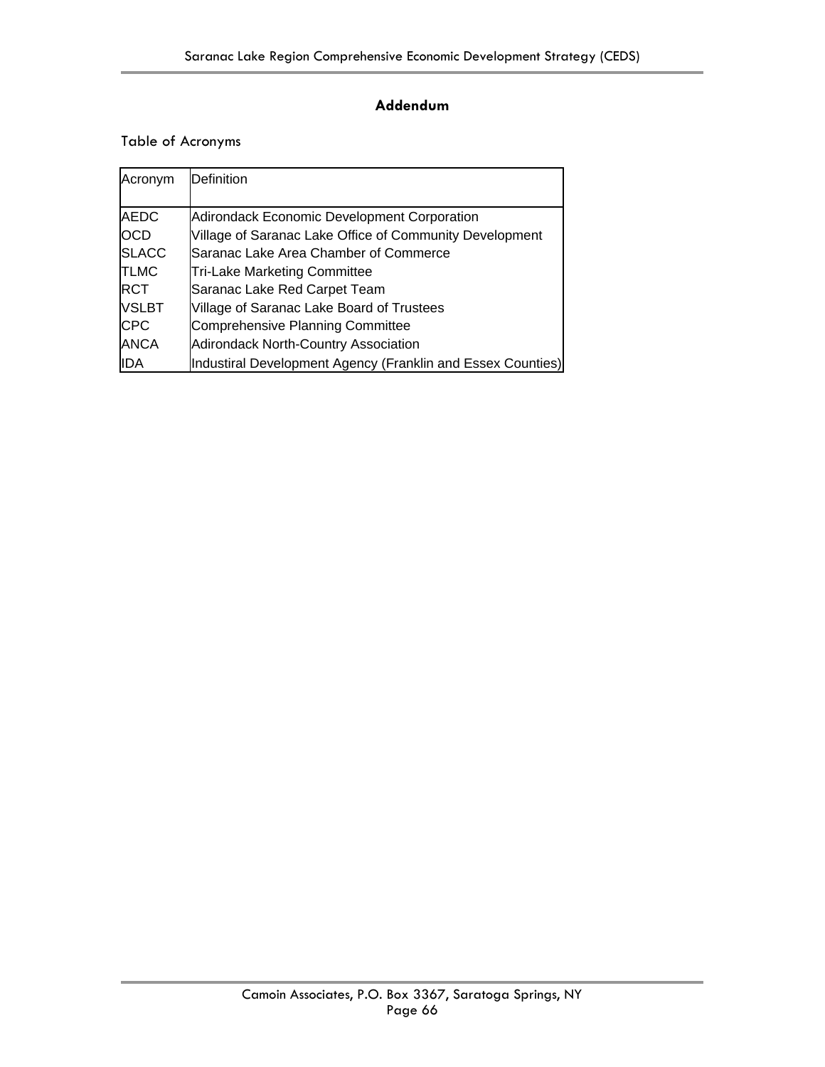## Addendum

Table of Acronyms

| Acronym | Definition |
|---|---|
| AEDC | Adirondack Economic Development Corporation |
| OCD | Village of Saranac Lake Office of Community Development |
| SLACC | Saranac Lake Area Chamber of Commerce |
| TLMC | Tri-Lake Marketing Committee |
| RCT | Saranac Lake Red Carpet Team |
| VSLBT | Village of Saranac Lake Board of Trustees |
| CPC | Comprehensive Planning Committee |
| ANCA | Adirondack North-Country Association |
| IDA | Industiral Development Agency (Franklin and Essex Counties) |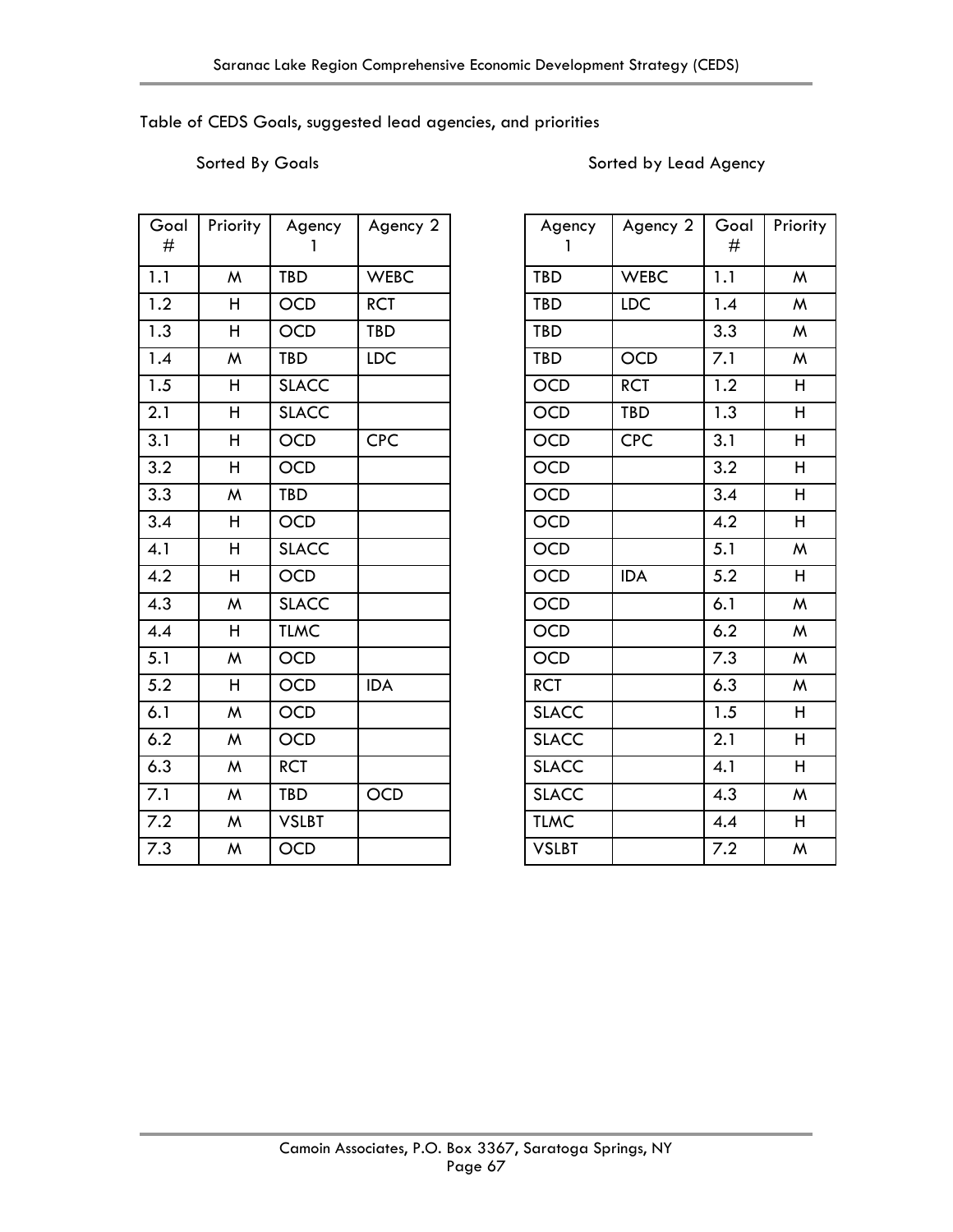Table of CEDS Goals, suggested lead agencies, and priorities

Sorted By Goals

| Goal # | Priority | Agency 1 | Agency 2 |
|---|---|---|---|
| 1.1 | M | TBD | WEBC |
| 1.2 | H | OCD | RCT |
| 1.3 | H | OCD | TBD |
| 1.4 | M | TBD | LDC |
| 1.5 | H | SLACC | |
| 2.1 | H | SLACC | |
| 3.1 | H | OCD | CPC |
| 3.2 | H | OCD | |
| 3.3 | M | TBD | |
| 3.4 | H | OCD | |
| 4.1 | H | SLACC | |
| 4.2 | H | OCD | |
| 4.3 | M | SLACC | |
| 4.4 | H | TLMC | |
| 5.1 | M | OCD | |
| 5.2 | H | OCD | IDA |
| 6.1 | M | OCD | |
| 6.2 | M | OCD | |
| 6.3 | M | RCT | |
| 7.1 | M | TBD | OCD |
| 7.2 | M | VSLBT | |
| 7.3 | M | OCD | |

Sorted by Lead Agency

| Agency 1 | Agency 2 | Goal # | Priority |
|---|---|---|---|
| TBD | WEBC | 1.1 | M |
| TBD | LDC | 1.4 | M |
| TBD | | 3.3 | M |
| TBD | OCD | 7.1 | M |
| OCD | RCT | 1.2 | H |
| OCD | TBD | 1.3 | H |
| OCD | CPC | 3.1 | H |
| OCD | | 3.2 | H |
| OCD | | 3.4 | H |
| OCD | | 4.2 | H |
| OCD | | 5.1 | M |
| OCD | IDA | 5.2 | H |
| OCD | | 6.1 | M |
| OCD | | 6.2 | M |
| OCD | | 7.3 | M |
| RCT | | 6.3 | M |
| SLACC | | 1.5 | H |
| SLACC | | 2.1 | H |
| SLACC | | 4.1 | H |
| SLACC | | 4.3 | M |
| TLMC | | 4.4 | H |
| VSLBT | | 7.2 | M |